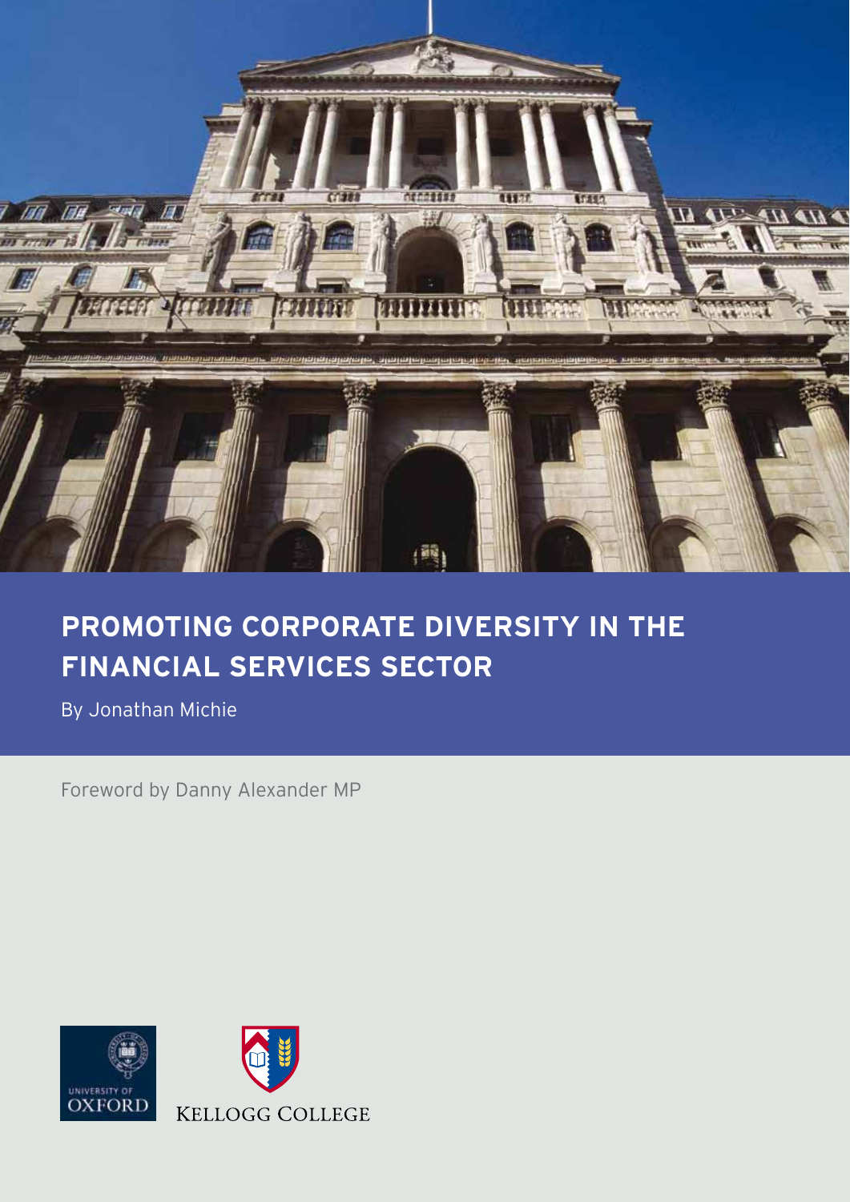# PROMOTING CORPORATE DIVERSITY IN THE FINANCIAL SERVICES SECTOR

By Jonathan Michie

Foreword by Danny Alexander MP

UNIVERSITY OF OXFORD

KELLOGG COLLEGE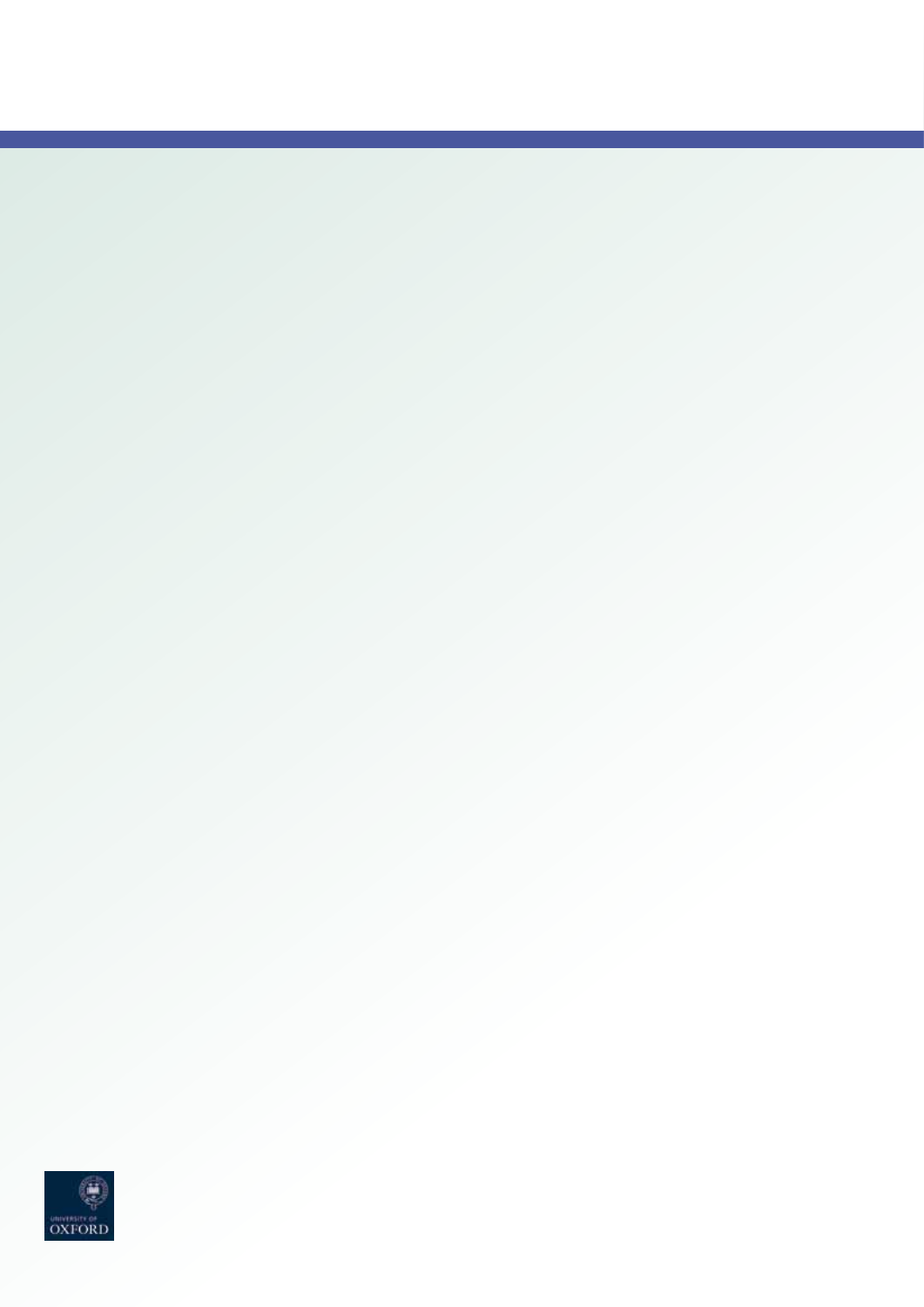UNIVERSITY OF

OXFORD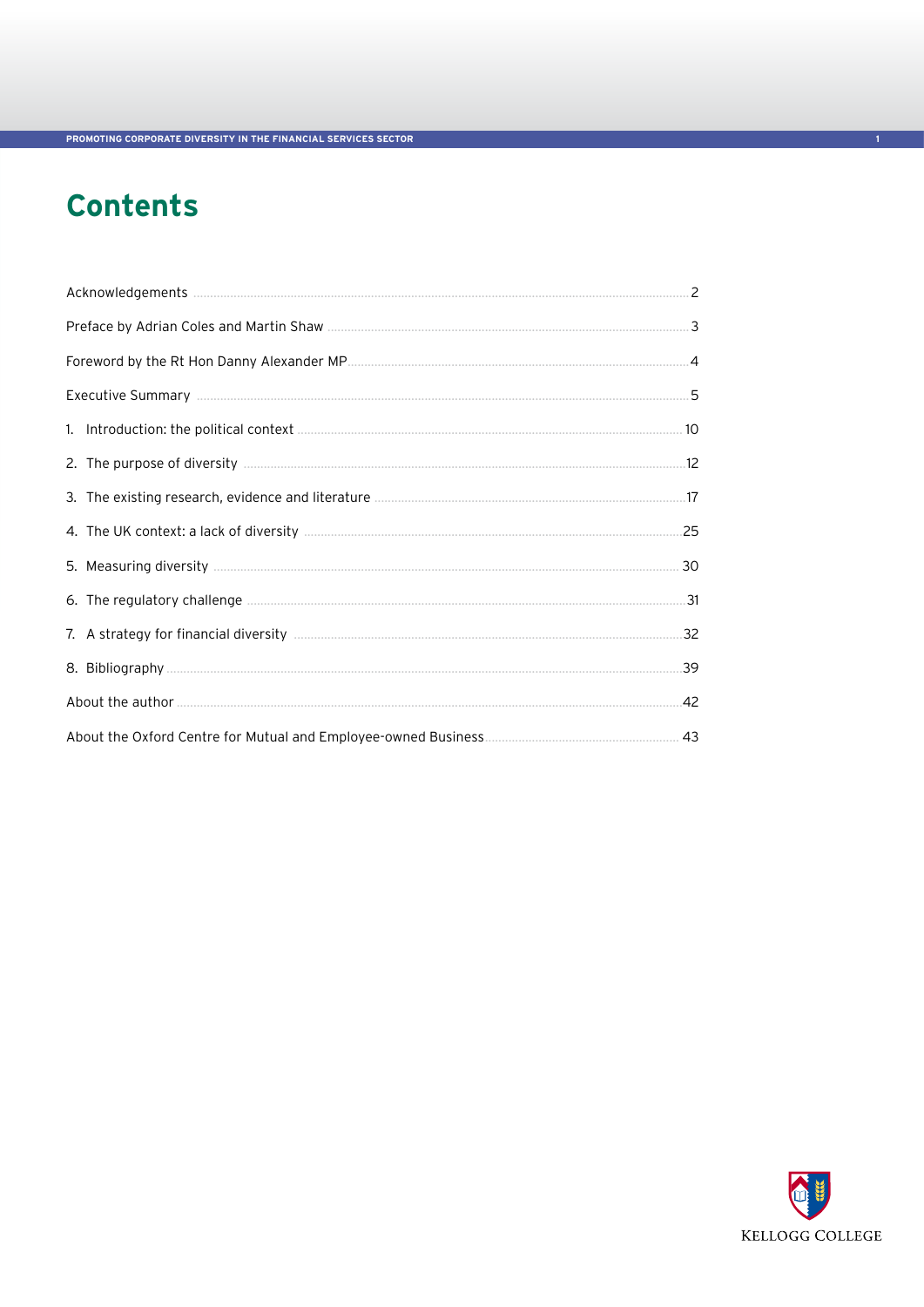# Contents

| | |
|---|---|
| Acknowledgements | 2 |
| Preface by Adrian Coles and Martin Shaw | 3 |
| Foreword by the Rt Hon Danny Alexander MP | 4 |
| Executive Summary | 5 |
| 1. Introduction: the political context | 10 |
| 2. The purpose of diversity | 12 |
| 3. The existing research, evidence and literature | 17 |
| 4. The UK context: a lack of diversity | 25 |
| 5. Measuring diversity | 30 |
| 6. The regulatory challenge | 31 |
| 7. A strategy for financial diversity | 32 |
| 8. Bibliography | 39 |
| About the author | 42 |
| About the Oxford Centre for Mutual and Employee-owned Business | 43 |

KELLOGG COLLEGE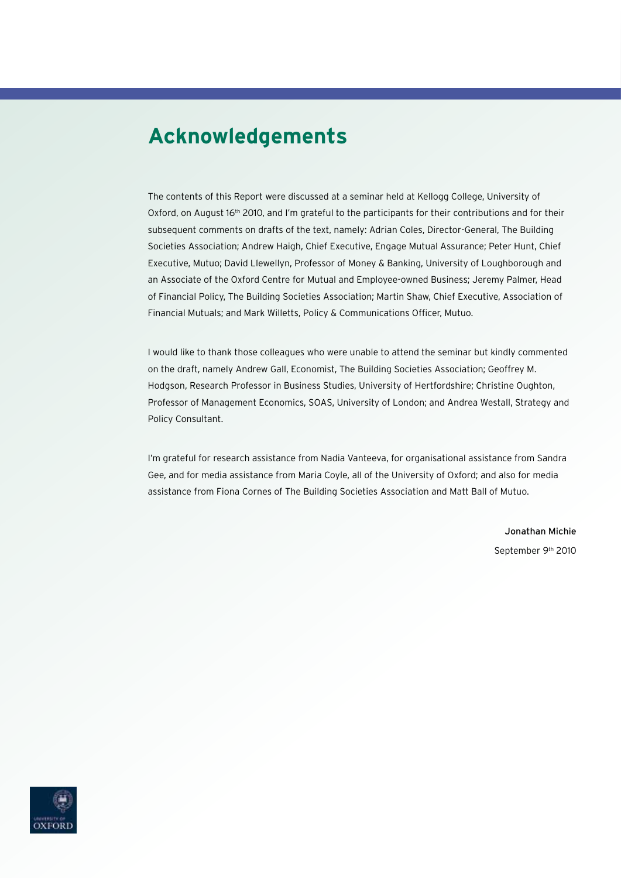# Acknowledgements

The contents of this Report were discussed at a seminar held at Kellogg College, University of Oxford, on August 16th 2010, and I'm grateful to the participants for their contributions and for their subsequent comments on drafts of the text, namely: Adrian Coles, Director-General, The Building Societies Association; Andrew Haigh, Chief Executive, Engage Mutual Assurance; Peter Hunt, Chief Executive, Mutuo; David Llewellyn, Professor of Money & Banking, University of Loughborough and an Associate of the Oxford Centre for Mutual and Employee-owned Business; Jeremy Palmer, Head of Financial Policy, The Building Societies Association; Martin Shaw, Chief Executive, Association of Financial Mutuals; and Mark Willetts, Policy & Communications Officer, Mutuo.

I would like to thank those colleagues who were unable to attend the seminar but kindly commented on the draft, namely Andrew Gall, Economist, The Building Societies Association; Geoffrey M. Hodgson, Research Professor in Business Studies, University of Hertfordshire; Christine Oughton, Professor of Management Economics, SOAS, University of London; and Andrea Westall, Strategy and Policy Consultant.

I'm grateful for research assistance from Nadia Vanteeva, for organisational assistance from Sandra Gee, and for media assistance from Maria Coyle, all of the University of Oxford; and also for media assistance from Fiona Cornes of The Building Societies Association and Matt Ball of Mutuo.

Jonathan Michie

September 9th 2010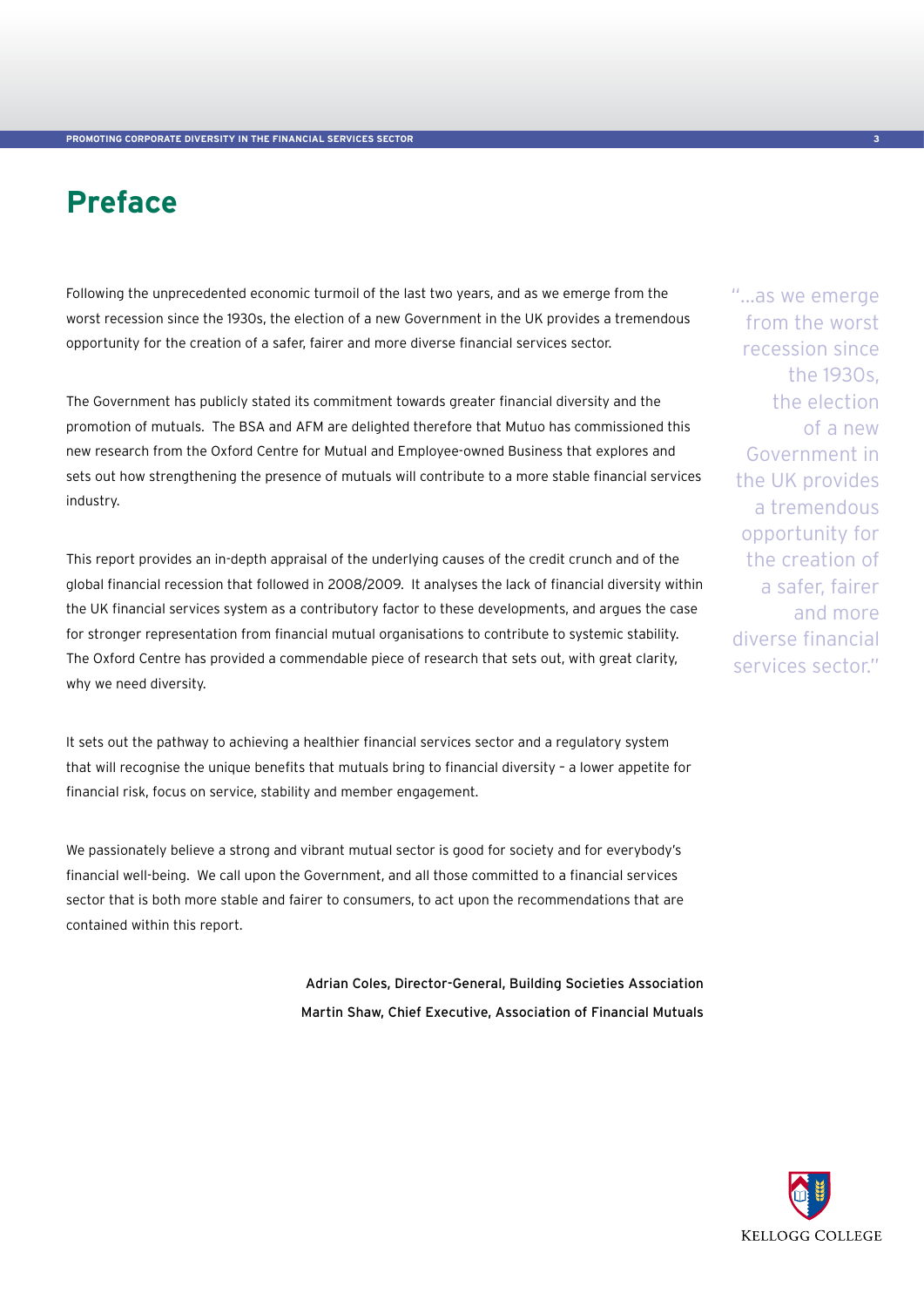# Preface

Following the unprecedented economic turmoil of the last two years, and as we emerge from the worst recession since the 1930s, the election of a new Government in the UK provides a tremendous opportunity for the creation of a safer, fairer and more diverse financial services sector.

"...as we emerge from the worst recession since the 1930s, the election of a new Government in the UK provides a tremendous opportunity for the creation of a safer, fairer and more diverse financial services sector."

The Government has publicly stated its commitment towards greater financial diversity and the promotion of mutuals. The BSA and AFM are delighted therefore that Mutuo has commissioned this new research from the Oxford Centre for Mutual and Employee-owned Business that explores and sets out how strengthening the presence of mutuals will contribute to a more stable financial services industry.

This report provides an in-depth appraisal of the underlying causes of the credit crunch and of the global financial recession that followed in 2008/2009. It analyses the lack of financial diversity within the UK financial services system as a contributory factor to these developments, and argues the case for stronger representation from financial mutual organisations to contribute to systemic stability. The Oxford Centre has provided a commendable piece of research that sets out, with great clarity, why we need diversity.

It sets out the pathway to achieving a healthier financial services sector and a regulatory system that will recognise the unique benefits that mutuals bring to financial diversity – a lower appetite for financial risk, focus on service, stability and member engagement.

We passionately believe a strong and vibrant mutual sector is good for society and for everybody's financial well-being. We call upon the Government, and all those committed to a financial services sector that is both more stable and fairer to consumers, to act upon the recommendations that are contained within this report.

Adrian Coles, Director-General, Building Societies Association
Martin Shaw, Chief Executive, Association of Financial Mutuals

KELLOGG COLLEGE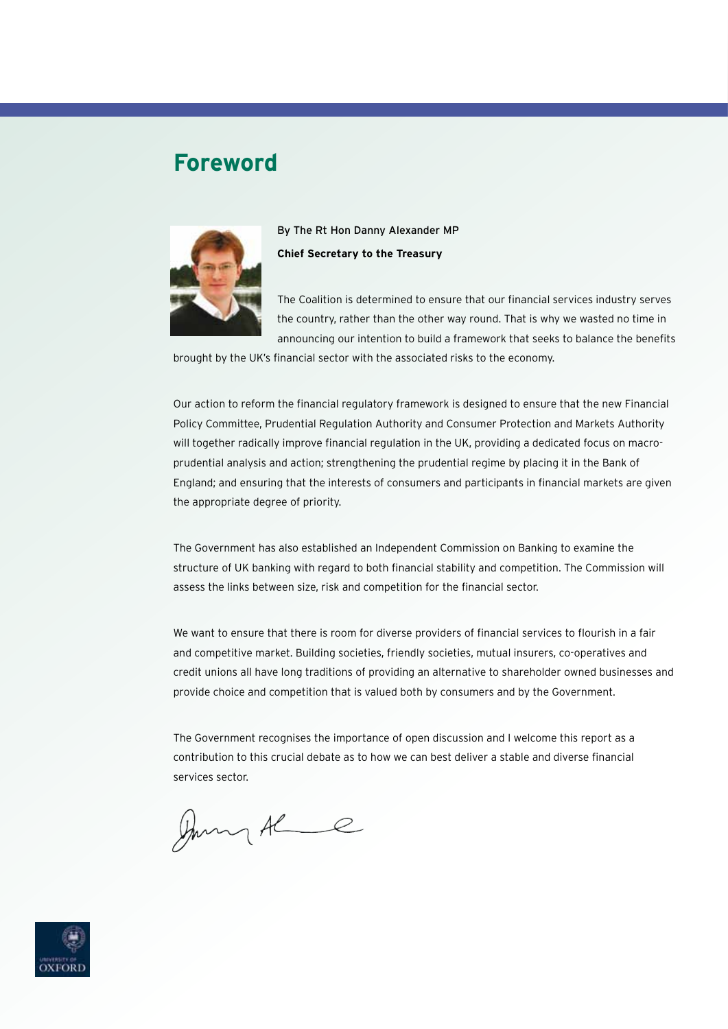# Foreword

By The Rt Hon Danny Alexander MP

**Chief Secretary to the Treasury**

The Coalition is determined to ensure that our financial services industry serves the country, rather than the other way round. That is why we wasted no time in announcing our intention to build a framework that seeks to balance the benefits brought by the UK's financial sector with the associated risks to the economy.

Our action to reform the financial regulatory framework is designed to ensure that the new Financial Policy Committee, Prudential Regulation Authority and Consumer Protection and Markets Authority will together radically improve financial regulation in the UK, providing a dedicated focus on macro-prudential analysis and action; strengthening the prudential regime by placing it in the Bank of England; and ensuring that the interests of consumers and participants in financial markets are given the appropriate degree of priority.

The Government has also established an Independent Commission on Banking to examine the structure of UK banking with regard to both financial stability and competition. The Commission will assess the links between size, risk and competition for the financial sector.

We want to ensure that there is room for diverse providers of financial services to flourish in a fair and competitive market. Building societies, friendly societies, mutual insurers, co-operatives and credit unions all have long traditions of providing an alternative to shareholder owned businesses and provide choice and competition that is valued both by consumers and by the Government.

The Government recognises the importance of open discussion and I welcome this report as a contribution to this crucial debate as to how we can best deliver a stable and diverse financial services sector.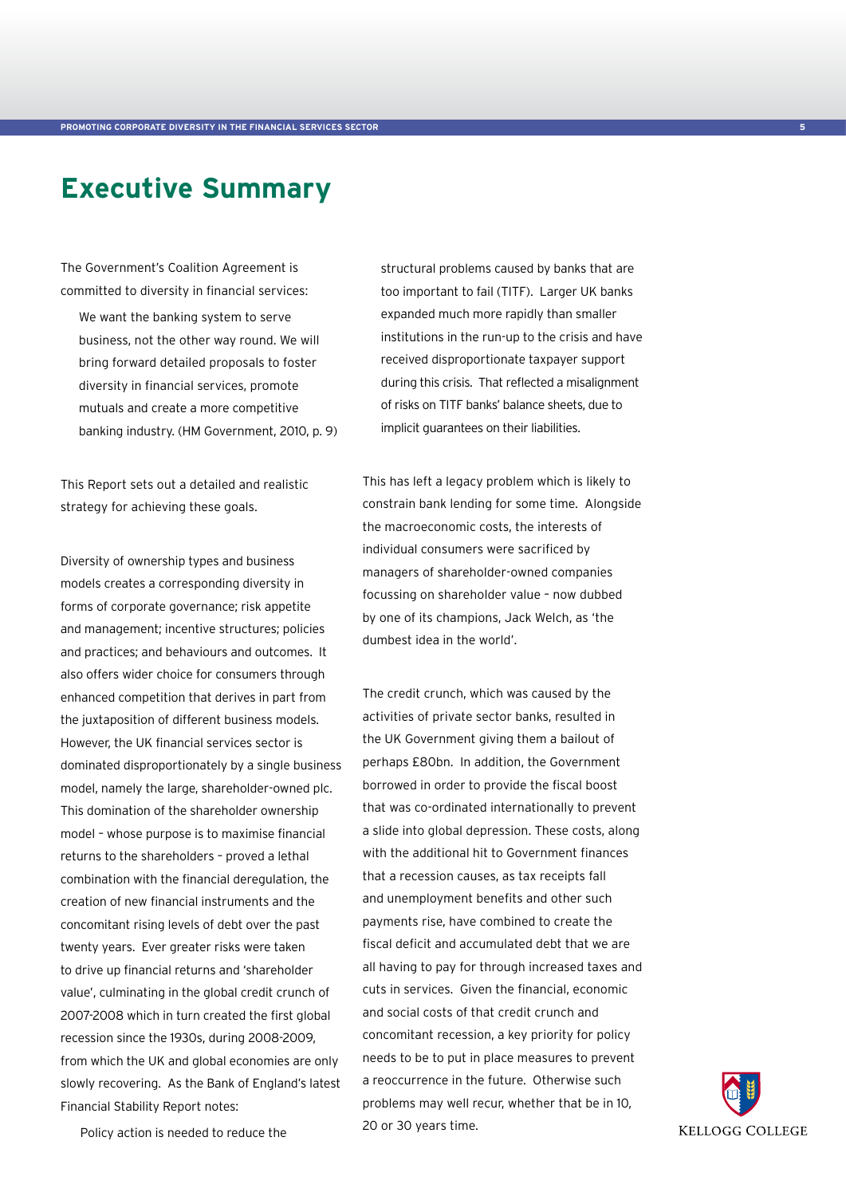# Executive Summary

The Government's Coalition Agreement is committed to diversity in financial services:

> We want the banking system to serve business, not the other way round. We will bring forward detailed proposals to foster diversity in financial services, promote mutuals and create a more competitive banking industry. (HM Government, 2010, p. 9)

This Report sets out a detailed and realistic strategy for achieving these goals.

Diversity of ownership types and business models creates a corresponding diversity in forms of corporate governance; risk appetite and management; incentive structures; policies and practices; and behaviours and outcomes. It also offers wider choice for consumers through enhanced competition that derives in part from the juxtaposition of different business models. However, the UK financial services sector is dominated disproportionately by a single business model, namely the large, shareholder-owned plc. This domination of the shareholder ownership model – whose purpose is to maximise financial returns to the shareholders – proved a lethal combination with the financial deregulation, the creation of new financial instruments and the concomitant rising levels of debt over the past twenty years. Ever greater risks were taken to drive up financial returns and 'shareholder value', culminating in the global credit crunch of 2007-2008 which in turn created the first global recession since the 1930s, during 2008-2009, from which the UK and global economies are only slowly recovering. As the Bank of England's latest Financial Stability Report notes:

> Policy action is needed to reduce the structural problems caused by banks that are too important to fail (TITF). Larger UK banks expanded much more rapidly than smaller institutions in the run-up to the crisis and have received disproportionate taxpayer support during this crisis. That reflected a misalignment of risks on TITF banks' balance sheets, due to implicit guarantees on their liabilities.

This has left a legacy problem which is likely to constrain bank lending for some time. Alongside the macroeconomic costs, the interests of individual consumers were sacrificed by managers of shareholder-owned companies focussing on shareholder value – now dubbed by one of its champions, Jack Welch, as 'the dumbest idea in the world'.

The credit crunch, which was caused by the activities of private sector banks, resulted in the UK Government giving them a bailout of perhaps £80bn. In addition, the Government borrowed in order to provide the fiscal boost that was co-ordinated internationally to prevent a slide into global depression. These costs, along with the additional hit to Government finances that a recession causes, as tax receipts fall and unemployment benefits and other such payments rise, have combined to create the fiscal deficit and accumulated debt that we are all having to pay for through increased taxes and cuts in services. Given the financial, economic and social costs of that credit crunch and concomitant recession, a key priority for policy needs to be to put in place measures to prevent a reoccurrence in the future. Otherwise such problems may well recur, whether that be in 10, 20 or 30 years time.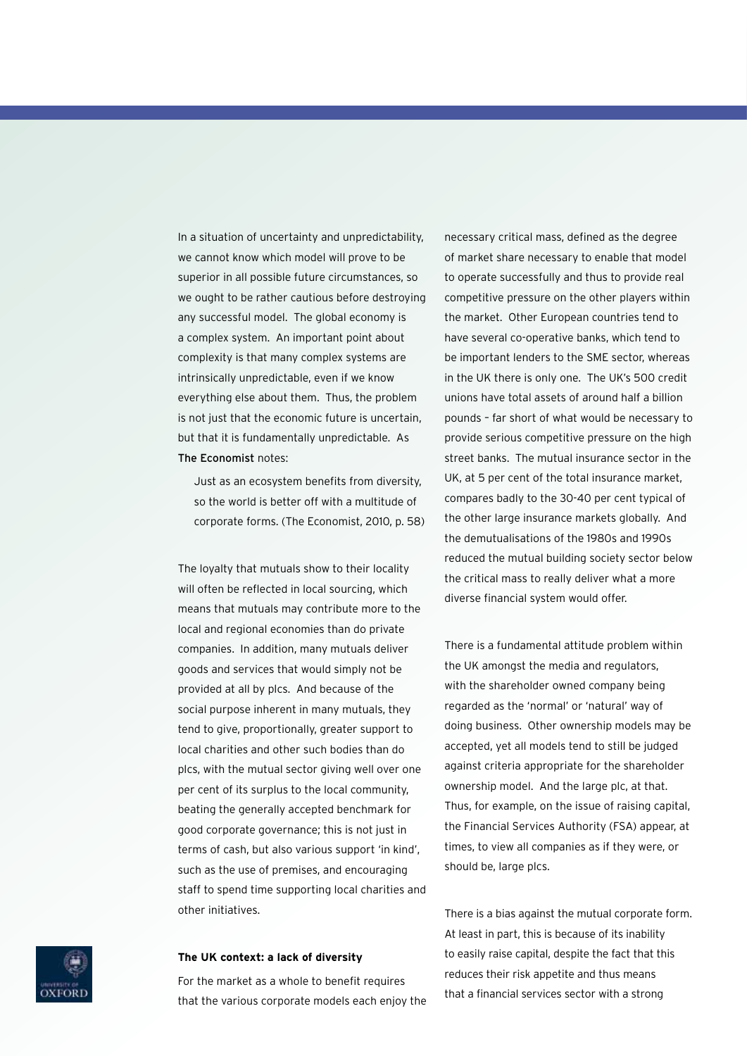In a situation of uncertainty and unpredictability, we cannot know which model will prove to be superior in all possible future circumstances, so we ought to be rather cautious before destroying any successful model. The global economy is a complex system. An important point about complexity is that many complex systems are intrinsically unpredictable, even if we know everything else about them. Thus, the problem is not just that the economic future is uncertain, but that it is fundamentally unpredictable. As **The Economist** notes:

> Just as an ecosystem benefits from diversity, so the world is better off with a multitude of corporate forms. (The Economist, 2010, p. 58)

The loyalty that mutuals show to their locality will often be reflected in local sourcing, which means that mutuals may contribute more to the local and regional economies than do private companies. In addition, many mutuals deliver goods and services that would simply not be provided at all by plcs. And because of the social purpose inherent in many mutuals, they tend to give, proportionally, greater support to local charities and other such bodies than do plcs, with the mutual sector giving well over one per cent of its surplus to the local community, beating the generally accepted benchmark for good corporate governance; this is not just in terms of cash, but also various support 'in kind', such as the use of premises, and encouraging staff to spend time supporting local charities and other initiatives.

**The UK context: a lack of diversity**

For the market as a whole to benefit requires that the various corporate models each enjoy the necessary critical mass, defined as the degree of market share necessary to enable that model to operate successfully and thus to provide real competitive pressure on the other players within the market. Other European countries tend to have several co-operative banks, which tend to be important lenders to the SME sector, whereas in the UK there is only one. The UK's 500 credit unions have total assets of around half a billion pounds – far short of what would be necessary to provide serious competitive pressure on the high street banks. The mutual insurance sector in the UK, at 5 per cent of the total insurance market, compares badly to the 30-40 per cent typical of the other large insurance markets globally. And the demutualisations of the 1980s and 1990s reduced the mutual building society sector below the critical mass to really deliver what a more diverse financial system would offer.

There is a fundamental attitude problem within the UK amongst the media and regulators, with the shareholder owned company being regarded as the 'normal' or 'natural' way of doing business. Other ownership models may be accepted, yet all models tend to still be judged against criteria appropriate for the shareholder ownership model. And the large plc, at that. Thus, for example, on the issue of raising capital, the Financial Services Authority (FSA) appear, at times, to view all companies as if they were, or should be, large plcs.

There is a bias against the mutual corporate form. At least in part, this is because of its inability to easily raise capital, despite the fact that this reduces their risk appetite and thus means that a financial services sector with a strong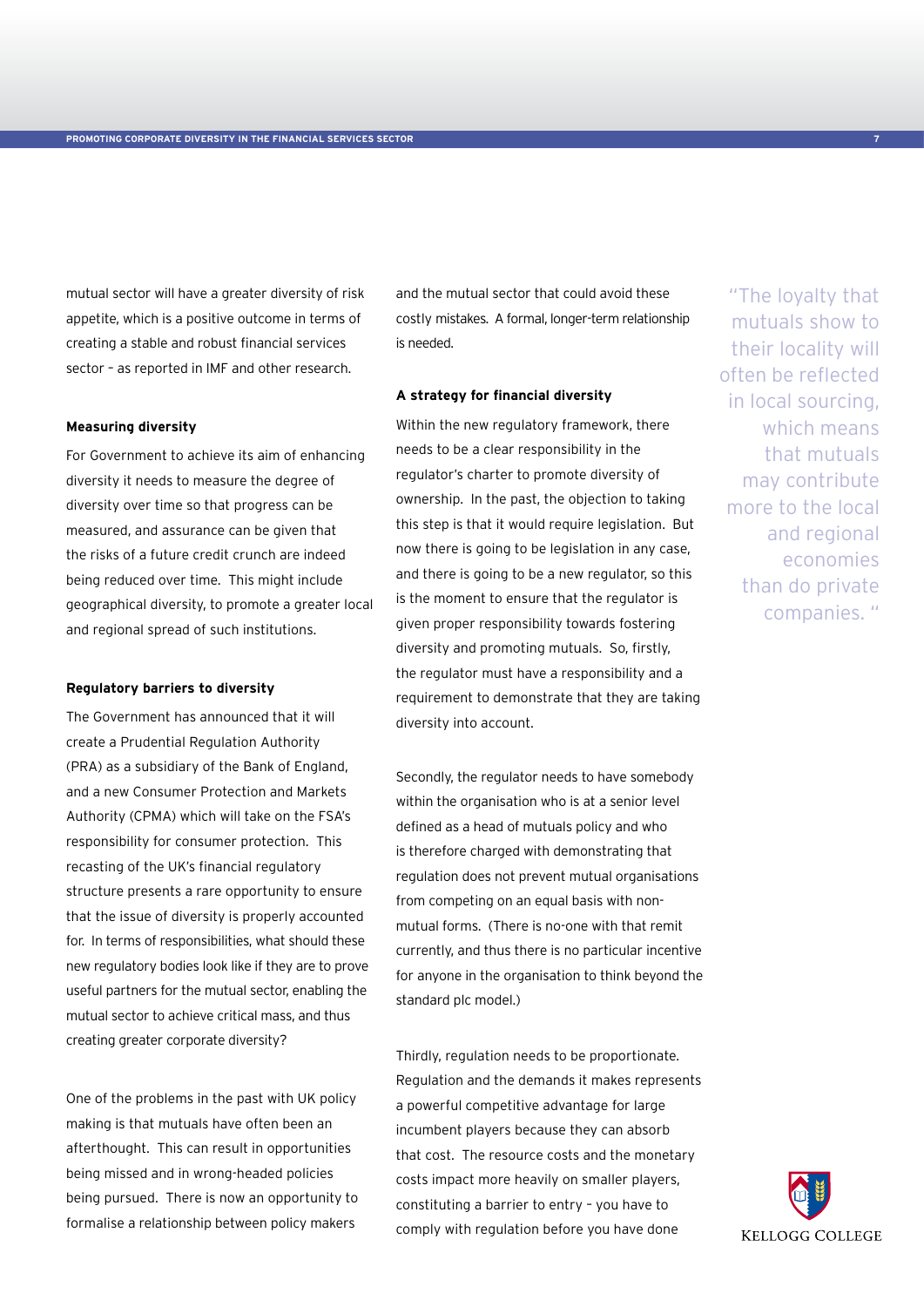mutual sector will have a greater diversity of risk appetite, which is a positive outcome in terms of creating a stable and robust financial services sector – as reported in IMF and other research.

**Measuring diversity**

For Government to achieve its aim of enhancing diversity it needs to measure the degree of diversity over time so that progress can be measured, and assurance can be given that the risks of a future credit crunch are indeed being reduced over time. This might include geographical diversity, to promote a greater local and regional spread of such institutions.

**Regulatory barriers to diversity**

The Government has announced that it will create a Prudential Regulation Authority (PRA) as a subsidiary of the Bank of England, and a new Consumer Protection and Markets Authority (CPMA) which will take on the FSA's responsibility for consumer protection. This recasting of the UK's financial regulatory structure presents a rare opportunity to ensure that the issue of diversity is properly accounted for. In terms of responsibilities, what should these new regulatory bodies look like if they are to prove useful partners for the mutual sector, enabling the mutual sector to achieve critical mass, and thus creating greater corporate diversity?

One of the problems in the past with UK policy making is that mutuals have often been an afterthought. This can result in opportunities being missed and in wrong-headed policies being pursued. There is now an opportunity to formalise a relationship between policy makers and the mutual sector that could avoid these costly mistakes. A formal, longer-term relationship is needed.

**A strategy for financial diversity**

Within the new regulatory framework, there needs to be a clear responsibility in the regulator's charter to promote diversity of ownership. In the past, the objection to taking this step is that it would require legislation. But now there is going to be legislation in any case, and there is going to be a new regulator, so this is the moment to ensure that the regulator is given proper responsibility towards fostering diversity and promoting mutuals. So, firstly, the regulator must have a responsibility and a requirement to demonstrate that they are taking diversity into account.

Secondly, the regulator needs to have somebody within the organisation who is at a senior level defined as a head of mutuals policy and who is therefore charged with demonstrating that regulation does not prevent mutual organisations from competing on an equal basis with non-mutual forms. (There is no-one with that remit currently, and thus there is no particular incentive for anyone in the organisation to think beyond the standard plc model.)

Thirdly, regulation needs to be proportionate. Regulation and the demands it makes represents a powerful competitive advantage for large incumbent players because they can absorb that cost. The resource costs and the monetary costs impact more heavily on smaller players, constituting a barrier to entry – you have to comply with regulation before you have done

"The loyalty that mutuals show to their locality will often be reflected in local sourcing, which means that mutuals may contribute more to the local and regional economies than do private companies."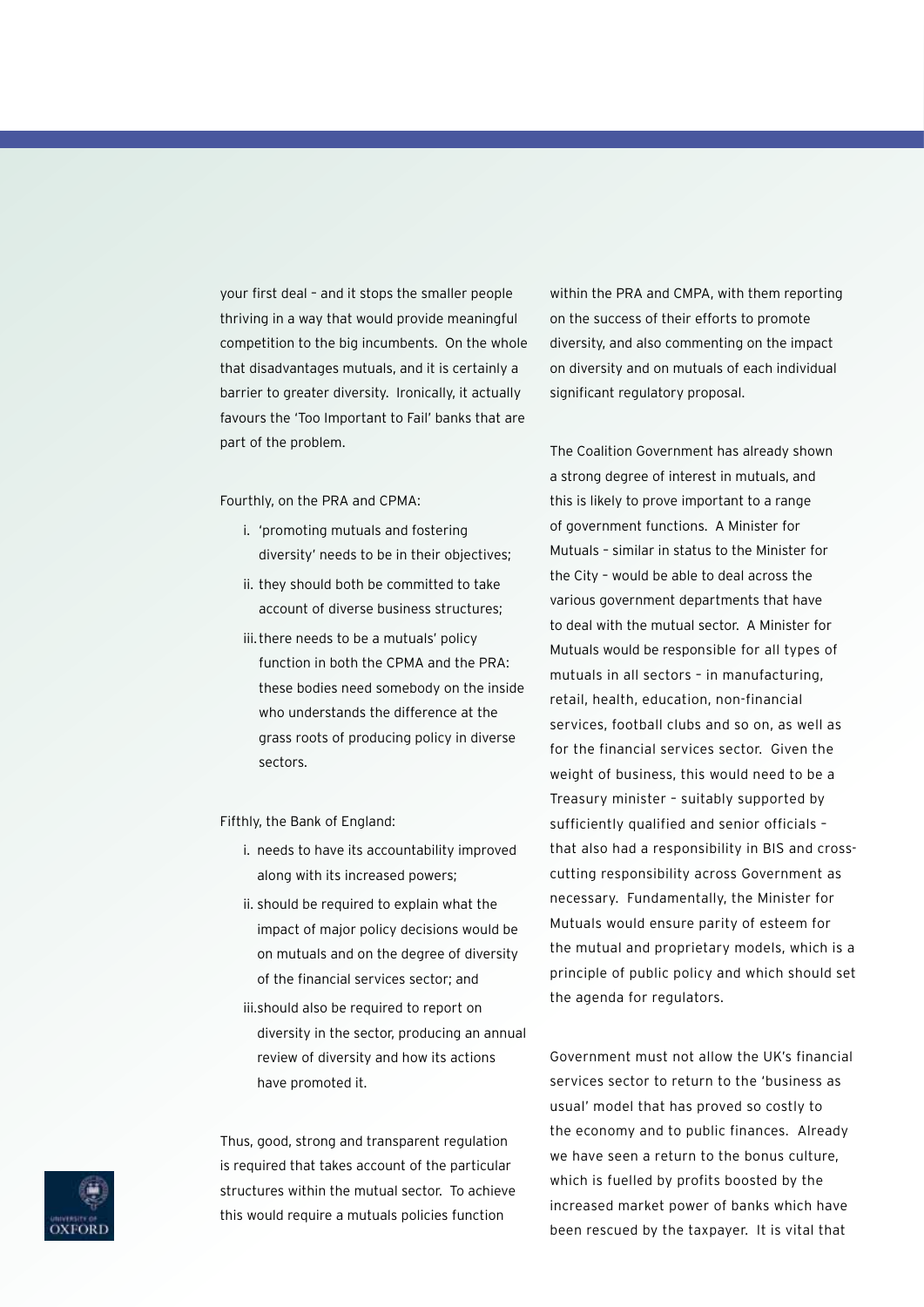your first deal – and it stops the smaller people thriving in a way that would provide meaningful competition to the big incumbents. On the whole that disadvantages mutuals, and it is certainly a barrier to greater diversity. Ironically, it actually favours the 'Too Important to Fail' banks that are part of the problem.

Fourthly, on the PRA and CPMA:

i. 'promoting mutuals and fostering diversity' needs to be in their objectives;
ii. they should both be committed to take account of diverse business structures;
iii. there needs to be a mutuals' policy function in both the CPMA and the PRA: these bodies need somebody on the inside who understands the difference at the grass roots of producing policy in diverse sectors.

Fifthly, the Bank of England:

i. needs to have its accountability improved along with its increased powers;
ii. should be required to explain what the impact of major policy decisions would be on mutuals and on the degree of diversity of the financial services sector; and
iii. should also be required to report on diversity in the sector, producing an annual review of diversity and how its actions have promoted it.

Thus, good, strong and transparent regulation is required that takes account of the particular structures within the mutual sector. To achieve this would require a mutuals policies function within the PRA and CMPA, with them reporting on the success of their efforts to promote diversity, and also commenting on the impact on diversity and on mutuals of each individual significant regulatory proposal.

The Coalition Government has already shown a strong degree of interest in mutuals, and this is likely to prove important to a range of government functions. A Minister for Mutuals – similar in status to the Minister for the City – would be able to deal across the various government departments that have to deal with the mutual sector. A Minister for Mutuals would be responsible for all types of mutuals in all sectors – in manufacturing, retail, health, education, non-financial services, football clubs and so on, as well as for the financial services sector. Given the weight of business, this would need to be a Treasury minister – suitably supported by sufficiently qualified and senior officials – that also had a responsibility in BIS and cross-cutting responsibility across Government as necessary. Fundamentally, the Minister for Mutuals would ensure parity of esteem for the mutual and proprietary models, which is a principle of public policy and which should set the agenda for regulators.

Government must not allow the UK's financial services sector to return to the 'business as usual' model that has proved so costly to the economy and to public finances. Already we have seen a return to the bonus culture, which is fuelled by profits boosted by the increased market power of banks which have been rescued by the taxpayer. It is vital that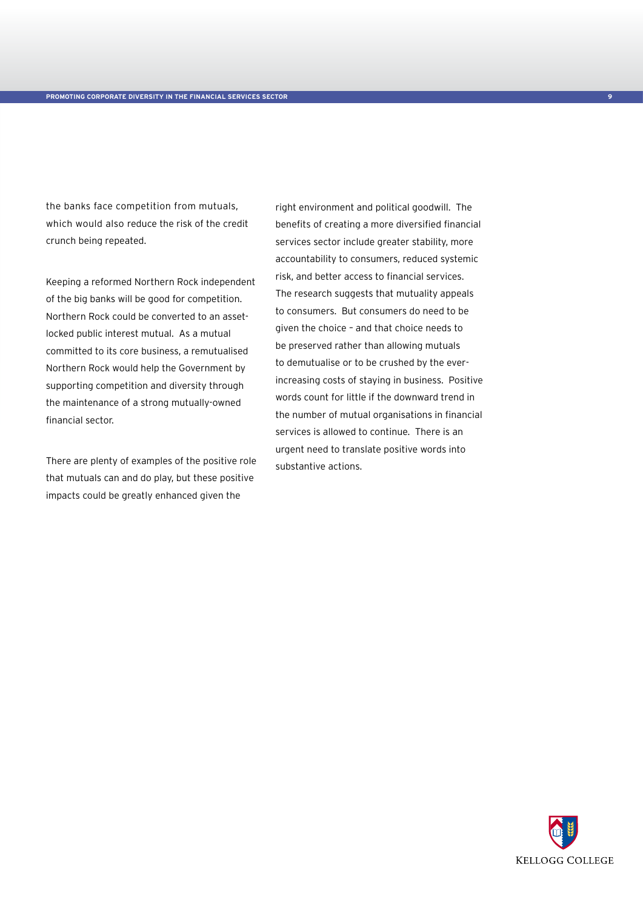the banks face competition from mutuals, which would also reduce the risk of the credit crunch being repeated.

Keeping a reformed Northern Rock independent of the big banks will be good for competition. Northern Rock could be converted to an asset-locked public interest mutual. As a mutual committed to its core business, a remutualised Northern Rock would help the Government by supporting competition and diversity through the maintenance of a strong mutually-owned financial sector.

There are plenty of examples of the positive role that mutuals can and do play, but these positive impacts could be greatly enhanced given the right environment and political goodwill. The benefits of creating a more diversified financial services sector include greater stability, more accountability to consumers, reduced systemic risk, and better access to financial services. The research suggests that mutuality appeals to consumers. But consumers do need to be given the choice – and that choice needs to be preserved rather than allowing mutuals to demutualise or to be crushed by the ever-increasing costs of staying in business. Positive words count for little if the downward trend in the number of mutual organisations in financial services is allowed to continue. There is an urgent need to translate positive words into substantive actions.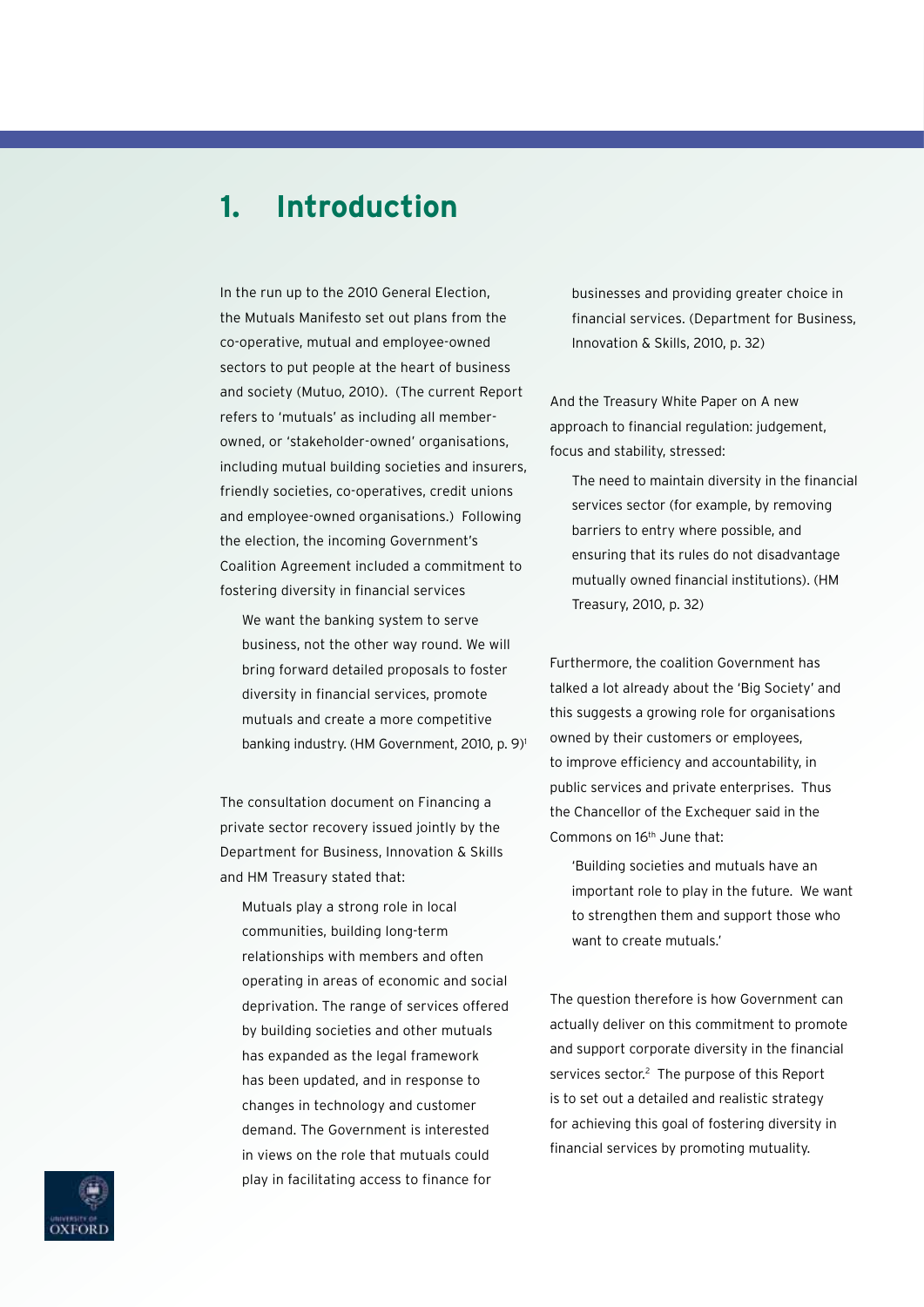# 1. Introduction

In the run up to the 2010 General Election, the Mutuals Manifesto set out plans from the co-operative, mutual and employee-owned sectors to put people at the heart of business and society (Mutuo, 2010). (The current Report refers to 'mutuals' as including all member-owned, or 'stakeholder-owned' organisations, including mutual building societies and insurers, friendly societies, co-operatives, credit unions and employee-owned organisations.) Following the election, the incoming Government's Coalition Agreement included a commitment to fostering diversity in financial services

> We want the banking system to serve business, not the other way round. We will bring forward detailed proposals to foster diversity in financial services, promote mutuals and create a more competitive banking industry. (HM Government, 2010, p. 9)[1]

The consultation document on Financing a private sector recovery issued jointly by the Department for Business, Innovation & Skills and HM Treasury stated that:

> Mutuals play a strong role in local communities, building long-term relationships with members and often operating in areas of economic and social deprivation. The range of services offered by building societies and other mutuals has expanded as the legal framework has been updated, and in response to changes in technology and customer demand. The Government is interested in views on the role that mutuals could play in facilitating access to finance for businesses and providing greater choice in financial services. (Department for Business, Innovation & Skills, 2010, p. 32)

And the Treasury White Paper on A new approach to financial regulation: judgement, focus and stability, stressed:

> The need to maintain diversity in the financial services sector (for example, by removing barriers to entry where possible, and ensuring that its rules do not disadvantage mutually owned financial institutions). (HM Treasury, 2010, p. 32)

Furthermore, the coalition Government has talked a lot already about the 'Big Society' and this suggests a growing role for organisations owned by their customers or employees, to improve efficiency and accountability, in public services and private enterprises. Thus the Chancellor of the Exchequer said in the Commons on 16th June that:

> 'Building societies and mutuals have an important role to play in the future. We want to strengthen them and support those who want to create mutuals.'

The question therefore is how Government can actually deliver on this commitment to promote and support corporate diversity in the financial services sector.[2] The purpose of this Report is to set out a detailed and realistic strategy for achieving this goal of fostering diversity in financial services by promoting mutuality.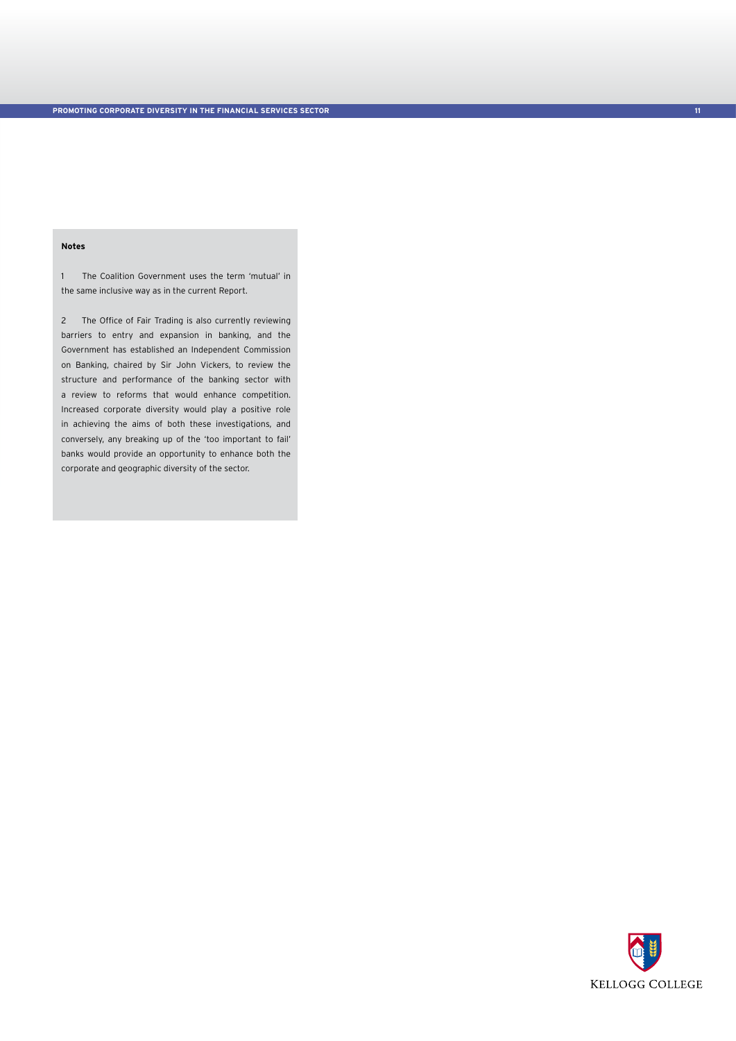**Notes**

1 The Coalition Government uses the term 'mutual' in the same inclusive way as in the current Report.

2 The Office of Fair Trading is also currently reviewing barriers to entry and expansion in banking, and the Government has established an Independent Commission on Banking, chaired by Sir John Vickers, to review the structure and performance of the banking sector with a review to reforms that would enhance competition. Increased corporate diversity would play a positive role in achieving the aims of both these investigations, and conversely, any breaking up of the 'too important to fail' banks would provide an opportunity to enhance both the corporate and geographic diversity of the sector.

KELLOGG COLLEGE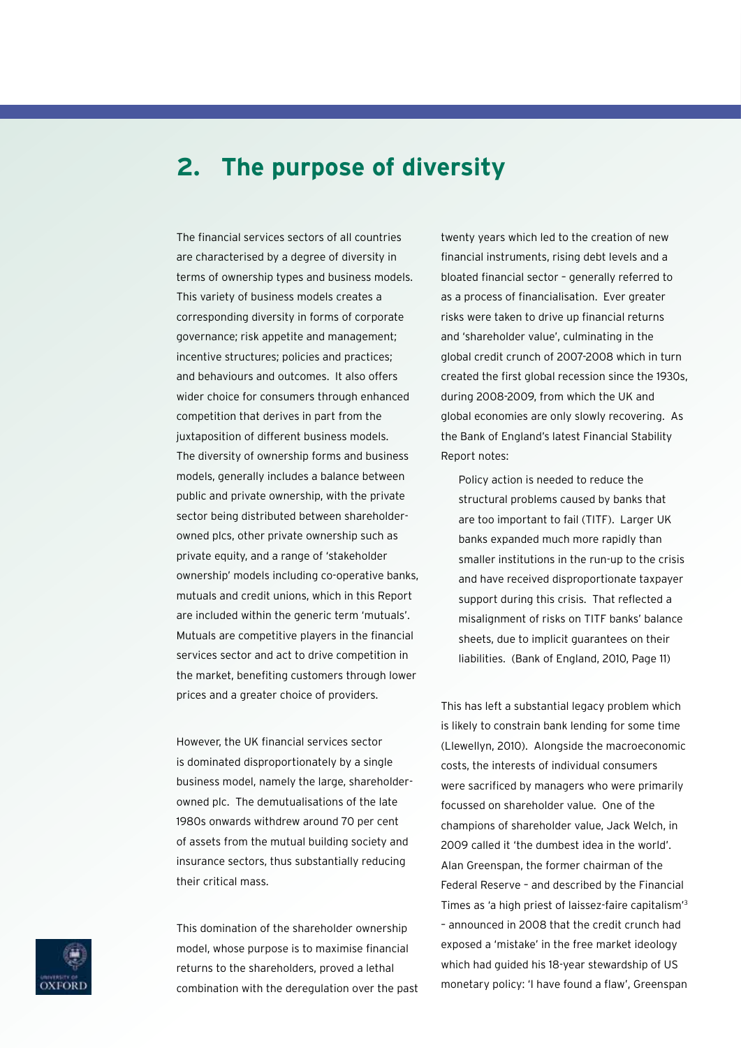## 2. The purpose of diversity

The financial services sectors of all countries are characterised by a degree of diversity in terms of ownership types and business models. This variety of business models creates a corresponding diversity in forms of corporate governance; risk appetite and management; incentive structures; policies and practices; and behaviours and outcomes. It also offers wider choice for consumers through enhanced competition that derives in part from the juxtaposition of different business models. The diversity of ownership forms and business models, generally includes a balance between public and private ownership, with the private sector being distributed between shareholder-owned plcs, other private ownership such as private equity, and a range of 'stakeholder ownership' models including co-operative banks, mutuals and credit unions, which in this Report are included within the generic term 'mutuals'. Mutuals are competitive players in the financial services sector and act to drive competition in the market, benefiting customers through lower prices and a greater choice of providers.

However, the UK financial services sector is dominated disproportionately by a single business model, namely the large, shareholder-owned plc. The demutualisations of the late 1980s onwards withdrew around 70 per cent of assets from the mutual building society and insurance sectors, thus substantially reducing their critical mass.

This domination of the shareholder ownership model, whose purpose is to maximise financial returns to the shareholders, proved a lethal combination with the deregulation over the past twenty years which led to the creation of new financial instruments, rising debt levels and a bloated financial sector – generally referred to as a process of financialisation. Ever greater risks were taken to drive up financial returns and 'shareholder value', culminating in the global credit crunch of 2007-2008 which in turn created the first global recession since the 1930s, during 2008-2009, from which the UK and global economies are only slowly recovering. As the Bank of England's latest Financial Stability Report notes:

> Policy action is needed to reduce the structural problems caused by banks that are too important to fail (TITF). Larger UK banks expanded much more rapidly than smaller institutions in the run-up to the crisis and have received disproportionate taxpayer support during this crisis. That reflected a misalignment of risks on TITF banks' balance sheets, due to implicit guarantees on their liabilities. (Bank of England, 2010, Page 11)

This has left a substantial legacy problem which is likely to constrain bank lending for some time (Llewellyn, 2010). Alongside the macroeconomic costs, the interests of individual consumers were sacrificed by managers who were primarily focussed on shareholder value. One of the champions of shareholder value, Jack Welch, in 2009 called it 'the dumbest idea in the world'. Alan Greenspan, the former chairman of the Federal Reserve – and described by the Financial Times as 'a high priest of laissez-faire capitalism'[3] – announced in 2008 that the credit crunch had exposed a 'mistake' in the free market ideology which had guided his 18-year stewardship of US monetary policy: 'I have found a flaw', Greenspan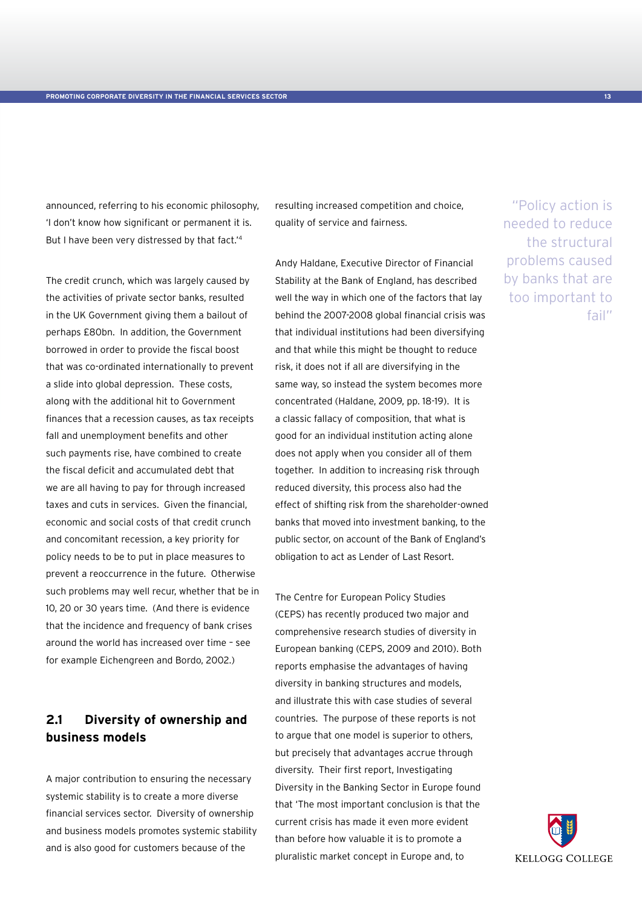announced, referring to his economic philosophy, 'I don't know how significant or permanent it is. But I have been very distressed by that fact.'[4]

The credit crunch, which was largely caused by the activities of private sector banks, resulted in the UK Government giving them a bailout of perhaps £80bn. In addition, the Government borrowed in order to provide the fiscal boost that was co-ordinated internationally to prevent a slide into global depression. These costs, along with the additional hit to Government finances that a recession causes, as tax receipts fall and unemployment benefits and other such payments rise, have combined to create the fiscal deficit and accumulated debt that we are all having to pay for through increased taxes and cuts in services. Given the financial, economic and social costs of that credit crunch and concomitant recession, a key priority for policy needs to be to put in place measures to prevent a reoccurrence in the future. Otherwise such problems may well recur, whether that be in 10, 20 or 30 years time. (And there is evidence that the incidence and frequency of bank crises around the world has increased over time – see for example Eichengreen and Bordo, 2002.)

## 2.1 Diversity of ownership and business models

A major contribution to ensuring the necessary systemic stability is to create a more diverse financial services sector. Diversity of ownership and business models promotes systemic stability and is also good for customers because of the resulting increased competition and choice, quality of service and fairness.

Andy Haldane, Executive Director of Financial Stability at the Bank of England, has described well the way in which one of the factors that lay behind the 2007-2008 global financial crisis was that individual institutions had been diversifying and that while this might be thought to reduce risk, it does not if all are diversifying in the same way, so instead the system becomes more concentrated (Haldane, 2009, pp. 18-19). It is a classic fallacy of composition, that what is good for an individual institution acting alone does not apply when you consider all of them together. In addition to increasing risk through reduced diversity, this process also had the effect of shifting risk from the shareholder-owned banks that moved into investment banking, to the public sector, on account of the Bank of England's obligation to act as Lender of Last Resort.

The Centre for European Policy Studies (CEPS) has recently produced two major and comprehensive research studies of diversity in European banking (CEPS, 2009 and 2010). Both reports emphasise the advantages of having diversity in banking structures and models, and illustrate this with case studies of several countries. The purpose of these reports is not to argue that one model is superior to others, but precisely that advantages accrue through diversity. Their first report, Investigating Diversity in the Banking Sector in Europe found that 'The most important conclusion is that the current crisis has made it even more evident than before how valuable it is to promote a pluralistic market concept in Europe and, to

"Policy action is needed to reduce the structural problems caused by banks that are too important to fail"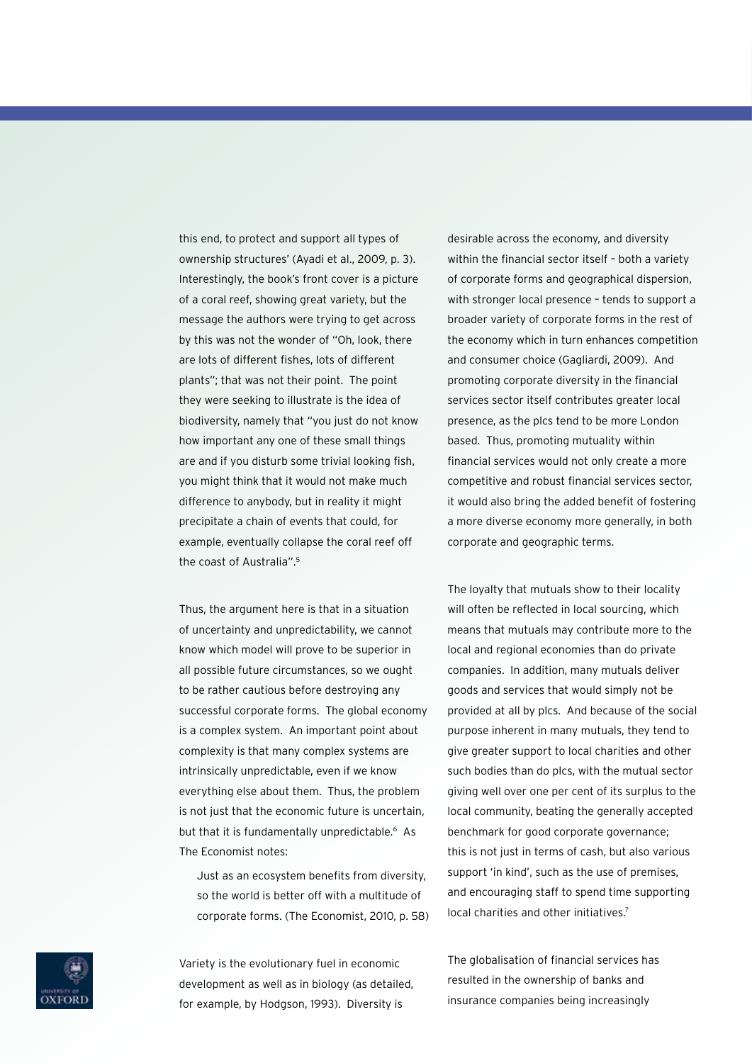this end, to protect and support all types of ownership structures' (Ayadi et al., 2009, p. 3). Interestingly, the book's front cover is a picture of a coral reef, showing great variety, but the message the authors were trying to get across by this was not the wonder of "Oh, look, there are lots of different fishes, lots of different plants"; that was not their point. The point they were seeking to illustrate is the idea of biodiversity, namely that "you just do not know how important any one of these small things are and if you disturb some trivial looking fish, you might think that it would not make much difference to anybody, but in reality it might precipitate a chain of events that could, for example, eventually collapse the coral reef off the coast of Australia".[5]

Thus, the argument here is that in a situation of uncertainty and unpredictability, we cannot know which model will prove to be superior in all possible future circumstances, so we ought to be rather cautious before destroying any successful corporate forms. The global economy is a complex system. An important point about complexity is that many complex systems are intrinsically unpredictable, even if we know everything else about them. Thus, the problem is not just that the economic future is uncertain, but that it is fundamentally unpredictable.[6] As The Economist notes:

> Just as an ecosystem benefits from diversity, so the world is better off with a multitude of corporate forms. (The Economist, 2010, p. 58)

Variety is the evolutionary fuel in economic development as well as in biology (as detailed, for example, by Hodgson, 1993). Diversity is desirable across the economy, and diversity within the financial sector itself – both a variety of corporate forms and geographical dispersion, with stronger local presence – tends to support a broader variety of corporate forms in the rest of the economy which in turn enhances competition and consumer choice (Gagliardi, 2009). And promoting corporate diversity in the financial services sector itself contributes greater local presence, as the plcs tend to be more London based. Thus, promoting mutuality within financial services would not only create a more competitive and robust financial services sector, it would also bring the added benefit of fostering a more diverse economy more generally, in both corporate and geographic terms.

The loyalty that mutuals show to their locality will often be reflected in local sourcing, which means that mutuals may contribute more to the local and regional economies than do private companies. In addition, many mutuals deliver goods and services that would simply not be provided at all by plcs. And because of the social purpose inherent in many mutuals, they tend to give greater support to local charities and other such bodies than do plcs, with the mutual sector giving well over one per cent of its surplus to the local community, beating the generally accepted benchmark for good corporate governance; this is not just in terms of cash, but also various support 'in kind', such as the use of premises, and encouraging staff to spend time supporting local charities and other initiatives.[7]

The globalisation of financial services has resulted in the ownership of banks and insurance companies being increasingly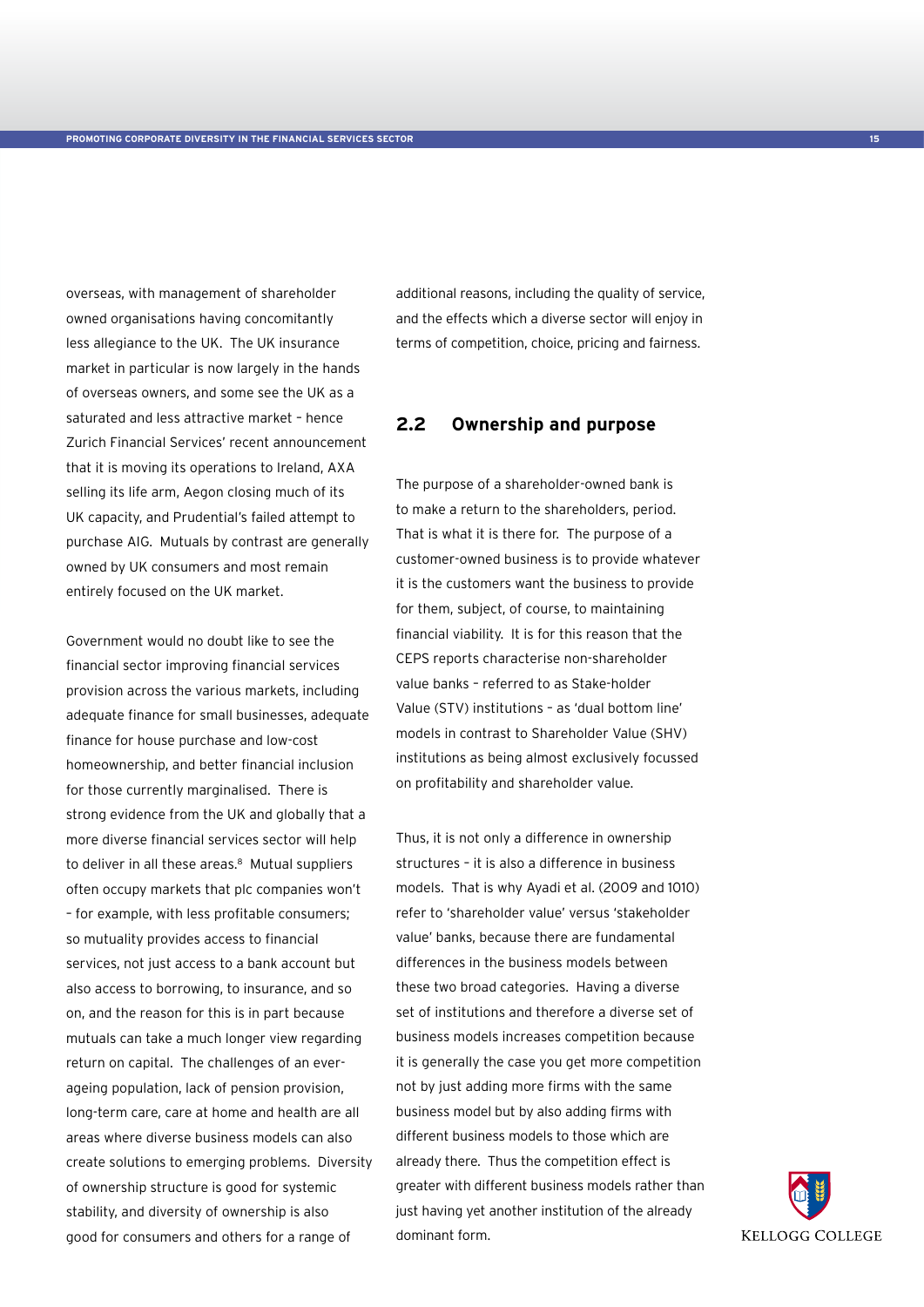overseas, with management of shareholder owned organisations having concomitantly less allegiance to the UK. The UK insurance market in particular is now largely in the hands of overseas owners, and some see the UK as a saturated and less attractive market – hence Zurich Financial Services' recent announcement that it is moving its operations to Ireland, AXA selling its life arm, Aegon closing much of its UK capacity, and Prudential's failed attempt to purchase AIG. Mutuals by contrast are generally owned by UK consumers and most remain entirely focused on the UK market.

Government would no doubt like to see the financial sector improving financial services provision across the various markets, including adequate finance for small businesses, adequate finance for house purchase and low-cost homeownership, and better financial inclusion for those currently marginalised. There is strong evidence from the UK and globally that a more diverse financial services sector will help to deliver in all these areas.[8] Mutual suppliers often occupy markets that plc companies won't – for example, with less profitable consumers; so mutuality provides access to financial services, not just access to a bank account but also access to borrowing, to insurance, and so on, and the reason for this is in part because mutuals can take a much longer view regarding return on capital. The challenges of an ever-ageing population, lack of pension provision, long-term care, care at home and health are all areas where diverse business models can also create solutions to emerging problems. Diversity of ownership structure is good for systemic stability, and diversity of ownership is also good for consumers and others for a range of additional reasons, including the quality of service, and the effects which a diverse sector will enjoy in terms of competition, choice, pricing and fairness.

## 2.2 Ownership and purpose

The purpose of a shareholder-owned bank is to make a return to the shareholders, period. That is what it is there for. The purpose of a customer-owned business is to provide whatever it is the customers want the business to provide for them, subject, of course, to maintaining financial viability. It is for this reason that the CEPS reports characterise non-shareholder value banks – referred to as Stake-holder Value (STV) institutions – as 'dual bottom line' models in contrast to Shareholder Value (SHV) institutions as being almost exclusively focussed on profitability and shareholder value.

Thus, it is not only a difference in ownership structures – it is also a difference in business models. That is why Ayadi et al. (2009 and 1010) refer to 'shareholder value' versus 'stakeholder value' banks, because there are fundamental differences in the business models between these two broad categories. Having a diverse set of institutions and therefore a diverse set of business models increases competition because it is generally the case you get more competition not by just adding more firms with the same business model but by also adding firms with different business models to those which are already there. Thus the competition effect is greater with different business models rather than just having yet another institution of the already dominant form.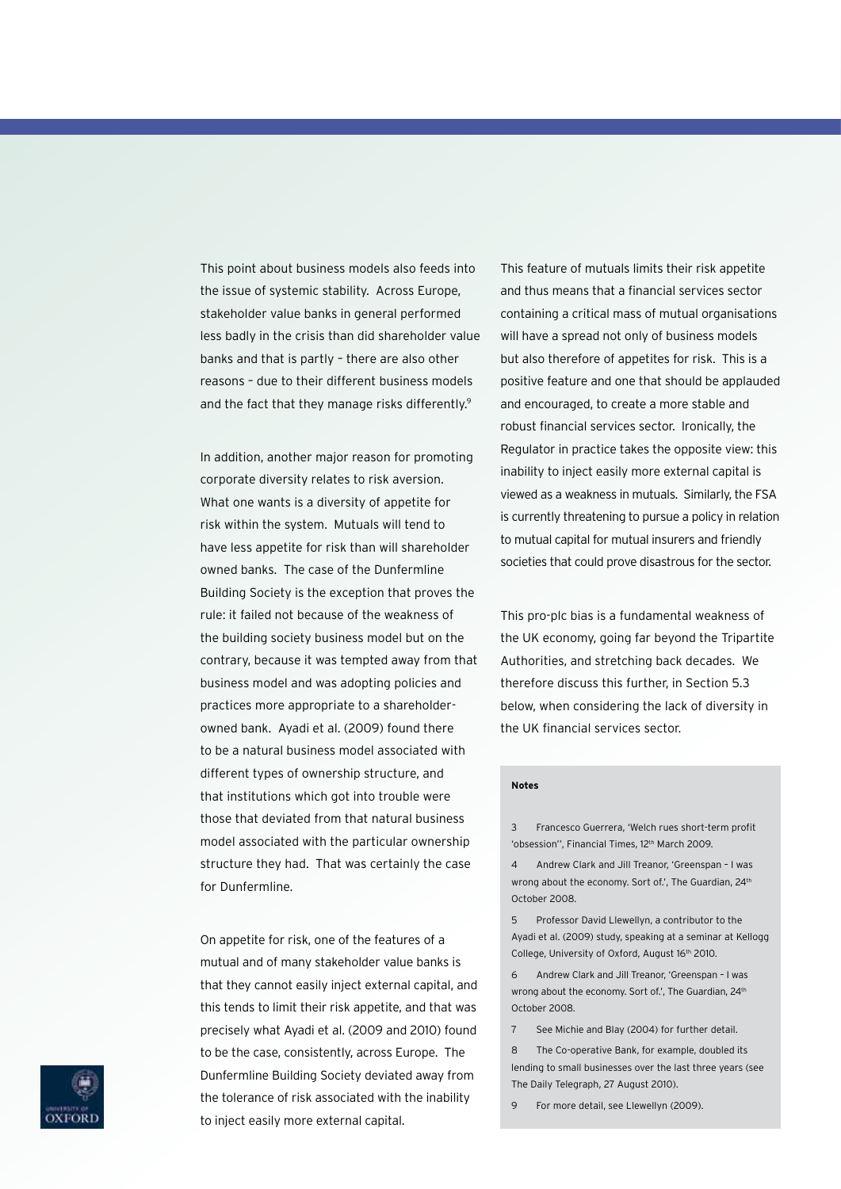This point about business models also feeds into the issue of systemic stability. Across Europe, stakeholder value banks in general performed less badly in the crisis than did shareholder value banks and that is partly – there are also other reasons – due to their different business models and the fact that they manage risks differently.[9]

In addition, another major reason for promoting corporate diversity relates to risk aversion. What one wants is a diversity of appetite for risk within the system. Mutuals will tend to have less appetite for risk than will shareholder owned banks. The case of the Dunfermline Building Society is the exception that proves the rule: it failed not because of the weakness of the building society business model but on the contrary, because it was tempted away from that business model and was adopting policies and practices more appropriate to a shareholder-owned bank. Ayadi et al. (2009) found there to be a natural business model associated with different types of ownership structure, and that institutions which got into trouble were those that deviated from that natural business model associated with the particular ownership structure they had. That was certainly the case for Dunfermline.

On appetite for risk, one of the features of a mutual and of many stakeholder value banks is that they cannot easily inject external capital, and this tends to limit their risk appetite, and that was precisely what Ayadi et al. (2009 and 2010) found to be the case, consistently, across Europe. The Dunfermline Building Society deviated away from the tolerance of risk associated with the inability to inject easily more external capital.

This feature of mutuals limits their risk appetite and thus means that a financial services sector containing a critical mass of mutual organisations will have a spread not only of business models but also therefore of appetites for risk. This is a positive feature and one that should be applauded and encouraged, to create a more stable and robust financial services sector. Ironically, the Regulator in practice takes the opposite view: this inability to inject easily more external capital is viewed as a weakness in mutuals. Similarly, the FSA is currently threatening to pursue a policy in relation to mutual capital for mutual insurers and friendly societies that could prove disastrous for the sector.

This pro-plc bias is a fundamental weakness of the UK economy, going far beyond the Tripartite Authorities, and stretching back decades. We therefore discuss this further, in Section 5.3 below, when considering the lack of diversity in the UK financial services sector.

**Notes**

3 Francesco Guerrera, 'Welch rues short-term profit 'obsession'', Financial Times, 12th March 2009.

4 Andrew Clark and Jill Treanor, 'Greenspan – I was wrong about the economy. Sort of.', The Guardian, 24th October 2008.

5 Professor David Llewellyn, a contributor to the Ayadi et al. (2009) study, speaking at a seminar at Kellogg College, University of Oxford, August 16th 2010.

6 Andrew Clark and Jill Treanor, 'Greenspan – I was wrong about the economy. Sort of.', The Guardian, 24th October 2008.

7 See Michie and Blay (2004) for further detail.

8 The Co-operative Bank, for example, doubled its lending to small businesses over the last three years (see The Daily Telegraph, 27 August 2010).

9 For more detail, see Llewellyn (2009).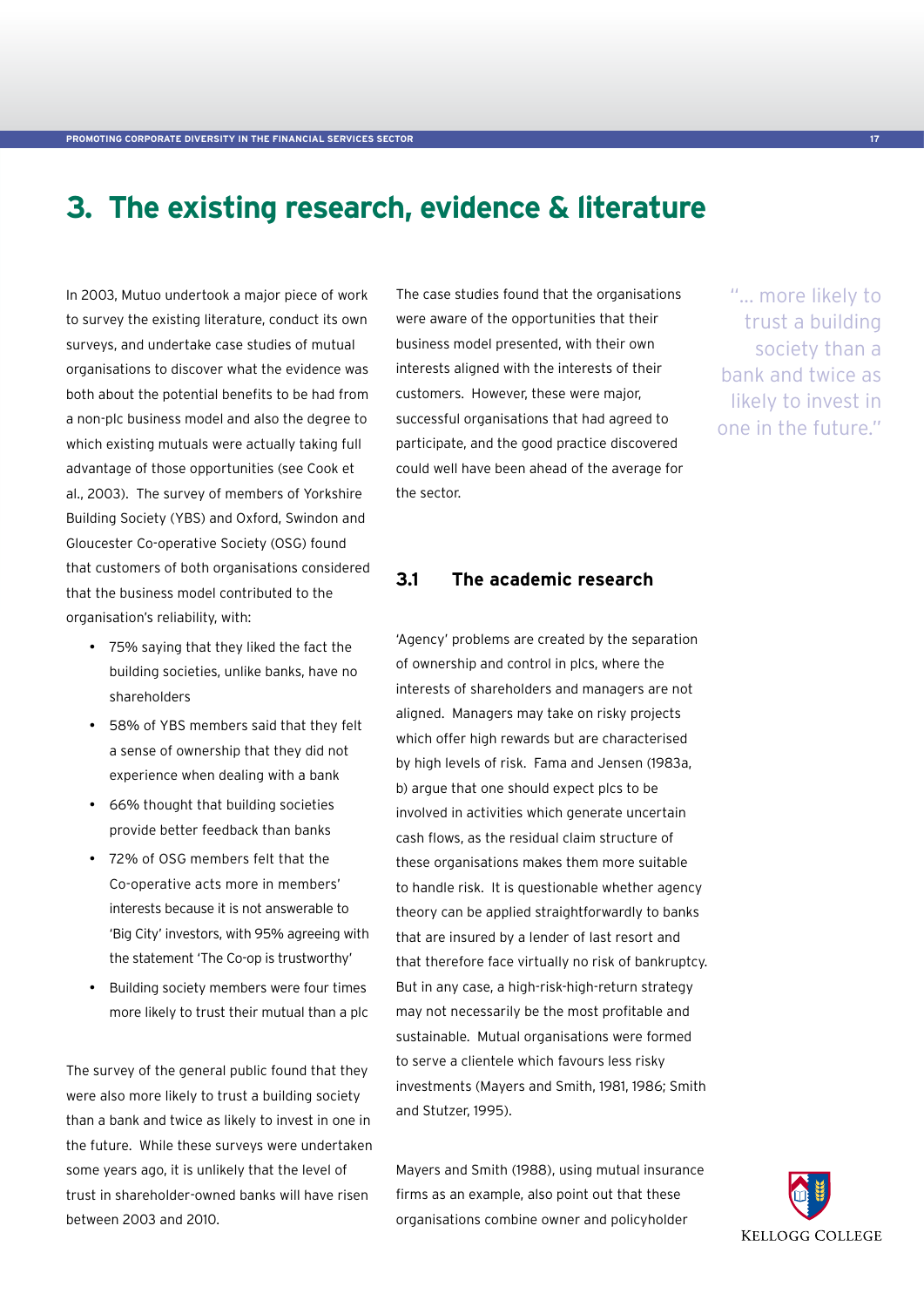# 3. The existing research, evidence & literature

In 2003, Mutuo undertook a major piece of work to survey the existing literature, conduct its own surveys, and undertake case studies of mutual organisations to discover what the evidence was both about the potential benefits to be had from a non-plc business model and also the degree to which existing mutuals were actually taking full advantage of those opportunities (see Cook et al., 2003). The survey of members of Yorkshire Building Society (YBS) and Oxford, Swindon and Gloucester Co-operative Society (OSG) found that customers of both organisations considered that the business model contributed to the organisation's reliability, with:

- 75% saying that they liked the fact the building societies, unlike banks, have no shareholders
- 58% of YBS members said that they felt a sense of ownership that they did not experience when dealing with a bank
- 66% thought that building societies provide better feedback than banks
- 72% of OSG members felt that the Co-operative acts more in members' interests because it is not answerable to 'Big City' investors, with 95% agreeing with the statement 'The Co-op is trustworthy'
- Building society members were four times more likely to trust their mutual than a plc

The survey of the general public found that they were also more likely to trust a building society than a bank and twice as likely to invest in one in the future. While these surveys were undertaken some years ago, it is unlikely that the level of trust in shareholder-owned banks will have risen between 2003 and 2010.

The case studies found that the organisations were aware of the opportunities that their business model presented, with their own interests aligned with the interests of their customers. However, these were major, successful organisations that had agreed to participate, and the good practice discovered could well have been ahead of the average for the sector.

> "... more likely to trust a building society than a bank and twice as likely to invest in one in the future."

## 3.1 The academic research

'Agency' problems are created by the separation of ownership and control in plcs, where the interests of shareholders and managers are not aligned. Managers may take on risky projects which offer high rewards but are characterised by high levels of risk. Fama and Jensen (1983a, b) argue that one should expect plcs to be involved in activities which generate uncertain cash flows, as the residual claim structure of these organisations makes them more suitable to handle risk. It is questionable whether agency theory can be applied straightforwardly to banks that are insured by a lender of last resort and that therefore face virtually no risk of bankruptcy. But in any case, a high-risk-high-return strategy may not necessarily be the most profitable and sustainable. Mutual organisations were formed to serve a clientele which favours less risky investments (Mayers and Smith, 1981, 1986; Smith and Stutzer, 1995).

Mayers and Smith (1988), using mutual insurance firms as an example, also point out that these organisations combine owner and policyholder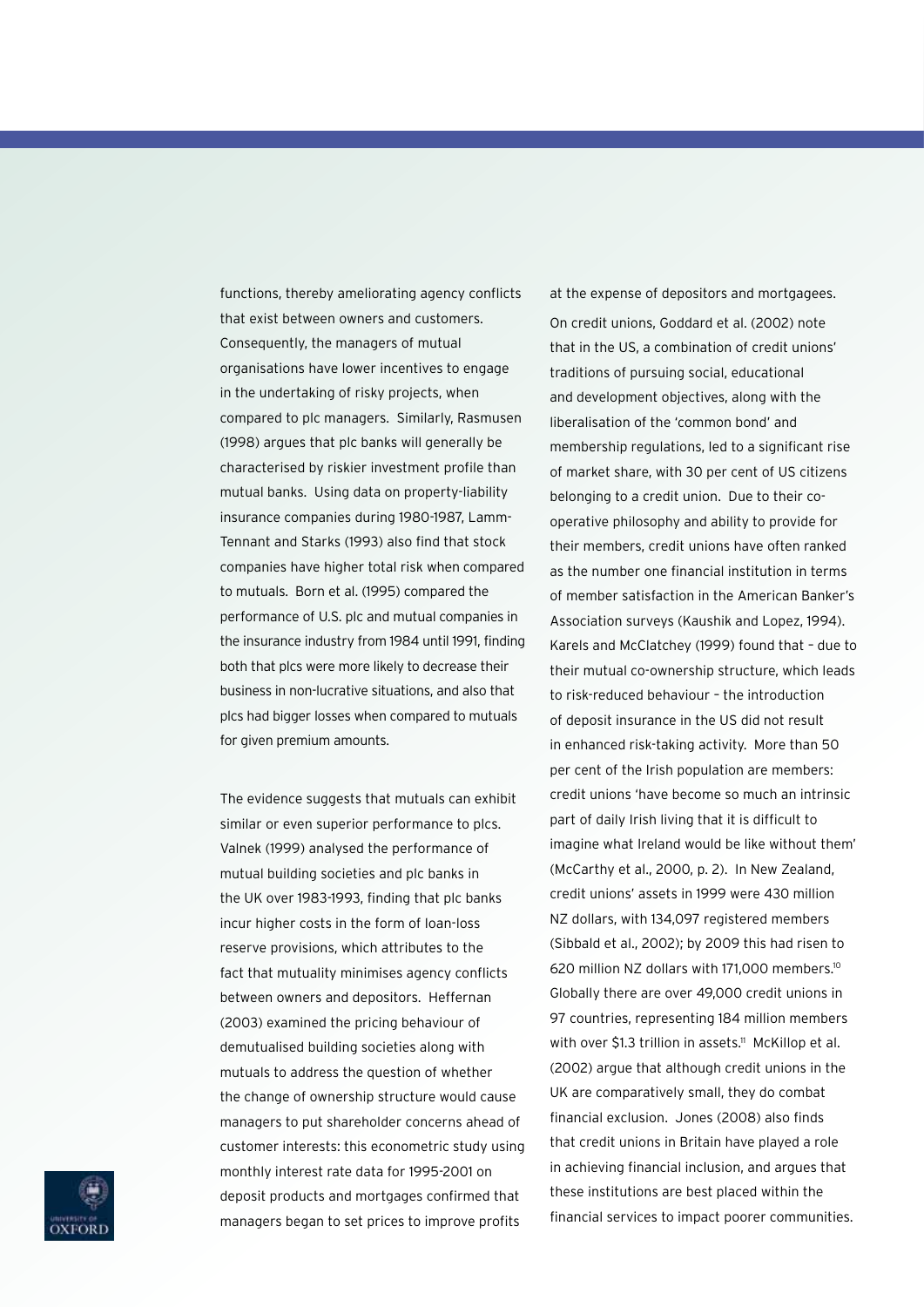functions, thereby ameliorating agency conflicts that exist between owners and customers. Consequently, the managers of mutual organisations have lower incentives to engage in the undertaking of risky projects, when compared to plc managers. Similarly, Rasmusen (1998) argues that plc banks will generally be characterised by riskier investment profile than mutual banks. Using data on property-liability insurance companies during 1980-1987, Lamm-Tennant and Starks (1993) also find that stock companies have higher total risk when compared to mutuals. Born et al. (1995) compared the performance of U.S. plc and mutual companies in the insurance industry from 1984 until 1991, finding both that plcs were more likely to decrease their business in non-lucrative situations, and also that plcs had bigger losses when compared to mutuals for given premium amounts.

The evidence suggests that mutuals can exhibit similar or even superior performance to plcs. Valnek (1999) analysed the performance of mutual building societies and plc banks in the UK over 1983-1993, finding that plc banks incur higher costs in the form of loan-loss reserve provisions, which attributes to the fact that mutuality minimises agency conflicts between owners and depositors. Heffernan (2003) examined the pricing behaviour of demutualised building societies along with mutuals to address the question of whether the change of ownership structure would cause managers to put shareholder concerns ahead of customer interests: this econometric study using monthly interest rate data for 1995-2001 on deposit products and mortgages confirmed that managers began to set prices to improve profits at the expense of depositors and mortgagees.

On credit unions, Goddard et al. (2002) note that in the US, a combination of credit unions' traditions of pursuing social, educational and development objectives, along with the liberalisation of the 'common bond' and membership regulations, led to a significant rise of market share, with 30 per cent of US citizens belonging to a credit union. Due to their co-operative philosophy and ability to provide for their members, credit unions have often ranked as the number one financial institution in terms of member satisfaction in the American Banker's Association surveys (Kaushik and Lopez, 1994). Karels and McClatchey (1999) found that – due to their mutual co-ownership structure, which leads to risk-reduced behaviour – the introduction of deposit insurance in the US did not result in enhanced risk-taking activity. More than 50 per cent of the Irish population are members: credit unions 'have become so much an intrinsic part of daily Irish living that it is difficult to imagine what Ireland would be like without them' (McCarthy et al., 2000, p. 2). In New Zealand, credit unions' assets in 1999 were 430 million NZ dollars, with 134,097 registered members (Sibbald et al., 2002); by 2009 this had risen to 620 million NZ dollars with 171,000 members.[10] Globally there are over 49,000 credit unions in 97 countries, representing 184 million members with over $1.3 trillion in assets.[11] McKillop et al. (2002) argue that although credit unions in the UK are comparatively small, they do combat financial exclusion. Jones (2008) also finds that credit unions in Britain have played a role in achieving financial inclusion, and argues that these institutions are best placed within the financial services to impact poorer communities.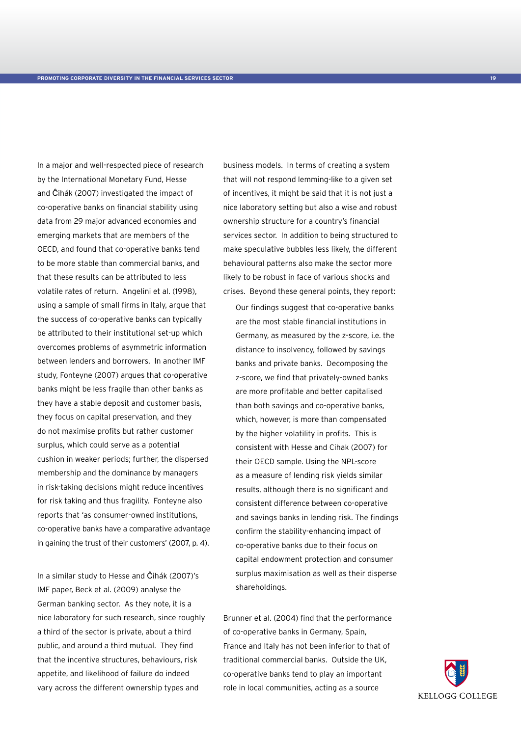In a major and well-respected piece of research by the International Monetary Fund, Hesse and Ĉihák (2007) investigated the impact of co-operative banks on financial stability using data from 29 major advanced economies and emerging markets that are members of the OECD, and found that co-operative banks tend to be more stable than commercial banks, and that these results can be attributed to less volatile rates of return. Angelini et al. (1998), using a sample of small firms in Italy, argue that the success of co-operative banks can typically be attributed to their institutional set-up which overcomes problems of asymmetric information between lenders and borrowers. In another IMF study, Fonteyne (2007) argues that co-operative banks might be less fragile than other banks as they have a stable deposit and customer basis, they focus on capital preservation, and they do not maximise profits but rather customer surplus, which could serve as a potential cushion in weaker periods; further, the dispersed membership and the dominance by managers in risk-taking decisions might reduce incentives for risk taking and thus fragility. Fonteyne also reports that 'as consumer-owned institutions, co-operative banks have a comparative advantage in gaining the trust of their customers' (2007, p. 4).

In a similar study to Hesse and Ĉihák (2007)'s IMF paper, Beck et al. (2009) analyse the German banking sector. As they note, it is a nice laboratory for such research, since roughly a third of the sector is private, about a third public, and around a third mutual. They find that the incentive structures, behaviours, risk appetite, and likelihood of failure do indeed vary across the different ownership types and business models. In terms of creating a system that will not respond lemming-like to a given set of incentives, it might be said that it is not just a nice laboratory setting but also a wise and robust ownership structure for a country's financial services sector. In addition to being structured to make speculative bubbles less likely, the different behavioural patterns also make the sector more likely to be robust in face of various shocks and crises. Beyond these general points, they report:

> Our findings suggest that co-operative banks are the most stable financial institutions in Germany, as measured by the z-score, i.e. the distance to insolvency, followed by savings banks and private banks. Decomposing the z-score, we find that privately-owned banks are more profitable and better capitalised than both savings and co-operative banks, which, however, is more than compensated by the higher volatility in profits. This is consistent with Hesse and Cihak (2007) for their OECD sample. Using the NPL-score as a measure of lending risk yields similar results, although there is no significant and consistent difference between co-operative and savings banks in lending risk. The findings confirm the stability-enhancing impact of co-operative banks due to their focus on capital endowment protection and consumer surplus maximisation as well as their disperse shareholdings.

Brunner et al. (2004) find that the performance of co-operative banks in Germany, Spain, France and Italy has not been inferior to that of traditional commercial banks. Outside the UK, co-operative banks tend to play an important role in local communities, acting as a source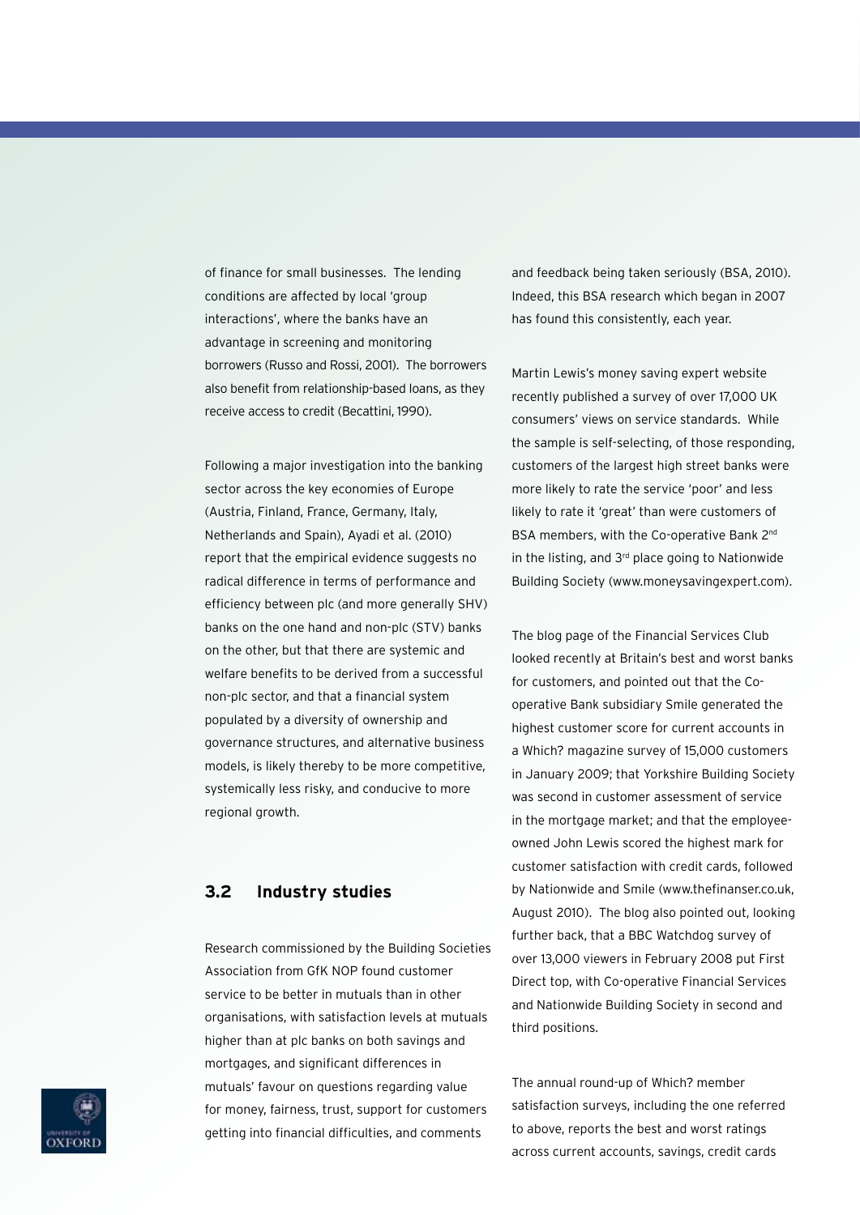of finance for small businesses. The lending conditions are affected by local 'group interactions', where the banks have an advantage in screening and monitoring borrowers (Russo and Rossi, 2001). The borrowers also benefit from relationship-based loans, as they receive access to credit (Becattini, 1990).

Following a major investigation into the banking sector across the key economies of Europe (Austria, Finland, France, Germany, Italy, Netherlands and Spain), Ayadi et al. (2010) report that the empirical evidence suggests no radical difference in terms of performance and efficiency between plc (and more generally SHV) banks on the one hand and non-plc (STV) banks on the other, but that there are systemic and welfare benefits to be derived from a successful non-plc sector, and that a financial system populated by a diversity of ownership and governance structures, and alternative business models, is likely thereby to be more competitive, systemically less risky, and conducive to more regional growth.

## 3.2 Industry studies

Research commissioned by the Building Societies Association from GfK NOP found customer service to be better in mutuals than in other organisations, with satisfaction levels at mutuals higher than at plc banks on both savings and mortgages, and significant differences in mutuals' favour on questions regarding value for money, fairness, trust, support for customers getting into financial difficulties, and comments and feedback being taken seriously (BSA, 2010). Indeed, this BSA research which began in 2007 has found this consistently, each year.

Martin Lewis's money saving expert website recently published a survey of over 17,000 UK consumers' views on service standards. While the sample is self-selecting, of those responding, customers of the largest high street banks were more likely to rate the service 'poor' and less likely to rate it 'great' than were customers of BSA members, with the Co-operative Bank 2nd in the listing, and 3rd place going to Nationwide Building Society (www.moneysavingexpert.com).

The blog page of the Financial Services Club looked recently at Britain's best and worst banks for customers, and pointed out that the Co-operative Bank subsidiary Smile generated the highest customer score for current accounts in a Which? magazine survey of 15,000 customers in January 2009; that Yorkshire Building Society was second in customer assessment of service in the mortgage market; and that the employee-owned John Lewis scored the highest mark for customer satisfaction with credit cards, followed by Nationwide and Smile (www.thefinanser.co.uk, August 2010). The blog also pointed out, looking further back, that a BBC Watchdog survey of over 13,000 viewers in February 2008 put First Direct top, with Co-operative Financial Services and Nationwide Building Society in second and third positions.

The annual round-up of Which? member satisfaction surveys, including the one referred to above, reports the best and worst ratings across current accounts, savings, credit cards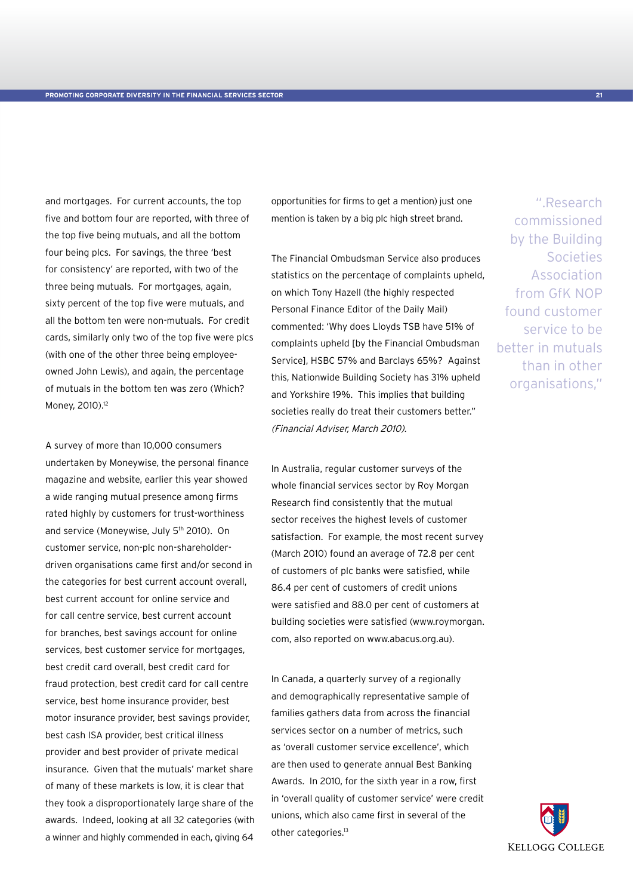and mortgages. For current accounts, the top five and bottom four are reported, with three of the top five being mutuals, and all the bottom four being plcs. For savings, the three 'best for consistency' are reported, with two of the three being mutuals. For mortgages, again, sixty percent of the top five were mutuals, and all the bottom ten were non-mutuals. For credit cards, similarly only two of the top five were plcs (with one of the other three being employee-owned John Lewis), and again, the percentage of mutuals in the bottom ten was zero (Which? Money, 2010).[12]

A survey of more than 10,000 consumers undertaken by Moneywise, the personal finance magazine and website, earlier this year showed a wide ranging mutual presence among firms rated highly by customers for trust-worthiness and service (Moneywise, July 5th 2010). On customer service, non-plc non-shareholder-driven organisations came first and/or second in the categories for best current account overall, best current account for online service and for call centre service, best current account for branches, best savings account for online services, best customer service for mortgages, best credit card overall, best credit card for fraud protection, best credit card for call centre service, best home insurance provider, best motor insurance provider, best savings provider, best cash ISA provider, best critical illness provider and best provider of private medical insurance. Given that the mutuals' market share of many of these markets is low, it is clear that they took a disproportionately large share of the awards. Indeed, looking at all 32 categories (with a winner and highly commended in each, giving 64 opportunities for firms to get a mention) just one mention is taken by a big plc high street brand.

The Financial Ombudsman Service also produces statistics on the percentage of complaints upheld, on which Tony Hazell (the highly respected Personal Finance Editor of the Daily Mail) commented: 'Why does Lloyds TSB have 51% of complaints upheld [by the Financial Ombudsman Service], HSBC 57% and Barclays 65%? Against this, Nationwide Building Society has 31% upheld and Yorkshire 19%. This implies that building societies really do treat their customers better." *(Financial Adviser, March 2010).*

In Australia, regular customer surveys of the whole financial services sector by Roy Morgan Research find consistently that the mutual sector receives the highest levels of customer satisfaction. For example, the most recent survey (March 2010) found an average of 72.8 per cent of customers of plc banks were satisfied, while 86.4 per cent of customers of credit unions were satisfied and 88.0 per cent of customers at building societies were satisfied (www.roymorgan.com, also reported on www.abacus.org.au).

In Canada, a quarterly survey of a regionally and demographically representative sample of families gathers data from across the financial services sector on a number of metrics, such as 'overall customer service excellence', which are then used to generate annual Best Banking Awards. In 2010, for the sixth year in a row, first in 'overall quality of customer service' were credit unions, which also came first in several of the other categories.[13]

".Research commissioned by the Building Societies Association from GfK NOP found customer service to be better in mutuals than in other organisations,"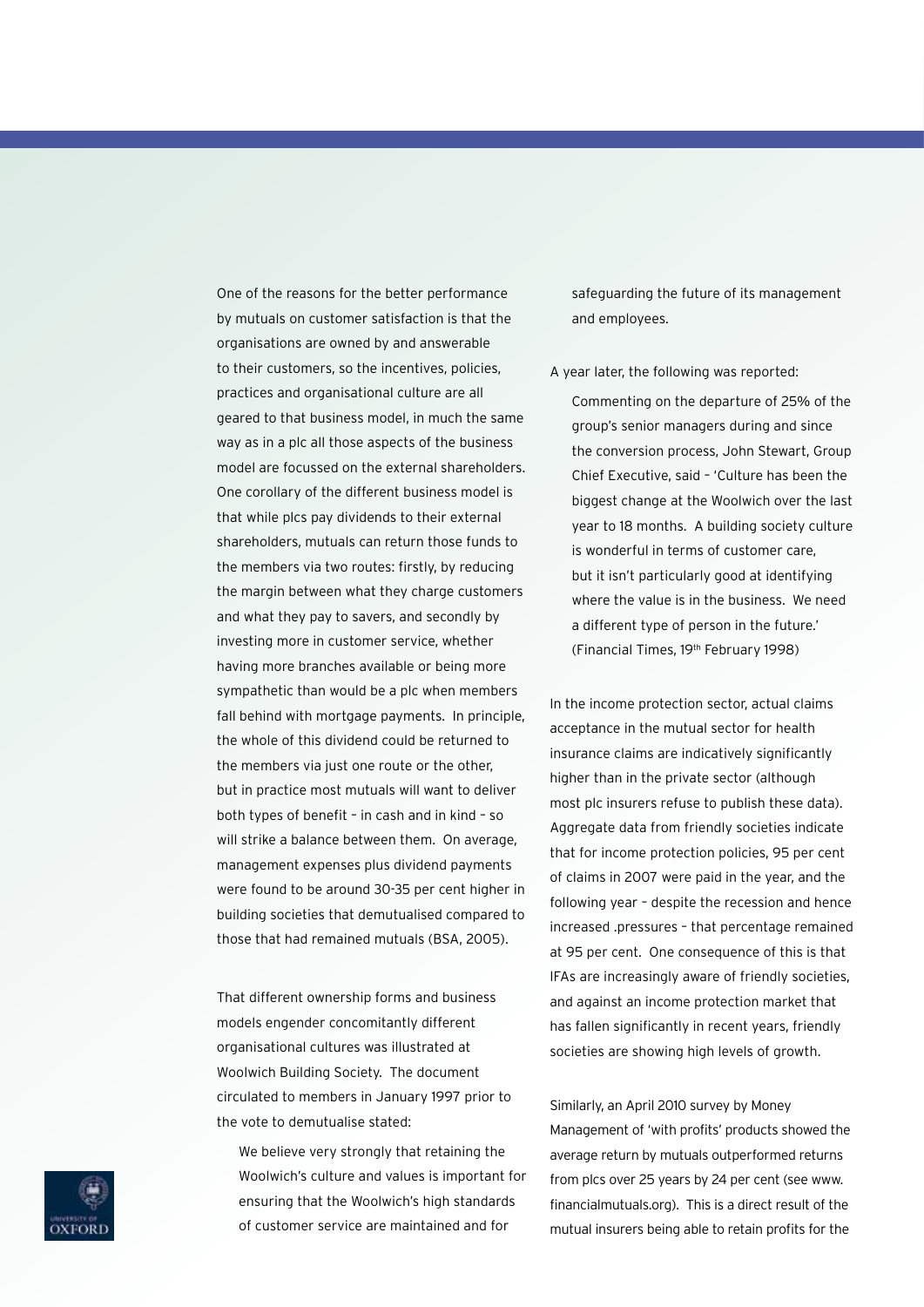One of the reasons for the better performance by mutuals on customer satisfaction is that the organisations are owned by and answerable to their customers, so the incentives, policies, practices and organisational culture are all geared to that business model, in much the same way as in a plc all those aspects of the business model are focussed on the external shareholders. One corollary of the different business model is that while plcs pay dividends to their external shareholders, mutuals can return those funds to the members via two routes: firstly, by reducing the margin between what they charge customers and what they pay to savers, and secondly by investing more in customer service, whether having more branches available or being more sympathetic than would be a plc when members fall behind with mortgage payments. In principle, the whole of this dividend could be returned to the members via just one route or the other, but in practice most mutuals will want to deliver both types of benefit – in cash and in kind – so will strike a balance between them. On average, management expenses plus dividend payments were found to be around 30-35 per cent higher in building societies that demutualised compared to those that had remained mutuals (BSA, 2005).

That different ownership forms and business models engender concomitantly different organisational cultures was illustrated at Woolwich Building Society. The document circulated to members in January 1997 prior to the vote to demutualise stated:

> We believe very strongly that retaining the Woolwich's culture and values is important for ensuring that the Woolwich's high standards of customer service are maintained and for safeguarding the future of its management and employees.

A year later, the following was reported:

> Commenting on the departure of 25% of the group's senior managers during and since the conversion process, John Stewart, Group Chief Executive, said – 'Culture has been the biggest change at the Woolwich over the last year to 18 months. A building society culture is wonderful in terms of customer care, but it isn't particularly good at identifying where the value is in the business. We need a different type of person in the future.' (Financial Times, 19th February 1998)

In the income protection sector, actual claims acceptance in the mutual sector for health insurance claims are indicatively significantly higher than in the private sector (although most plc insurers refuse to publish these data). Aggregate data from friendly societies indicate that for income protection policies, 95 per cent of claims in 2007 were paid in the year, and the following year – despite the recession and hence increased .pressures – that percentage remained at 95 per cent. One consequence of this is that IFAs are increasingly aware of friendly societies, and against an income protection market that has fallen significantly in recent years, friendly societies are showing high levels of growth.

Similarly, an April 2010 survey by Money Management of 'with profits' products showed the average return by mutuals outperformed returns from plcs over 25 years by 24 per cent (see www.financialmutuals.org). This is a direct result of the mutual insurers being able to retain profits for the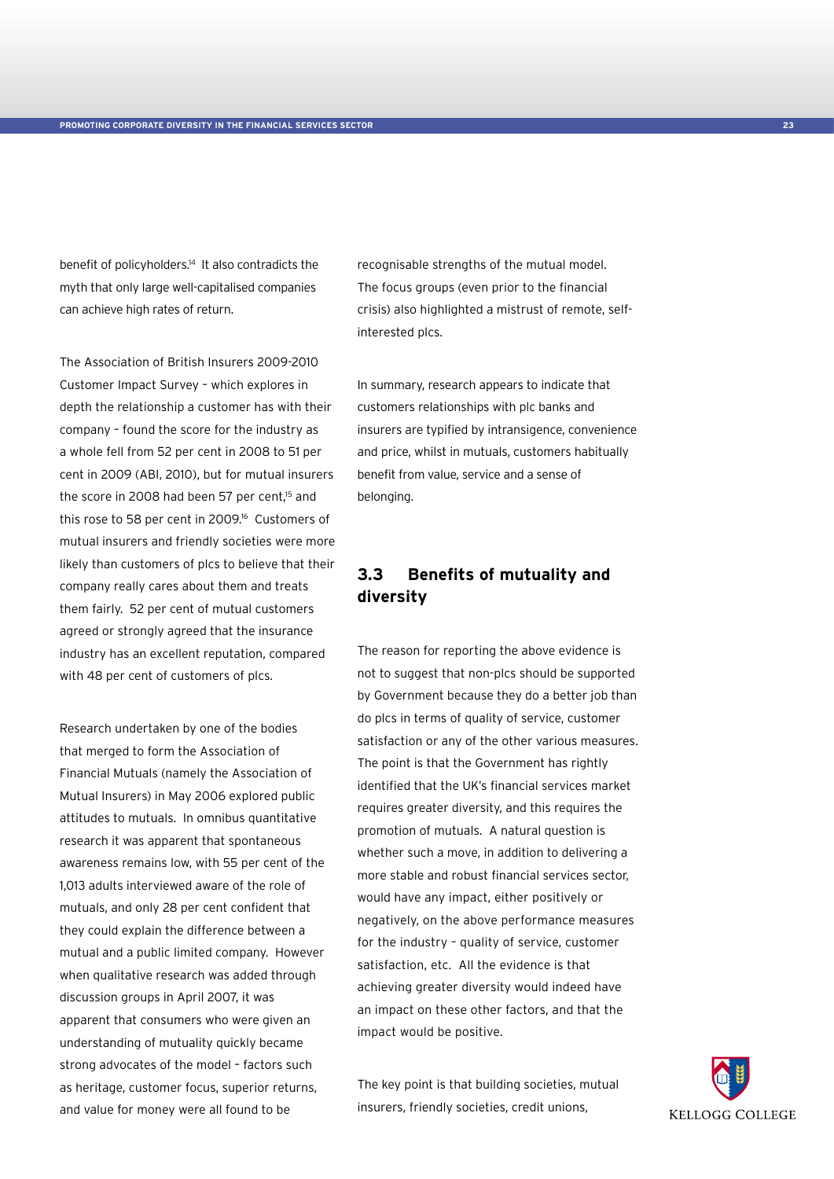benefit of policyholders.[14] It also contradicts the myth that only large well-capitalised companies can achieve high rates of return.

The Association of British Insurers 2009-2010 Customer Impact Survey – which explores in depth the relationship a customer has with their company – found the score for the industry as a whole fell from 52 per cent in 2008 to 51 per cent in 2009 (ABI, 2010), but for mutual insurers the score in 2008 had been 57 per cent,[15] and this rose to 58 per cent in 2009.[16] Customers of mutual insurers and friendly societies were more likely than customers of plcs to believe that their company really cares about them and treats them fairly. 52 per cent of mutual customers agreed or strongly agreed that the insurance industry has an excellent reputation, compared with 48 per cent of customers of plcs.

Research undertaken by one of the bodies that merged to form the Association of Financial Mutuals (namely the Association of Mutual Insurers) in May 2006 explored public attitudes to mutuals. In omnibus quantitative research it was apparent that spontaneous awareness remains low, with 55 per cent of the 1,013 adults interviewed aware of the role of mutuals, and only 28 per cent confident that they could explain the difference between a mutual and a public limited company. However when qualitative research was added through discussion groups in April 2007, it was apparent that consumers who were given an understanding of mutuality quickly became strong advocates of the model – factors such as heritage, customer focus, superior returns, and value for money were all found to be recognisable strengths of the mutual model. The focus groups (even prior to the financial crisis) also highlighted a mistrust of remote, self-interested plcs.

In summary, research appears to indicate that customers relationships with plc banks and insurers are typified by intransigence, convenience and price, whilst in mutuals, customers habitually benefit from value, service and a sense of belonging.

## 3.3 Benefits of mutuality and diversity

The reason for reporting the above evidence is not to suggest that non-plcs should be supported by Government because they do a better job than do plcs in terms of quality of service, customer satisfaction or any of the other various measures. The point is that the Government has rightly identified that the UK's financial services market requires greater diversity, and this requires the promotion of mutuals. A natural question is whether such a move, in addition to delivering a more stable and robust financial services sector, would have any impact, either positively or negatively, on the above performance measures for the industry – quality of service, customer satisfaction, etc. All the evidence is that achieving greater diversity would indeed have an impact on these other factors, and that the impact would be positive.

The key point is that building societies, mutual insurers, friendly societies, credit unions,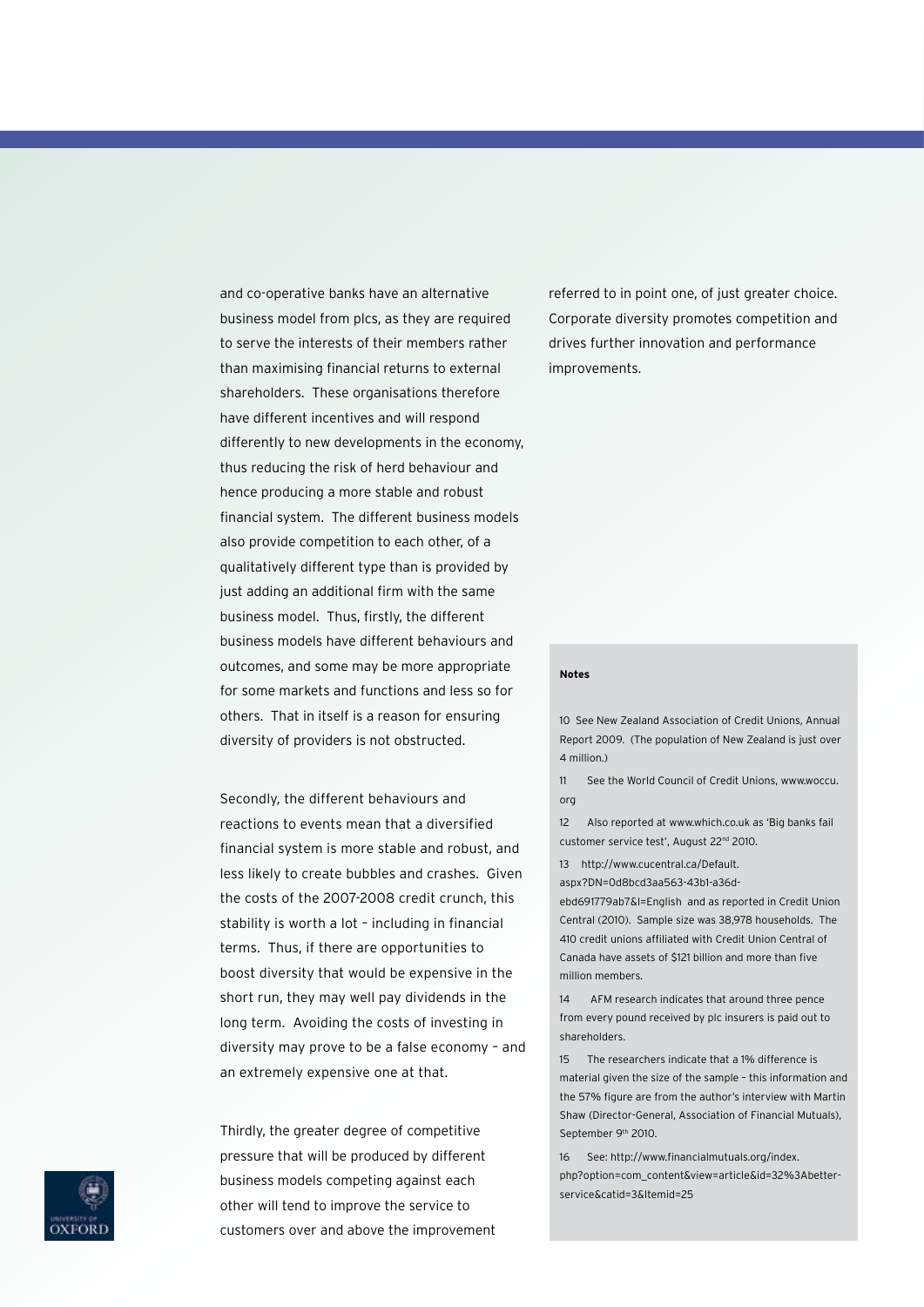and co-operative banks have an alternative business model from plcs, as they are required to serve the interests of their members rather than maximising financial returns to external shareholders. These organisations therefore have different incentives and will respond differently to new developments in the economy, thus reducing the risk of herd behaviour and hence producing a more stable and robust financial system. The different business models also provide competition to each other, of a qualitatively different type than is provided by just adding an additional firm with the same business model. Thus, firstly, the different business models have different behaviours and outcomes, and some may be more appropriate for some markets and functions and less so for others. That in itself is a reason for ensuring diversity of providers is not obstructed.

Secondly, the different behaviours and reactions to events mean that a diversified financial system is more stable and robust, and less likely to create bubbles and crashes. Given the costs of the 2007-2008 credit crunch, this stability is worth a lot – including in financial terms. Thus, if there are opportunities to boost diversity that would be expensive in the short run, they may well pay dividends in the long term. Avoiding the costs of investing in diversity may prove to be a false economy – and an extremely expensive one at that.

Thirdly, the greater degree of competitive pressure that will be produced by different business models competing against each other will tend to improve the service to customers over and above the improvement referred to in point one, of just greater choice. Corporate diversity promotes competition and drives further innovation and performance improvements.

**Notes**

10 See New Zealand Association of Credit Unions, Annual Report 2009. (The population of New Zealand is just over 4 million.)

11 See the World Council of Credit Unions, www.woccu.org

12 Also reported at www.which.co.uk as 'Big banks fail customer service test', August 22nd 2010.

13 http://www.cucentral.ca/Default.aspx?DN=0d8bcd3aa563-43b1-a36d-ebd691779ab7&l=English and as reported in Credit Union Central (2010). Sample size was 38,978 households. The 410 credit unions affiliated with Credit Union Central of Canada have assets of $121 billion and more than five million members.

14 AFM research indicates that around three pence from every pound received by plc insurers is paid out to shareholders.

15 The researchers indicate that a 1% difference is material given the size of the sample – this information and the 57% figure are from the author's interview with Martin Shaw (Director-General, Association of Financial Mutuals), September 9th 2010.

16 See: http://www.financialmutuals.org/index.php?option=com_content&view=article&id=32%3Abetter-service&catid=3&Itemid=25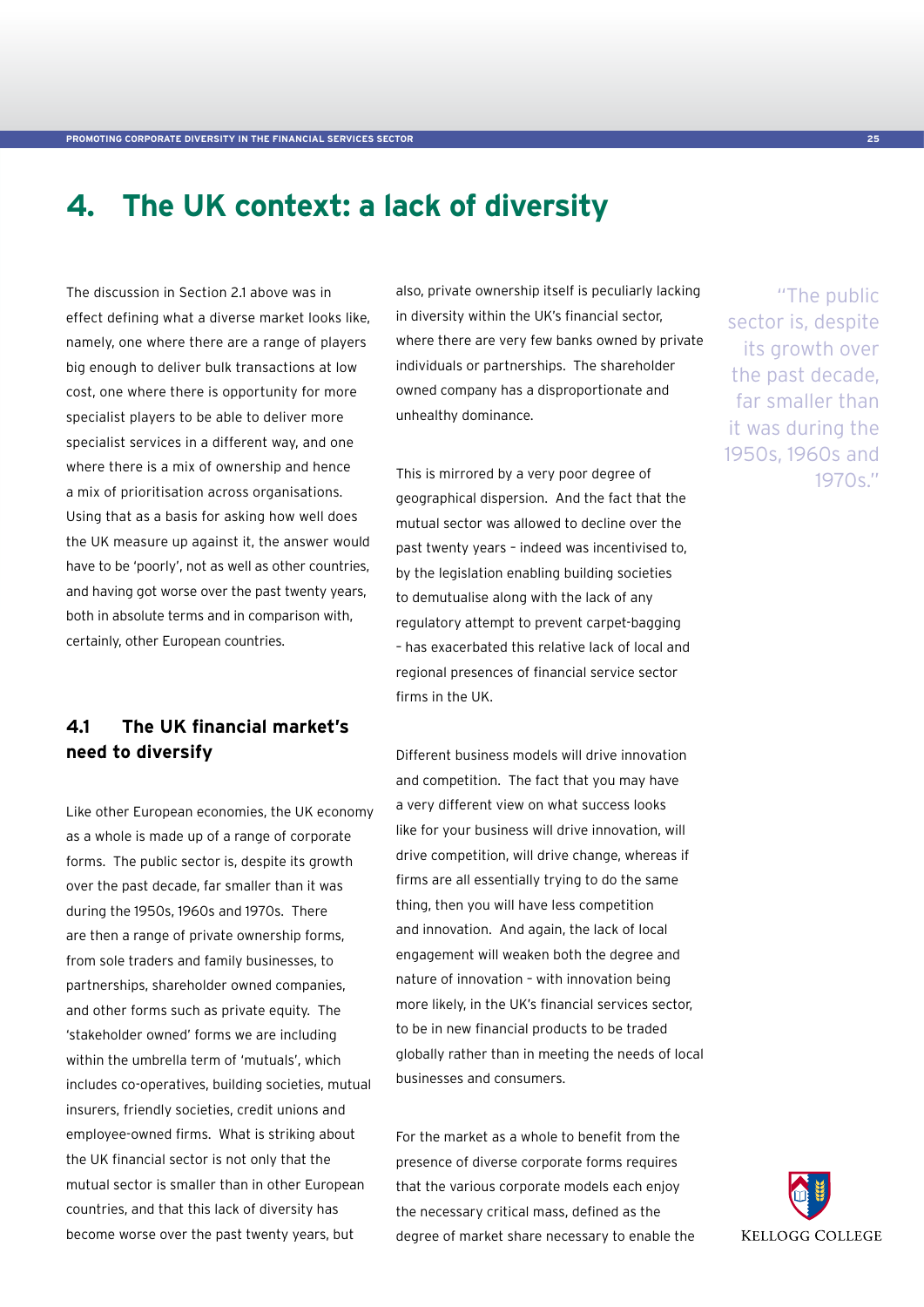# 4. The UK context: a lack of diversity

The discussion in Section 2.1 above was in effect defining what a diverse market looks like, namely, one where there are a range of players big enough to deliver bulk transactions at low cost, one where there is opportunity for more specialist players to be able to deliver more specialist services in a different way, and one where there is a mix of ownership and hence a mix of prioritisation across organisations. Using that as a basis for asking how well does the UK measure up against it, the answer would have to be 'poorly', not as well as other countries, and having got worse over the past twenty years, both in absolute terms and in comparison with, certainly, other European countries.

## 4.1 The UK financial market's need to diversify

Like other European economies, the UK economy as a whole is made up of a range of corporate forms. The public sector is, despite its growth over the past decade, far smaller than it was during the 1950s, 1960s and 1970s. There are then a range of private ownership forms, from sole traders and family businesses, to partnerships, shareholder owned companies, and other forms such as private equity. The 'stakeholder owned' forms we are including within the umbrella term of 'mutuals', which includes co-operatives, building societies, mutual insurers, friendly societies, credit unions and employee-owned firms. What is striking about the UK financial sector is not only that the mutual sector is smaller than in other European countries, and that this lack of diversity has become worse over the past twenty years, but also, private ownership itself is peculiarly lacking in diversity within the UK's financial sector, where there are very few banks owned by private individuals or partnerships. The shareholder owned company has a disproportionate and unhealthy dominance.

This is mirrored by a very poor degree of geographical dispersion. And the fact that the mutual sector was allowed to decline over the past twenty years – indeed was incentivised to, by the legislation enabling building societies to demutualise along with the lack of any regulatory attempt to prevent carpet-bagging – has exacerbated this relative lack of local and regional presences of financial service sector firms in the UK.

Different business models will drive innovation and competition. The fact that you may have a very different view on what success looks like for your business will drive innovation, will drive competition, will drive change, whereas if firms are all essentially trying to do the same thing, then you will have less competition and innovation. And again, the lack of local engagement will weaken both the degree and nature of innovation – with innovation being more likely, in the UK's financial services sector, to be in new financial products to be traded globally rather than in meeting the needs of local businesses and consumers.

For the market as a whole to benefit from the presence of diverse corporate forms requires that the various corporate models each enjoy the necessary critical mass, defined as the degree of market share necessary to enable the

> "The public sector is, despite its growth over the past decade, far smaller than it was during the 1950s, 1960s and 1970s."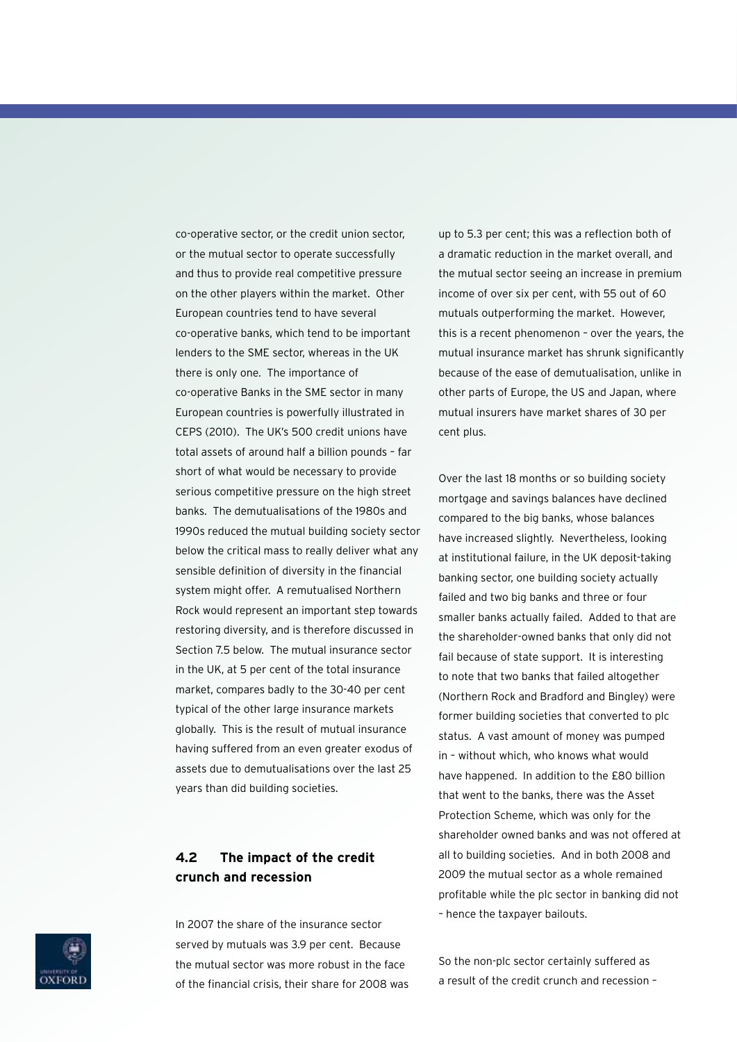co-operative sector, or the credit union sector, or the mutual sector to operate successfully and thus to provide real competitive pressure on the other players within the market. Other European countries tend to have several co-operative banks, which tend to be important lenders to the SME sector, whereas in the UK there is only one. The importance of co-operative Banks in the SME sector in many European countries is powerfully illustrated in CEPS (2010). The UK's 500 credit unions have total assets of around half a billion pounds – far short of what would be necessary to provide serious competitive pressure on the high street banks. The demutualisations of the 1980s and 1990s reduced the mutual building society sector below the critical mass to really deliver what any sensible definition of diversity in the financial system might offer. A remutualised Northern Rock would represent an important step towards restoring diversity, and is therefore discussed in Section 7.5 below. The mutual insurance sector in the UK, at 5 per cent of the total insurance market, compares badly to the 30-40 per cent typical of the other large insurance markets globally. This is the result of mutual insurance having suffered from an even greater exodus of assets due to demutualisations over the last 25 years than did building societies.

## 4.2 The impact of the credit crunch and recession

In 2007 the share of the insurance sector served by mutuals was 3.9 per cent. Because the mutual sector was more robust in the face of the financial crisis, their share for 2008 was up to 5.3 per cent; this was a reflection both of a dramatic reduction in the market overall, and the mutual sector seeing an increase in premium income of over six per cent, with 55 out of 60 mutuals outperforming the market. However, this is a recent phenomenon – over the years, the mutual insurance market has shrunk significantly because of the ease of demutualisation, unlike in other parts of Europe, the US and Japan, where mutual insurers have market shares of 30 per cent plus.

Over the last 18 months or so building society mortgage and savings balances have declined compared to the big banks, whose balances have increased slightly. Nevertheless, looking at institutional failure, in the UK deposit-taking banking sector, one building society actually failed and two big banks and three or four smaller banks actually failed. Added to that are the shareholder-owned banks that only did not fail because of state support. It is interesting to note that two banks that failed altogether (Northern Rock and Bradford and Bingley) were former building societies that converted to plc status. A vast amount of money was pumped in – without which, who knows what would have happened. In addition to the £80 billion that went to the banks, there was the Asset Protection Scheme, which was only for the shareholder owned banks and was not offered at all to building societies. And in both 2008 and 2009 the mutual sector as a whole remained profitable while the plc sector in banking did not – hence the taxpayer bailouts.

So the non-plc sector certainly suffered as a result of the credit crunch and recession –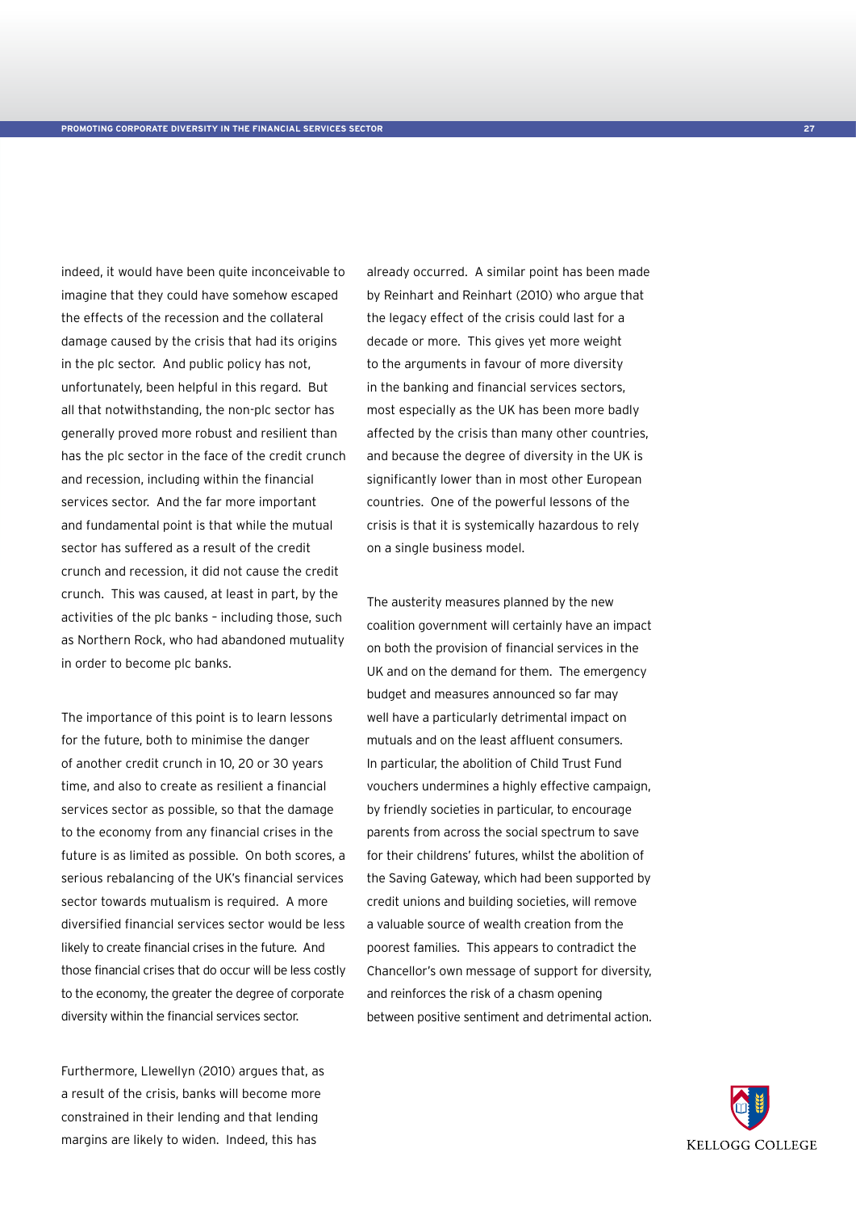indeed, it would have been quite inconceivable to imagine that they could have somehow escaped the effects of the recession and the collateral damage caused by the crisis that had its origins in the plc sector. And public policy has not, unfortunately, been helpful in this regard. But all that notwithstanding, the non-plc sector has generally proved more robust and resilient than has the plc sector in the face of the credit crunch and recession, including within the financial services sector. And the far more important and fundamental point is that while the mutual sector has suffered as a result of the credit crunch and recession, it did not cause the credit crunch. This was caused, at least in part, by the activities of the plc banks – including those, such as Northern Rock, who had abandoned mutuality in order to become plc banks.

The importance of this point is to learn lessons for the future, both to minimise the danger of another credit crunch in 10, 20 or 30 years time, and also to create as resilient a financial services sector as possible, so that the damage to the economy from any financial crises in the future is as limited as possible. On both scores, a serious rebalancing of the UK's financial services sector towards mutualism is required. A more diversified financial services sector would be less likely to create financial crises in the future. And those financial crises that do occur will be less costly to the economy, the greater the degree of corporate diversity within the financial services sector.

Furthermore, Llewellyn (2010) argues that, as a result of the crisis, banks will become more constrained in their lending and that lending margins are likely to widen. Indeed, this has already occurred. A similar point has been made by Reinhart and Reinhart (2010) who argue that the legacy effect of the crisis could last for a decade or more. This gives yet more weight to the arguments in favour of more diversity in the banking and financial services sectors, most especially as the UK has been more badly affected by the crisis than many other countries, and because the degree of diversity in the UK is significantly lower than in most other European countries. One of the powerful lessons of the crisis is that it is systemically hazardous to rely on a single business model.

The austerity measures planned by the new coalition government will certainly have an impact on both the provision of financial services in the UK and on the demand for them. The emergency budget and measures announced so far may well have a particularly detrimental impact on mutuals and on the least affluent consumers. In particular, the abolition of Child Trust Fund vouchers undermines a highly effective campaign, by friendly societies in particular, to encourage parents from across the social spectrum to save for their childrens' futures, whilst the abolition of the Saving Gateway, which had been supported by credit unions and building societies, will remove a valuable source of wealth creation from the poorest families. This appears to contradict the Chancellor's own message of support for diversity, and reinforces the risk of a chasm opening between positive sentiment and detrimental action.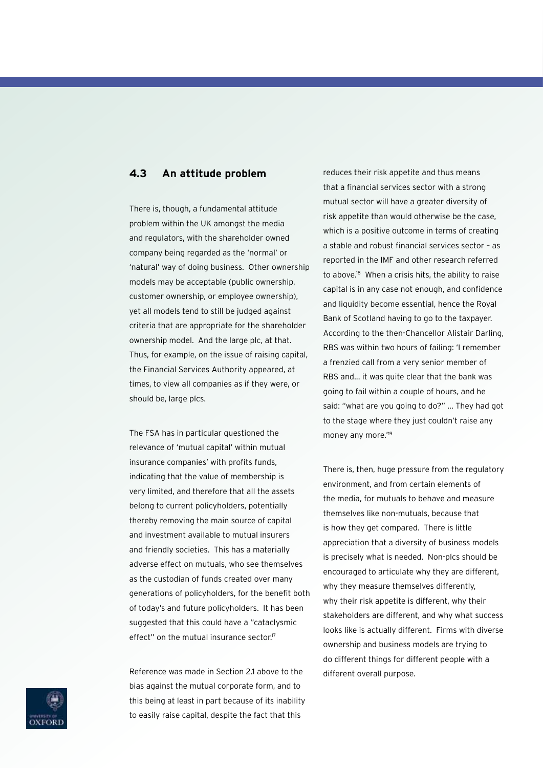## 4.3 An attitude problem

There is, though, a fundamental attitude problem within the UK amongst the media and regulators, with the shareholder owned company being regarded as the 'normal' or 'natural' way of doing business. Other ownership models may be acceptable (public ownership, customer ownership, or employee ownership), yet all models tend to still be judged against criteria that are appropriate for the shareholder ownership model. And the large plc, at that. Thus, for example, on the issue of raising capital, the Financial Services Authority appeared, at times, to view all companies as if they were, or should be, large plcs.

The FSA has in particular questioned the relevance of 'mutual capital' within mutual insurance companies' with profits funds, indicating that the value of membership is very limited, and therefore that all the assets belong to current policyholders, potentially thereby removing the main source of capital and investment available to mutual insurers and friendly societies. This has a materially adverse effect on mutuals, who see themselves as the custodian of funds created over many generations of policyholders, for the benefit both of today's and future policyholders. It has been suggested that this could have a "cataclysmic effect" on the mutual insurance sector.[17]

Reference was made in Section 2.1 above to the bias against the mutual corporate form, and to this being at least in part because of its inability to easily raise capital, despite the fact that this reduces their risk appetite and thus means that a financial services sector with a strong mutual sector will have a greater diversity of risk appetite than would otherwise be the case, which is a positive outcome in terms of creating a stable and robust financial services sector – as reported in the IMF and other research referred to above.[18] When a crisis hits, the ability to raise capital is in any case not enough, and confidence and liquidity become essential, hence the Royal Bank of Scotland having to go to the taxpayer. According to the then-Chancellor Alistair Darling, RBS was within two hours of failing: 'I remember a frenzied call from a very senior member of RBS and... it was quite clear that the bank was going to fail within a couple of hours, and he said: "what are you going to do?" ... They had got to the stage where they just couldn't raise any money any more.'[19]

There is, then, huge pressure from the regulatory environment, and from certain elements of the media, for mutuals to behave and measure themselves like non-mutuals, because that is how they get compared. There is little appreciation that a diversity of business models is precisely what is needed. Non-plcs should be encouraged to articulate why they are different, why they measure themselves differently, why their risk appetite is different, why their stakeholders are different, and why what success looks like is actually different. Firms with diverse ownership and business models are trying to do different things for different people with a different overall purpose.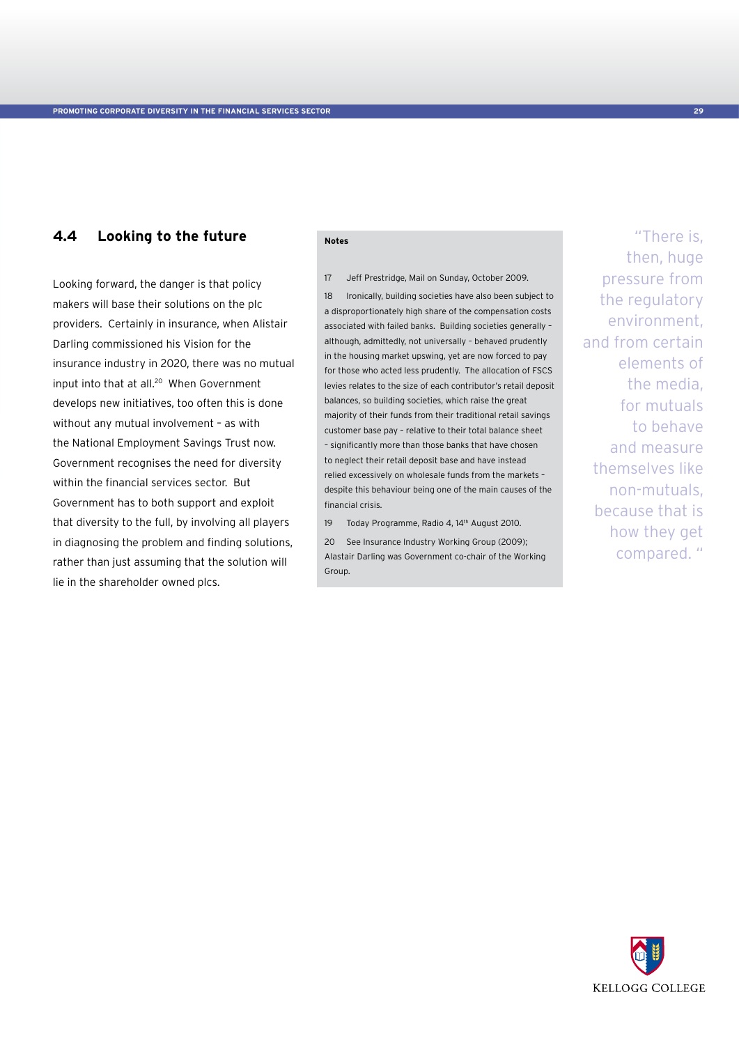## 4.4 Looking to the future

Looking forward, the danger is that policy makers will base their solutions on the plc providers. Certainly in insurance, when Alistair Darling commissioned his Vision for the insurance industry in 2020, there was no mutual input into that at all.[20] When Government develops new initiatives, too often this is done without any mutual involvement – as with the National Employment Savings Trust now. Government recognises the need for diversity within the financial services sector. But Government has to both support and exploit that diversity to the full, by involving all players in diagnosing the problem and finding solutions, rather than just assuming that the solution will lie in the shareholder owned plcs.

> "There is, then, huge pressure from the regulatory environment, and from certain elements of the media, for mutuals to behave and measure themselves like non-mutuals, because that is how they get compared."

**Notes**

17 Jeff Prestridge, Mail on Sunday, October 2009.

18 Ironically, building societies have also been subject to a disproportionately high share of the compensation costs associated with failed banks. Building societies generally – although, admittedly, not universally – behaved prudently in the housing market upswing, yet are now forced to pay for those who acted less prudently. The allocation of FSCS levies relates to the size of each contributor's retail deposit balances, so building societies, which raise the great majority of their funds from their traditional retail savings customer base pay – relative to their total balance sheet – significantly more than those banks that have chosen to neglect their retail deposit base and have instead relied excessively on wholesale funds from the markets – despite this behaviour being one of the main causes of the financial crisis.

19 Today Programme, Radio 4, 14th August 2010.

20 See Insurance Industry Working Group (2009); Alastair Darling was Government co-chair of the Working Group.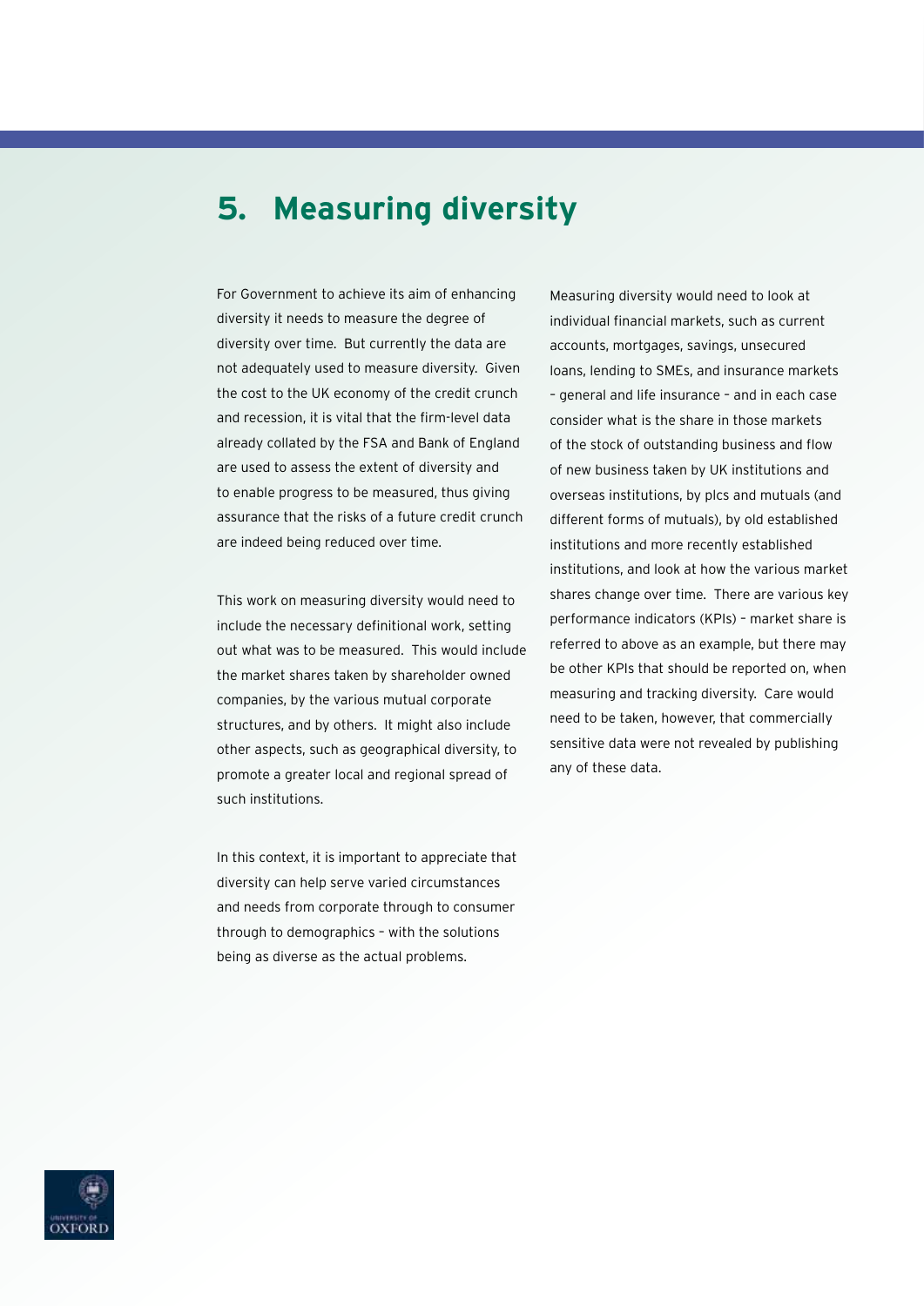# 5. Measuring diversity

For Government to achieve its aim of enhancing diversity it needs to measure the degree of diversity over time. But currently the data are not adequately used to measure diversity. Given the cost to the UK economy of the credit crunch and recession, it is vital that the firm-level data already collated by the FSA and Bank of England are used to assess the extent of diversity and to enable progress to be measured, thus giving assurance that the risks of a future credit crunch are indeed being reduced over time.

This work on measuring diversity would need to include the necessary definitional work, setting out what was to be measured. This would include the market shares taken by shareholder owned companies, by the various mutual corporate structures, and by others. It might also include other aspects, such as geographical diversity, to promote a greater local and regional spread of such institutions.

In this context, it is important to appreciate that diversity can help serve varied circumstances and needs from corporate through to consumer through to demographics – with the solutions being as diverse as the actual problems.

Measuring diversity would need to look at individual financial markets, such as current accounts, mortgages, savings, unsecured loans, lending to SMEs, and insurance markets – general and life insurance – and in each case consider what is the share in those markets of the stock of outstanding business and flow of new business taken by UK institutions and overseas institutions, by plcs and mutuals (and different forms of mutuals), by old established institutions and more recently established institutions, and look at how the various market shares change over time. There are various key performance indicators (KPIs) – market share is referred to above as an example, but there may be other KPIs that should be reported on, when measuring and tracking diversity. Care would need to be taken, however, that commercially sensitive data were not revealed by publishing any of these data.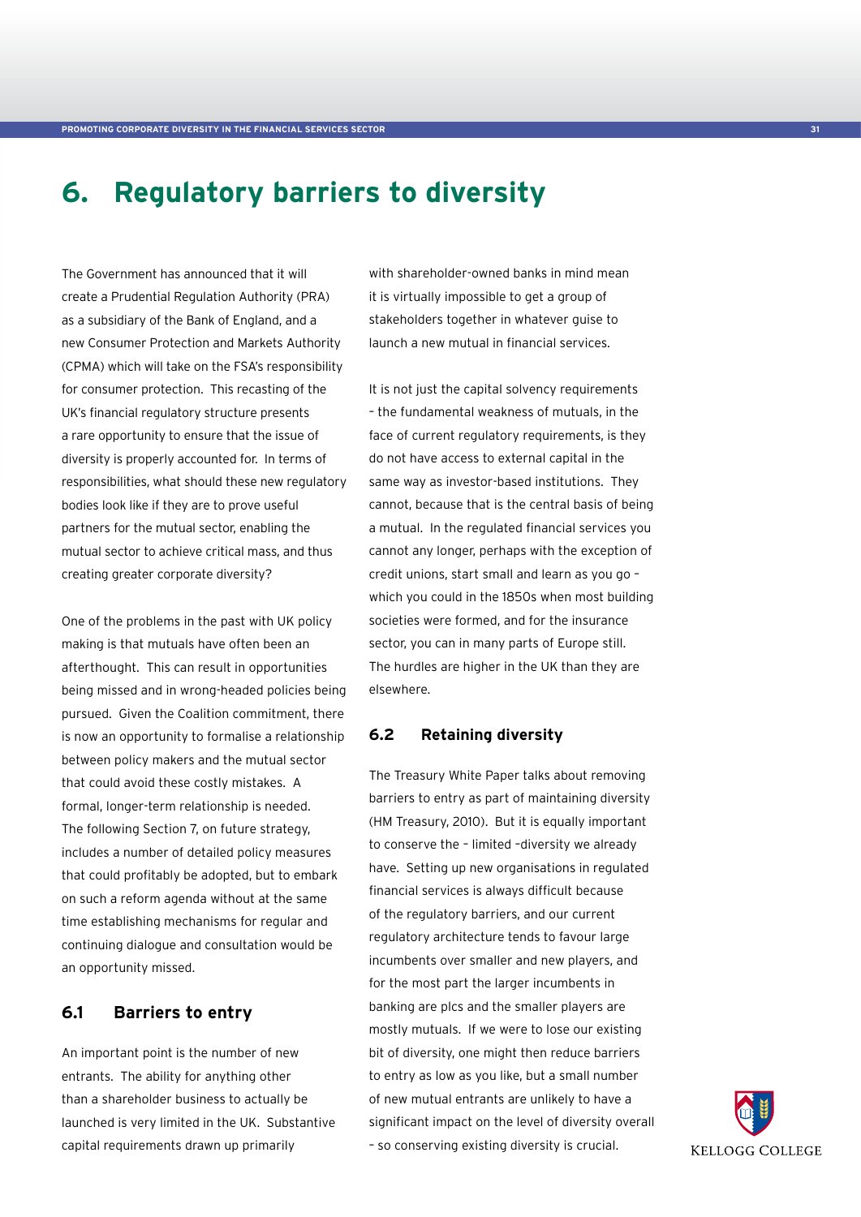# 6. Regulatory barriers to diversity

The Government has announced that it will create a Prudential Regulation Authority (PRA) as a subsidiary of the Bank of England, and a new Consumer Protection and Markets Authority (CPMA) which will take on the FSA's responsibility for consumer protection. This recasting of the UK's financial regulatory structure presents a rare opportunity to ensure that the issue of diversity is properly accounted for. In terms of responsibilities, what should these new regulatory bodies look like if they are to prove useful partners for the mutual sector, enabling the mutual sector to achieve critical mass, and thus creating greater corporate diversity?

One of the problems in the past with UK policy making is that mutuals have often been an afterthought. This can result in opportunities being missed and in wrong-headed policies being pursued. Given the Coalition commitment, there is now an opportunity to formalise a relationship between policy makers and the mutual sector that could avoid these costly mistakes. A formal, longer-term relationship is needed. The following Section 7, on future strategy, includes a number of detailed policy measures that could profitably be adopted, but to embark on such a reform agenda without at the same time establishing mechanisms for regular and continuing dialogue and consultation would be an opportunity missed.

## 6.1 Barriers to entry

An important point is the number of new entrants. The ability for anything other than a shareholder business to actually be launched is very limited in the UK. Substantive capital requirements drawn up primarily with shareholder-owned banks in mind mean it is virtually impossible to get a group of stakeholders together in whatever guise to launch a new mutual in financial services.

It is not just the capital solvency requirements – the fundamental weakness of mutuals, in the face of current regulatory requirements, is they do not have access to external capital in the same way as investor-based institutions. They cannot, because that is the central basis of being a mutual. In the regulated financial services you cannot any longer, perhaps with the exception of credit unions, start small and learn as you go – which you could in the 1850s when most building societies were formed, and for the insurance sector, you can in many parts of Europe still. The hurdles are higher in the UK than they are elsewhere.

## 6.2 Retaining diversity

The Treasury White Paper talks about removing barriers to entry as part of maintaining diversity (HM Treasury, 2010). But it is equally important to conserve the – limited –diversity we already have. Setting up new organisations in regulated financial services is always difficult because of the regulatory barriers, and our current regulatory architecture tends to favour large incumbents over smaller and new players, and for the most part the larger incumbents in banking are plcs and the smaller players are mostly mutuals. If we were to lose our existing bit of diversity, one might then reduce barriers to entry as low as you like, but a small number of new mutual entrants are unlikely to have a significant impact on the level of diversity overall – so conserving existing diversity is crucial.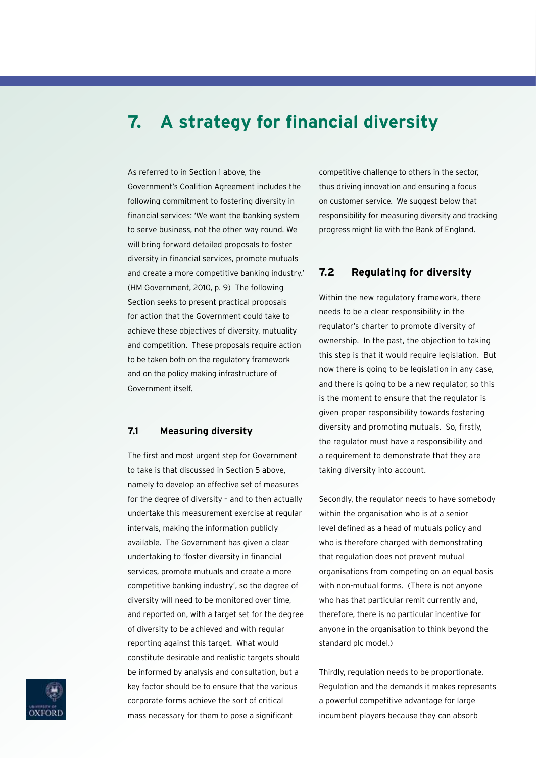# 7. A strategy for financial diversity

As referred to in Section 1 above, the Government's Coalition Agreement includes the following commitment to fostering diversity in financial services: 'We want the banking system to serve business, not the other way round. We will bring forward detailed proposals to foster diversity in financial services, promote mutuals and create a more competitive banking industry.' (HM Government, 2010, p. 9) The following Section seeks to present practical proposals for action that the Government could take to achieve these objectives of diversity, mutuality and competition. These proposals require action to be taken both on the regulatory framework and on the policy making infrastructure of Government itself.

## 7.1 Measuring diversity

The first and most urgent step for Government to take is that discussed in Section 5 above, namely to develop an effective set of measures for the degree of diversity – and to then actually undertake this measurement exercise at regular intervals, making the information publicly available. The Government has given a clear undertaking to 'foster diversity in financial services, promote mutuals and create a more competitive banking industry', so the degree of diversity will need to be monitored over time, and reported on, with a target set for the degree of diversity to be achieved and with regular reporting against this target. What would constitute desirable and realistic targets should be informed by analysis and consultation, but a key factor should be to ensure that the various corporate forms achieve the sort of critical mass necessary for them to pose a significant competitive challenge to others in the sector, thus driving innovation and ensuring a focus on customer service. We suggest below that responsibility for measuring diversity and tracking progress might lie with the Bank of England.

## 7.2 Regulating for diversity

Within the new regulatory framework, there needs to be a clear responsibility in the regulator's charter to promote diversity of ownership. In the past, the objection to taking this step is that it would require legislation. But now there is going to be legislation in any case, and there is going to be a new regulator, so this is the moment to ensure that the regulator is given proper responsibility towards fostering diversity and promoting mutuals. So, firstly, the regulator must have a responsibility and a requirement to demonstrate that they are taking diversity into account.

Secondly, the regulator needs to have somebody within the organisation who is at a senior level defined as a head of mutuals policy and who is therefore charged with demonstrating that regulation does not prevent mutual organisations from competing on an equal basis with non-mutual forms. (There is not anyone who has that particular remit currently and, therefore, there is no particular incentive for anyone in the organisation to think beyond the standard plc model.)

Thirdly, regulation needs to be proportionate. Regulation and the demands it makes represents a powerful competitive advantage for large incumbent players because they can absorb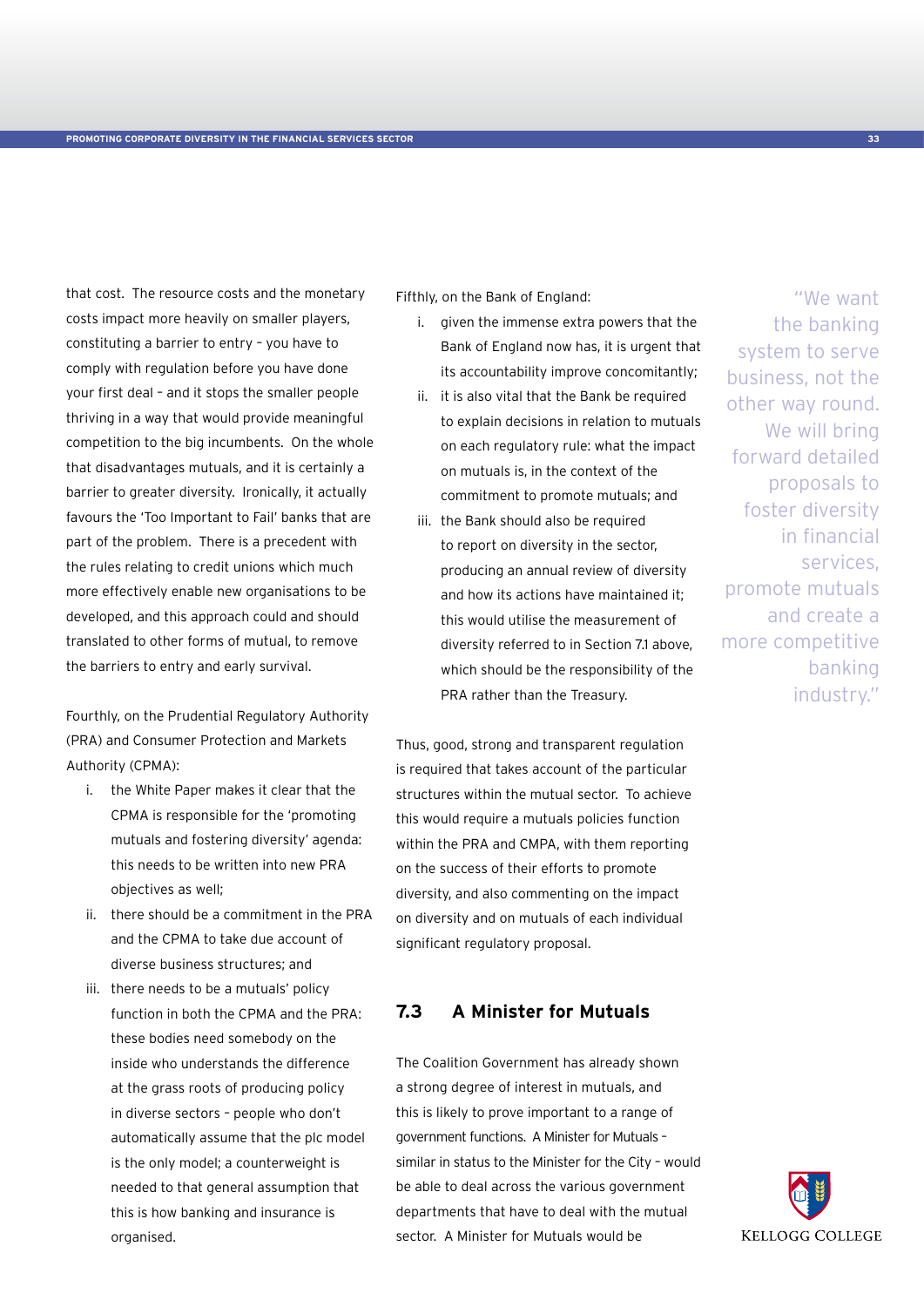that cost. The resource costs and the monetary costs impact more heavily on smaller players, constituting a barrier to entry – you have to comply with regulation before you have done your first deal – and it stops the smaller people thriving in a way that would provide meaningful competition to the big incumbents. On the whole that disadvantages mutuals, and it is certainly a barrier to greater diversity. Ironically, it actually favours the 'Too Important to Fail' banks that are part of the problem. There is a precedent with the rules relating to credit unions which much more effectively enable new organisations to be developed, and this approach could and should translated to other forms of mutual, to remove the barriers to entry and early survival.

Fourthly, on the Prudential Regulatory Authority (PRA) and Consumer Protection and Markets Authority (CPMA):

i. the White Paper makes it clear that the CPMA is responsible for the 'promoting mutuals and fostering diversity' agenda: this needs to be written into new PRA objectives as well;

ii. there should be a commitment in the PRA and the CPMA to take due account of diverse business structures; and

iii. there needs to be a mutuals' policy function in both the CPMA and the PRA: these bodies need somebody on the inside who understands the difference at the grass roots of producing policy in diverse sectors – people who don't automatically assume that the plc model is the only model; a counterweight is needed to that general assumption that this is how banking and insurance is organised.

Fifthly, on the Bank of England:

i. given the immense extra powers that the Bank of England now has, it is urgent that its accountability improve concomitantly;

ii. it is also vital that the Bank be required to explain decisions in relation to mutuals on each regulatory rule: what the impact on mutuals is, in the context of the commitment to promote mutuals; and

iii. the Bank should also be required to report on diversity in the sector, producing an annual review of diversity and how its actions have maintained it; this would utilise the measurement of diversity referred to in Section 7.1 above, which should be the responsibility of the PRA rather than the Treasury.

Thus, good, strong and transparent regulation is required that takes account of the particular structures within the mutual sector. To achieve this would require a mutuals policies function within the PRA and CMPA, with them reporting on the success of their efforts to promote diversity, and also commenting on the impact on diversity and on mutuals of each individual significant regulatory proposal.

## 7.3 A Minister for Mutuals

The Coalition Government has already shown a strong degree of interest in mutuals, and this is likely to prove important to a range of government functions. A Minister for Mutuals – similar in status to the Minister for the City – would be able to deal across the various government departments that have to deal with the mutual sector. A Minister for Mutuals would be

"We want the banking system to serve business, not the other way round. We will bring forward detailed proposals to foster diversity in financial services, promote mutuals and create a more competitive banking industry."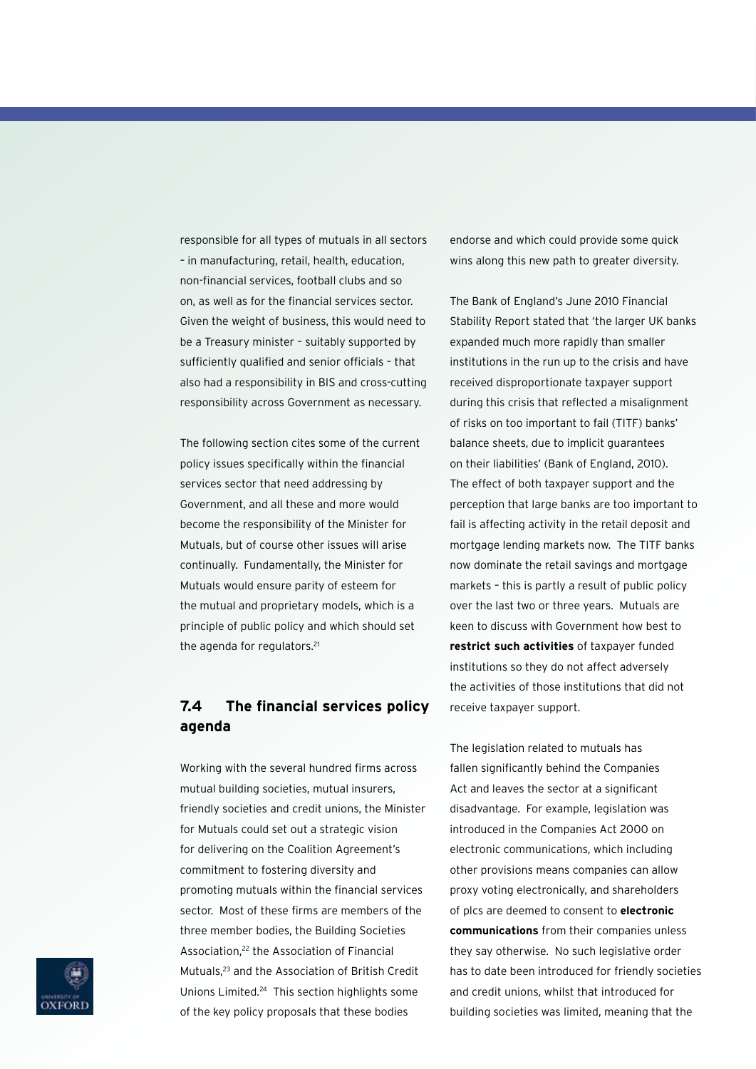responsible for all types of mutuals in all sectors – in manufacturing, retail, health, education, non-financial services, football clubs and so on, as well as for the financial services sector. Given the weight of business, this would need to be a Treasury minister – suitably supported by sufficiently qualified and senior officials – that also had a responsibility in BIS and cross-cutting responsibility across Government as necessary.

The following section cites some of the current policy issues specifically within the financial services sector that need addressing by Government, and all these and more would become the responsibility of the Minister for Mutuals, but of course other issues will arise continually. Fundamentally, the Minister for Mutuals would ensure parity of esteem for the mutual and proprietary models, which is a principle of public policy and which should set the agenda for regulators.[21]

## 7.4 The financial services policy agenda

Working with the several hundred firms across mutual building societies, mutual insurers, friendly societies and credit unions, the Minister for Mutuals could set out a strategic vision for delivering on the Coalition Agreement's commitment to fostering diversity and promoting mutuals within the financial services sector. Most of these firms are members of the three member bodies, the Building Societies Association,[22] the Association of Financial Mutuals,[23] and the Association of British Credit Unions Limited.[24] This section highlights some of the key policy proposals that these bodies endorse and which could provide some quick wins along this new path to greater diversity.

The Bank of England's June 2010 Financial Stability Report stated that 'the larger UK banks expanded much more rapidly than smaller institutions in the run up to the crisis and have received disproportionate taxpayer support during this crisis that reflected a misalignment of risks on too important to fail (TITF) banks' balance sheets, due to implicit guarantees on their liabilities' (Bank of England, 2010). The effect of both taxpayer support and the perception that large banks are too important to fail is affecting activity in the retail deposit and mortgage lending markets now. The TITF banks now dominate the retail savings and mortgage markets – this is partly a result of public policy over the last two or three years. Mutuals are keen to discuss with Government how best to **restrict such activities** of taxpayer funded institutions so they do not affect adversely the activities of those institutions that did not receive taxpayer support.

The legislation related to mutuals has fallen significantly behind the Companies Act and leaves the sector at a significant disadvantage. For example, legislation was introduced in the Companies Act 2000 on electronic communications, which including other provisions means companies can allow proxy voting electronically, and shareholders of plcs are deemed to consent to **electronic communications** from their companies unless they say otherwise. No such legislative order has to date been introduced for friendly societies and credit unions, whilst that introduced for building societies was limited, meaning that the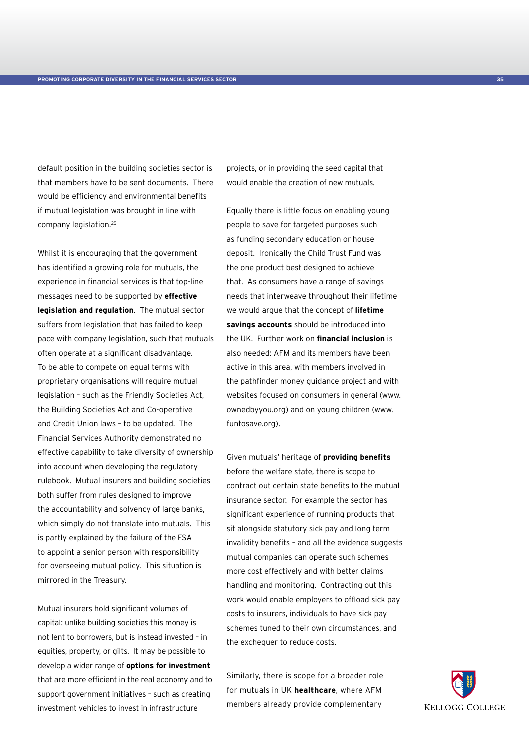default position in the building societies sector is that members have to be sent documents. There would be efficiency and environmental benefits if mutual legislation was brought in line with company legislation.[25]

Whilst it is encouraging that the government has identified a growing role for mutuals, the experience in financial services is that top-line messages need to be supported by **effective legislation and regulation**. The mutual sector suffers from legislation that has failed to keep pace with company legislation, such that mutuals often operate at a significant disadvantage. To be able to compete on equal terms with proprietary organisations will require mutual legislation – such as the Friendly Societies Act, the Building Societies Act and Co-operative and Credit Union laws – to be updated. The Financial Services Authority demonstrated no effective capability to take diversity of ownership into account when developing the regulatory rulebook. Mutual insurers and building societies both suffer from rules designed to improve the accountability and solvency of large banks, which simply do not translate into mutuals. This is partly explained by the failure of the FSA to appoint a senior person with responsibility for overseeing mutual policy. This situation is mirrored in the Treasury.

Mutual insurers hold significant volumes of capital: unlike building societies this money is not lent to borrowers, but is instead invested – in equities, property, or gilts. It may be possible to develop a wider range of **options for investment** that are more efficient in the real economy and to support government initiatives – such as creating investment vehicles to invest in infrastructure projects, or in providing the seed capital that would enable the creation of new mutuals.

Equally there is little focus on enabling young people to save for targeted purposes such as funding secondary education or house deposit. Ironically the Child Trust Fund was the one product best designed to achieve that. As consumers have a range of savings needs that interweave throughout their lifetime we would argue that the concept of **lifetime savings accounts** should be introduced into the UK. Further work on **financial inclusion** is also needed: AFM and its members have been active in this area, with members involved in the pathfinder money guidance project and with websites focused on consumers in general (www.ownedbyyou.org) and on young children (www.funtosave.org).

Given mutuals' heritage of **providing benefits** before the welfare state, there is scope to contract out certain state benefits to the mutual insurance sector. For example the sector has significant experience of running products that sit alongside statutory sick pay and long term invalidity benefits – and all the evidence suggests mutual companies can operate such schemes more cost effectively and with better claims handling and monitoring. Contracting out this work would enable employers to offload sick pay costs to insurers, individuals to have sick pay schemes tuned to their own circumstances, and the exchequer to reduce costs.

Similarly, there is scope for a broader role for mutuals in UK **healthcare**, where AFM members already provide complementary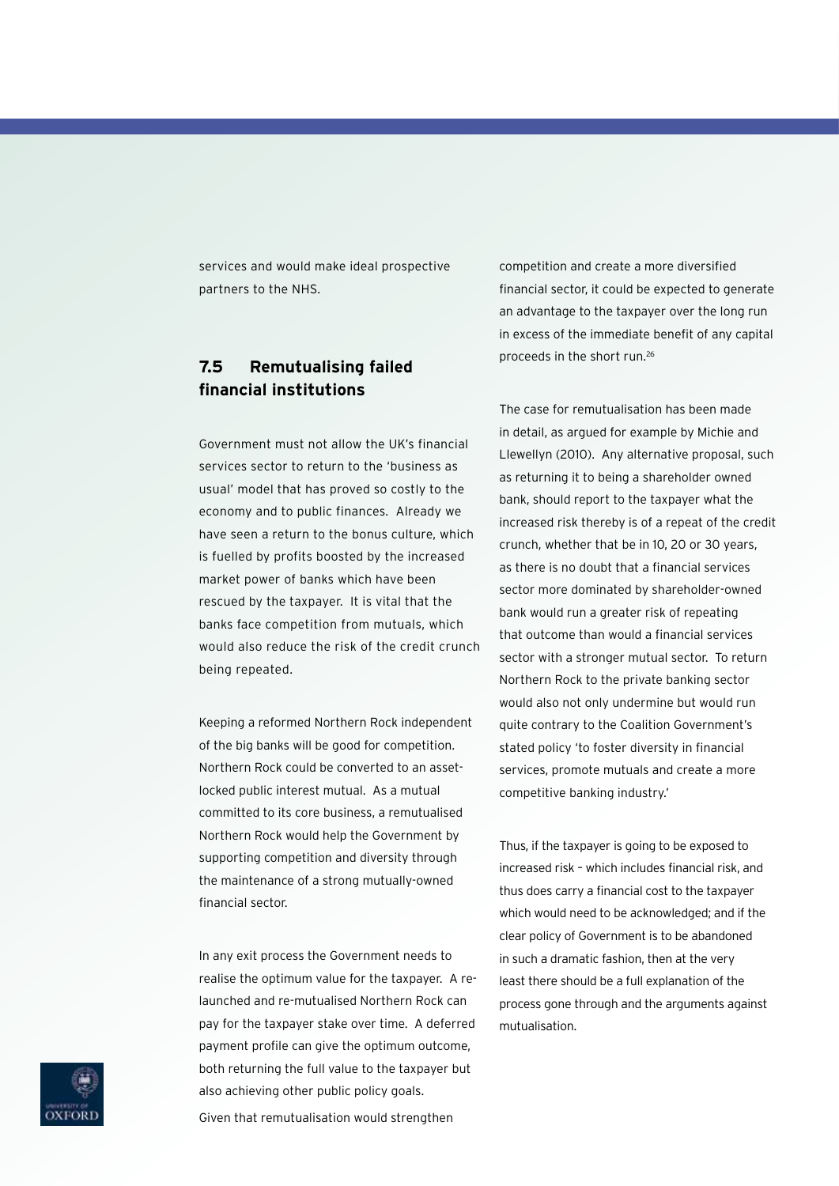services and would make ideal prospective partners to the NHS.

### 7.5 Remutualising failed financial institutions

Government must not allow the UK's financial services sector to return to the 'business as usual' model that has proved so costly to the economy and to public finances. Already we have seen a return to the bonus culture, which is fuelled by profits boosted by the increased market power of banks which have been rescued by the taxpayer. It is vital that the banks face competition from mutuals, which would also reduce the risk of the credit crunch being repeated.

Keeping a reformed Northern Rock independent of the big banks will be good for competition. Northern Rock could be converted to an asset-locked public interest mutual. As a mutual committed to its core business, a remutualised Northern Rock would help the Government by supporting competition and diversity through the maintenance of a strong mutually-owned financial sector.

In any exit process the Government needs to realise the optimum value for the taxpayer. A re-launched and re-mutualised Northern Rock can pay for the taxpayer stake over time. A deferred payment profile can give the optimum outcome, both returning the full value to the taxpayer but also achieving other public policy goals.

Given that remutualisation would strengthen competition and create a more diversified financial sector, it could be expected to generate an advantage to the taxpayer over the long run in excess of the immediate benefit of any capital proceeds in the short run.[26]

The case for remutualisation has been made in detail, as argued for example by Michie and Llewellyn (2010). Any alternative proposal, such as returning it to being a shareholder owned bank, should report to the taxpayer what the increased risk thereby is of a repeat of the credit crunch, whether that be in 10, 20 or 30 years, as there is no doubt that a financial services sector more dominated by shareholder-owned bank would run a greater risk of repeating that outcome than would a financial services sector with a stronger mutual sector. To return Northern Rock to the private banking sector would also not only undermine but would run quite contrary to the Coalition Government's stated policy 'to foster diversity in financial services, promote mutuals and create a more competitive banking industry.'

Thus, if the taxpayer is going to be exposed to increased risk – which includes financial risk, and thus does carry a financial cost to the taxpayer which would need to be acknowledged; and if the clear policy of Government is to be abandoned in such a dramatic fashion, then at the very least there should be a full explanation of the process gone through and the arguments against mutualisation.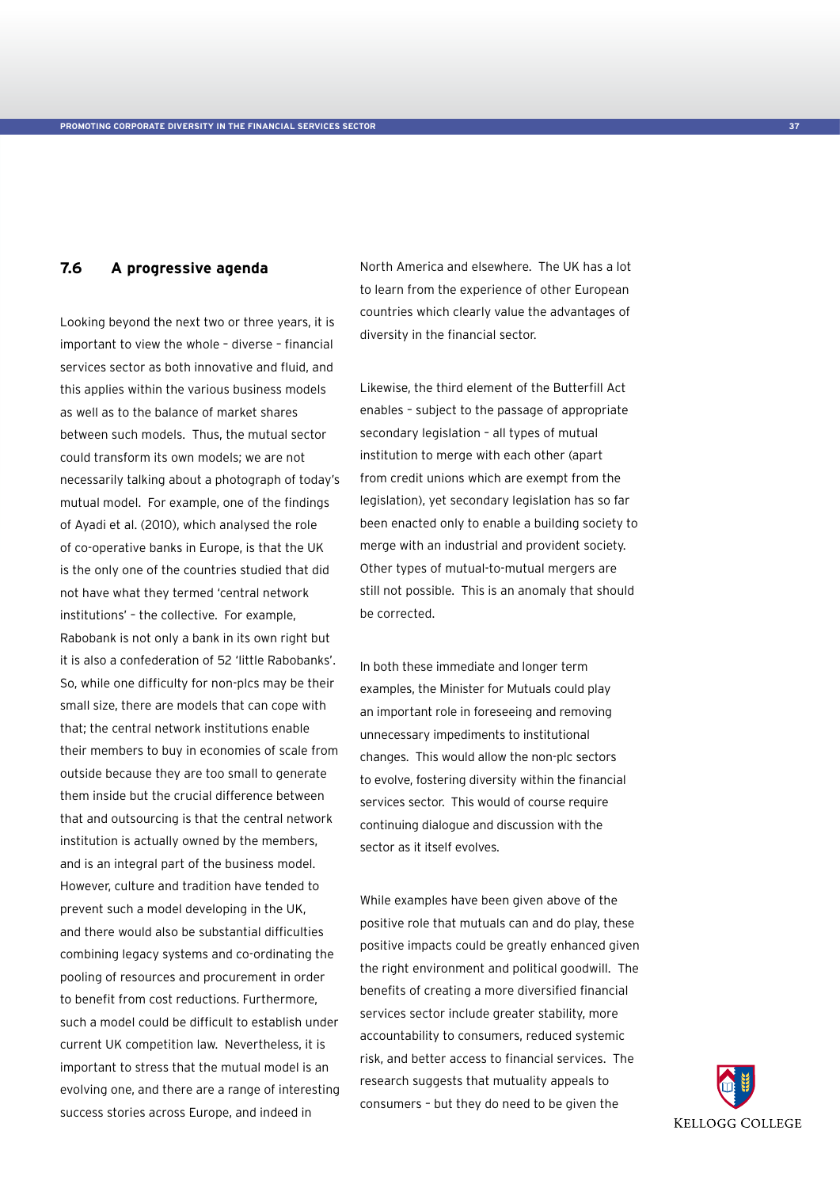### 7.6 A progressive agenda

Looking beyond the next two or three years, it is important to view the whole – diverse – financial services sector as both innovative and fluid, and this applies within the various business models as well as to the balance of market shares between such models. Thus, the mutual sector could transform its own models; we are not necessarily talking about a photograph of today's mutual model. For example, one of the findings of Ayadi et al. (2010), which analysed the role of co-operative banks in Europe, is that the UK is the only one of the countries studied that did not have what they termed 'central network institutions' – the collective. For example, Rabobank is not only a bank in its own right but it is also a confederation of 52 'little Rabobanks'. So, while one difficulty for non-plcs may be their small size, there are models that can cope with that; the central network institutions enable their members to buy in economies of scale from outside because they are too small to generate them inside but the crucial difference between that and outsourcing is that the central network institution is actually owned by the members, and is an integral part of the business model. However, culture and tradition have tended to prevent such a model developing in the UK, and there would also be substantial difficulties combining legacy systems and co-ordinating the pooling of resources and procurement in order to benefit from cost reductions. Furthermore, such a model could be difficult to establish under current UK competition law. Nevertheless, it is important to stress that the mutual model is an evolving one, and there are a range of interesting success stories across Europe, and indeed in North America and elsewhere. The UK has a lot to learn from the experience of other European countries which clearly value the advantages of diversity in the financial sector.

Likewise, the third element of the Butterfill Act enables – subject to the passage of appropriate secondary legislation – all types of mutual institution to merge with each other (apart from credit unions which are exempt from the legislation), yet secondary legislation has so far been enacted only to enable a building society to merge with an industrial and provident society. Other types of mutual-to-mutual mergers are still not possible. This is an anomaly that should be corrected.

In both these immediate and longer term examples, the Minister for Mutuals could play an important role in foreseeing and removing unnecessary impediments to institutional changes. This would allow the non-plc sectors to evolve, fostering diversity within the financial services sector. This would of course require continuing dialogue and discussion with the sector as it itself evolves.

While examples have been given above of the positive role that mutuals can and do play, these positive impacts could be greatly enhanced given the right environment and political goodwill. The benefits of creating a more diversified financial services sector include greater stability, more accountability to consumers, reduced systemic risk, and better access to financial services. The research suggests that mutuality appeals to consumers – but they do need to be given the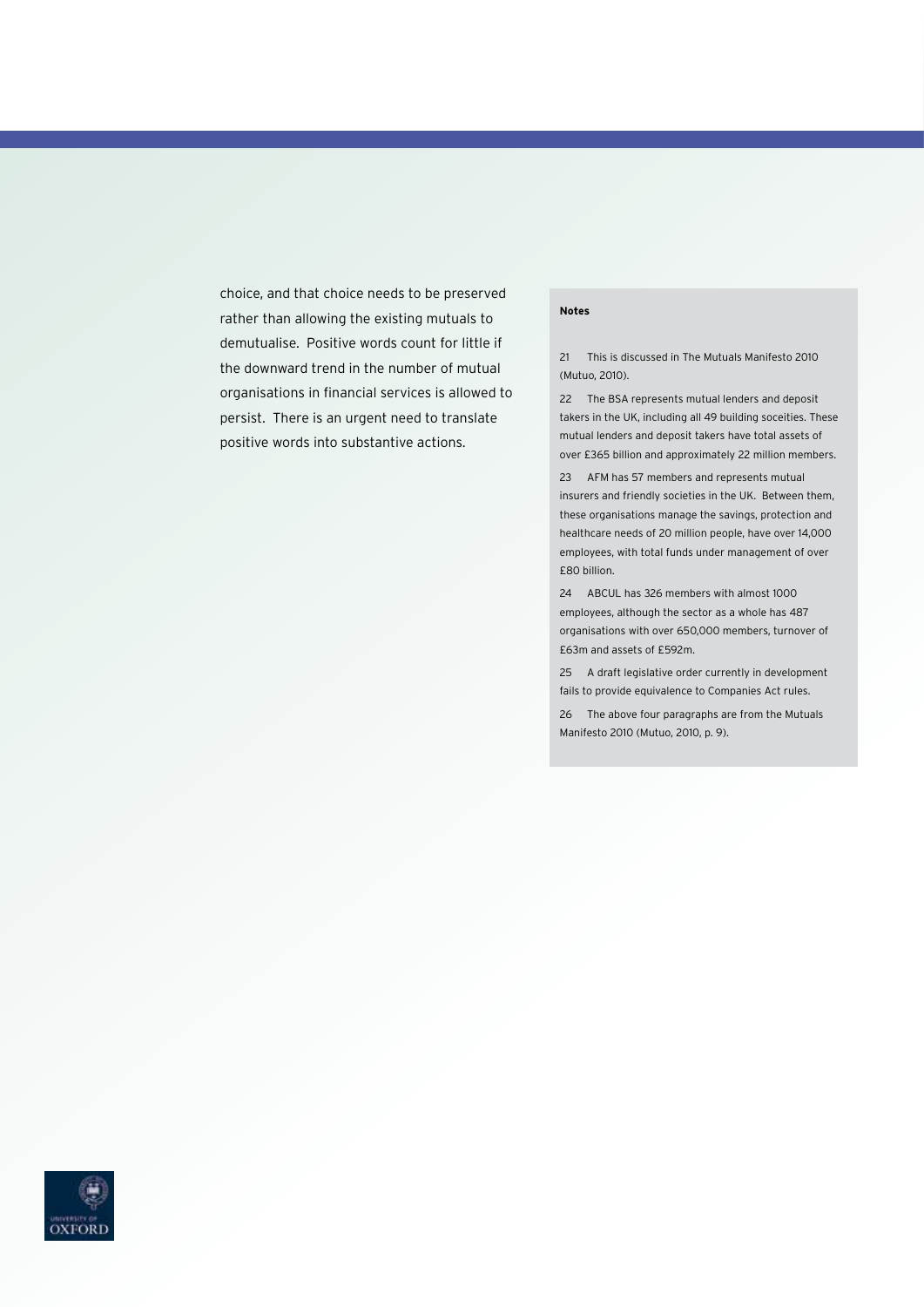choice, and that choice needs to be preserved rather than allowing the existing mutuals to demutualise. Positive words count for little if the downward trend in the number of mutual organisations in financial services is allowed to persist. There is an urgent need to translate positive words into substantive actions.

**Notes**

21 This is discussed in The Mutuals Manifesto 2010 (Mutuo, 2010).

22 The BSA represents mutual lenders and deposit takers in the UK, including all 49 building soceities. These mutual lenders and deposit takers have total assets of over £365 billion and approximately 22 million members.

23 AFM has 57 members and represents mutual insurers and friendly societies in the UK. Between them, these organisations manage the savings, protection and healthcare needs of 20 million people, have over 14,000 employees, with total funds under management of over £80 billion.

24 ABCUL has 326 members with almost 1000 employees, although the sector as a whole has 487 organisations with over 650,000 members, turnover of £63m and assets of £592m.

25 A draft legislative order currently in development fails to provide equivalence to Companies Act rules.

26 The above four paragraphs are from the Mutuals Manifesto 2010 (Mutuo, 2010, p. 9).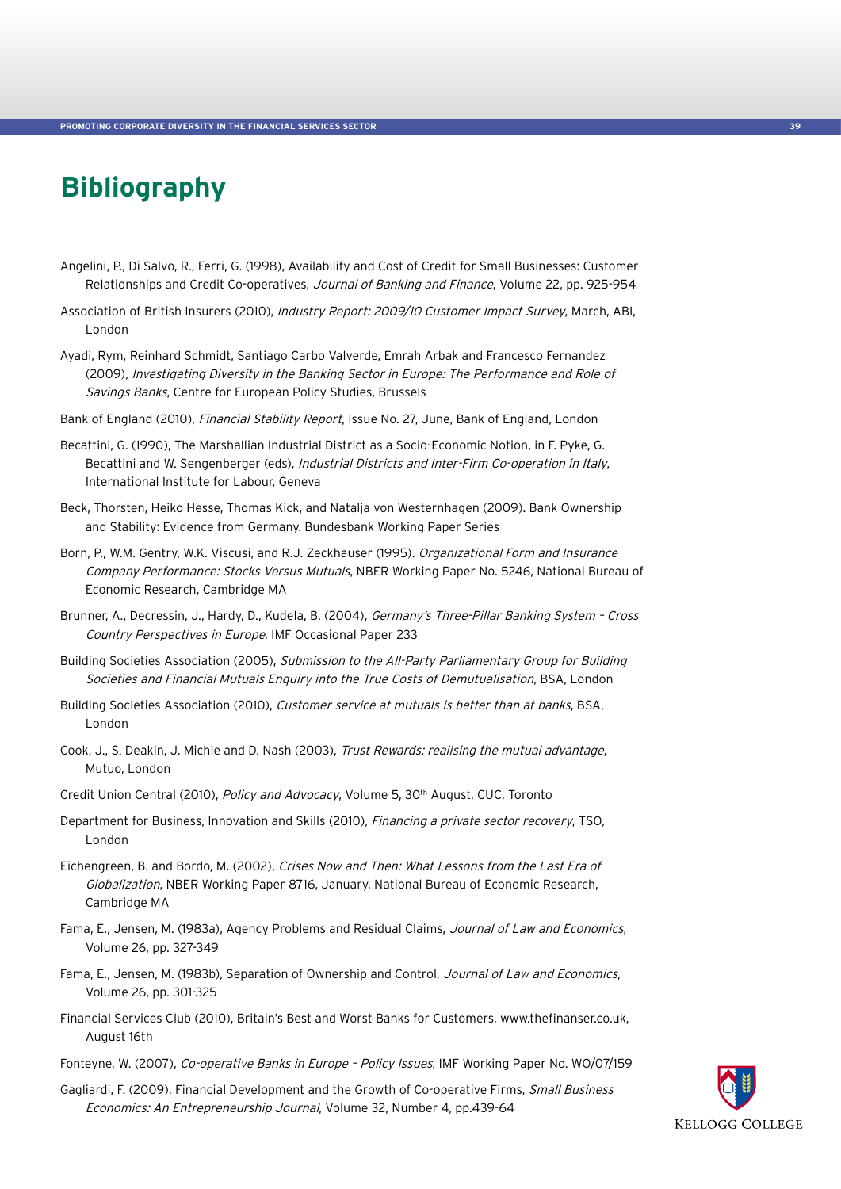# Bibliography

Angelini, P., Di Salvo, R., Ferri, G. (1998), Availability and Cost of Credit for Small Businesses: Customer Relationships and Credit Co-operatives, *Journal of Banking and Finance*, Volume 22, pp. 925-954

Association of British Insurers (2010), *Industry Report: 2009/10 Customer Impact Survey*, March, ABI, London

Ayadi, Rym, Reinhard Schmidt, Santiago Carbo Valverde, Emrah Arbak and Francesco Fernandez (2009), *Investigating Diversity in the Banking Sector in Europe: The Performance and Role of Savings Banks*, Centre for European Policy Studies, Brussels

Bank of England (2010), *Financial Stability Report*, Issue No. 27, June, Bank of England, London

Becattini, G. (1990), The Marshallian Industrial District as a Socio-Economic Notion, in F. Pyke, G. Becattini and W. Sengenberger (eds), *Industrial Districts and Inter-Firm Co-operation in Italy*, International Institute for Labour, Geneva

Beck, Thorsten, Heiko Hesse, Thomas Kick, and Natalja von Westernhagen (2009). Bank Ownership and Stability: Evidence from Germany. Bundesbank Working Paper Series

Born, P., W.M. Gentry, W.K. Viscusi, and R.J. Zeckhauser (1995). *Organizational Form and Insurance Company Performance: Stocks Versus Mutuals*, NBER Working Paper No. 5246, National Bureau of Economic Research, Cambridge MA

Brunner, A., Decressin, J., Hardy, D., Kudela, B. (2004), *Germany's Three-Pillar Banking System – Cross Country Perspectives in Europe*, IMF Occasional Paper 233

Building Societies Association (2005), *Submission to the All-Party Parliamentary Group for Building Societies and Financial Mutuals Enquiry into the True Costs of Demutualisation*, BSA, London

Building Societies Association (2010), *Customer service at mutuals is better than at banks*, BSA, London

Cook, J., S. Deakin, J. Michie and D. Nash (2003), *Trust Rewards: realising the mutual advantage*, Mutuo, London

Credit Union Central (2010), *Policy and Advocacy*, Volume 5, 30th August, CUC, Toronto

Department for Business, Innovation and Skills (2010), *Financing a private sector recovery*, TSO, London

Eichengreen, B. and Bordo, M. (2002), *Crises Now and Then: What Lessons from the Last Era of Globalization*, NBER Working Paper 8716, January, National Bureau of Economic Research, Cambridge MA

Fama, E., Jensen, M. (1983a), Agency Problems and Residual Claims, *Journal of Law and Economics*, Volume 26, pp. 327-349

Fama, E., Jensen, M. (1983b), Separation of Ownership and Control, *Journal of Law and Economics*, Volume 26, pp. 301-325

Financial Services Club (2010), Britain's Best and Worst Banks for Customers, www.thefinanser.co.uk, August 16th

Fonteyne, W. (2007), *Co-operative Banks in Europe – Policy Issues*, IMF Working Paper No. WO/07/159

Gagliardi, F. (2009), Financial Development and the Growth of Co-operative Firms, *Small Business Economics: An Entrepreneurship Journal*, Volume 32, Number 4, pp.439-64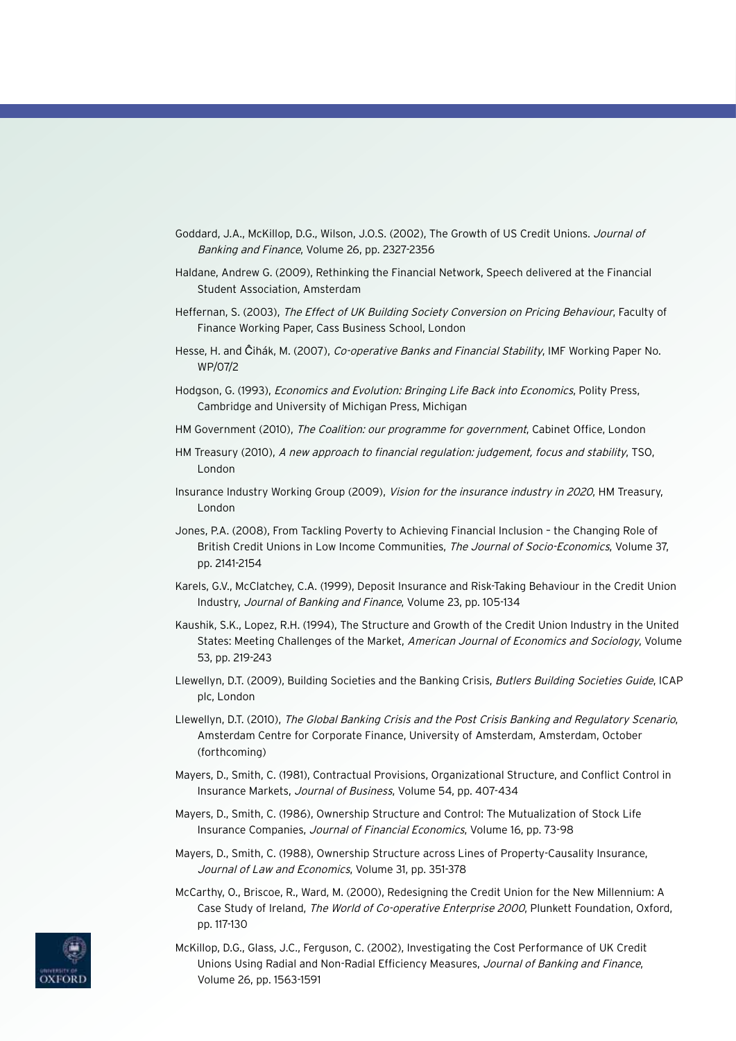Goddard, J.A., McKillop, D.G., Wilson, J.O.S. (2002), The Growth of US Credit Unions. *Journal of Banking and Finance*, Volume 26, pp. 2327-2356

Haldane, Andrew G. (2009), Rethinking the Financial Network, Speech delivered at the Financial Student Association, Amsterdam

Heffernan, S. (2003), *The Effect of UK Building Society Conversion on Pricing Behaviour*, Faculty of Finance Working Paper, Cass Business School, London

Hesse, H. and Ĉihák, M. (2007), *Co-operative Banks and Financial Stability*, IMF Working Paper No. WP/07/2

Hodgson, G. (1993), *Economics and Evolution: Bringing Life Back into Economics*, Polity Press, Cambridge and University of Michigan Press, Michigan

HM Government (2010), *The Coalition: our programme for government*, Cabinet Office, London

HM Treasury (2010), *A new approach to financial regulation: judgement, focus and stability*, TSO, London

Insurance Industry Working Group (2009), *Vision for the insurance industry in 2020*, HM Treasury, London

Jones, P.A. (2008), From Tackling Poverty to Achieving Financial Inclusion – the Changing Role of British Credit Unions in Low Income Communities, *The Journal of Socio-Economics*, Volume 37, pp. 2141-2154

Karels, G.V., McClatchey, C.A. (1999), Deposit Insurance and Risk-Taking Behaviour in the Credit Union Industry, *Journal of Banking and Finance*, Volume 23, pp. 105-134

Kaushik, S.K., Lopez, R.H. (1994), The Structure and Growth of the Credit Union Industry in the United States: Meeting Challenges of the Market, *American Journal of Economics and Sociology*, Volume 53, pp. 219-243

Llewellyn, D.T. (2009), Building Societies and the Banking Crisis, *Butlers Building Societies Guide*, ICAP plc, London

Llewellyn, D.T. (2010), *The Global Banking Crisis and the Post Crisis Banking and Regulatory Scenario*, Amsterdam Centre for Corporate Finance, University of Amsterdam, Amsterdam, October (forthcoming)

Mayers, D., Smith, C. (1981), Contractual Provisions, Organizational Structure, and Conflict Control in Insurance Markets, *Journal of Business*, Volume 54, pp. 407-434

Mayers, D., Smith, C. (1986), Ownership Structure and Control: The Mutualization of Stock Life Insurance Companies, *Journal of Financial Economics*, Volume 16, pp. 73-98

Mayers, D., Smith, C. (1988), Ownership Structure across Lines of Property-Causality Insurance, *Journal of Law and Economics*, Volume 31, pp. 351-378

McCarthy, O., Briscoe, R., Ward, M. (2000), Redesigning the Credit Union for the New Millennium: A Case Study of Ireland, *The World of Co-operative Enterprise 2000*, Plunkett Foundation, Oxford, pp. 117-130

McKillop, D.G., Glass, J.C., Ferguson, C. (2002), Investigating the Cost Performance of UK Credit Unions Using Radial and Non-Radial Efficiency Measures, *Journal of Banking and Finance*, Volume 26, pp. 1563-1591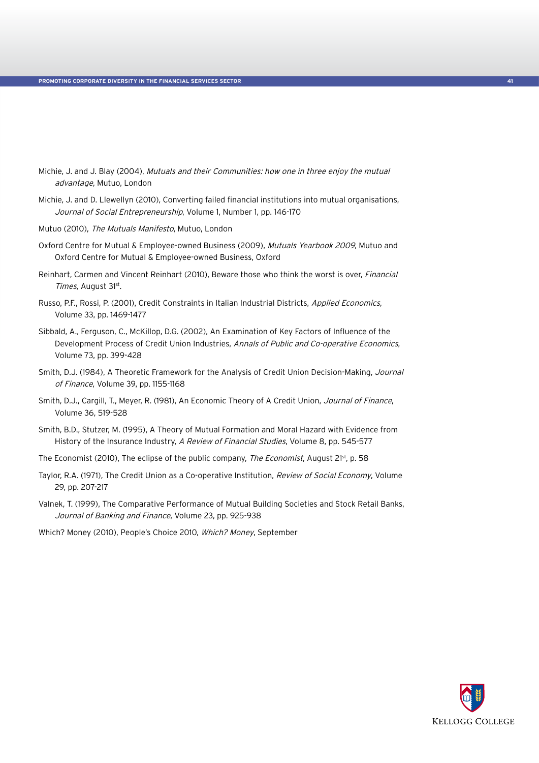Michie, J. and J. Blay (2004), *Mutuals and their Communities: how one in three enjoy the mutual advantage*, Mutuo, London

Michie, J. and D. Llewellyn (2010), Converting failed financial institutions into mutual organisations, *Journal of Social Entrepreneurship*, Volume 1, Number 1, pp. 146-170

Mutuo (2010), *The Mutuals Manifesto*, Mutuo, London

Oxford Centre for Mutual & Employee-owned Business (2009), *Mutuals Yearbook 2009*, Mutuo and Oxford Centre for Mutual & Employee-owned Business, Oxford

Reinhart, Carmen and Vincent Reinhart (2010), Beware those who think the worst is over, *Financial Times*, August 31st.

Russo, P.F., Rossi, P. (2001), Credit Constraints in Italian Industrial Districts, *Applied Economics*, Volume 33, pp. 1469-1477

Sibbald, A., Ferguson, C., McKillop, D.G. (2002), An Examination of Key Factors of Influence of the Development Process of Credit Union Industries, *Annals of Public and Co-operative Economics*, Volume 73, pp. 399-428

Smith, D.J. (1984), A Theoretic Framework for the Analysis of Credit Union Decision-Making, *Journal of Finance*, Volume 39, pp. 1155-1168

Smith, D.J., Cargill, T., Meyer, R. (1981), An Economic Theory of A Credit Union, *Journal of Finance*, Volume 36, 519-528

Smith, B.D., Stutzer, M. (1995), A Theory of Mutual Formation and Moral Hazard with Evidence from History of the Insurance Industry, *A Review of Financial Studies*, Volume 8, pp. 545-577

The Economist (2010), The eclipse of the public company, *The Economist*, August 21st, p. 58

Taylor, R.A. (1971), The Credit Union as a Co-operative Institution, *Review of Social Economy*, Volume 29, pp. 207-217

Valnek, T. (1999), The Comparative Performance of Mutual Building Societies and Stock Retail Banks, *Journal of Banking and Finance*, Volume 23, pp. 925-938

Which? Money (2010), People's Choice 2010, *Which? Money*, September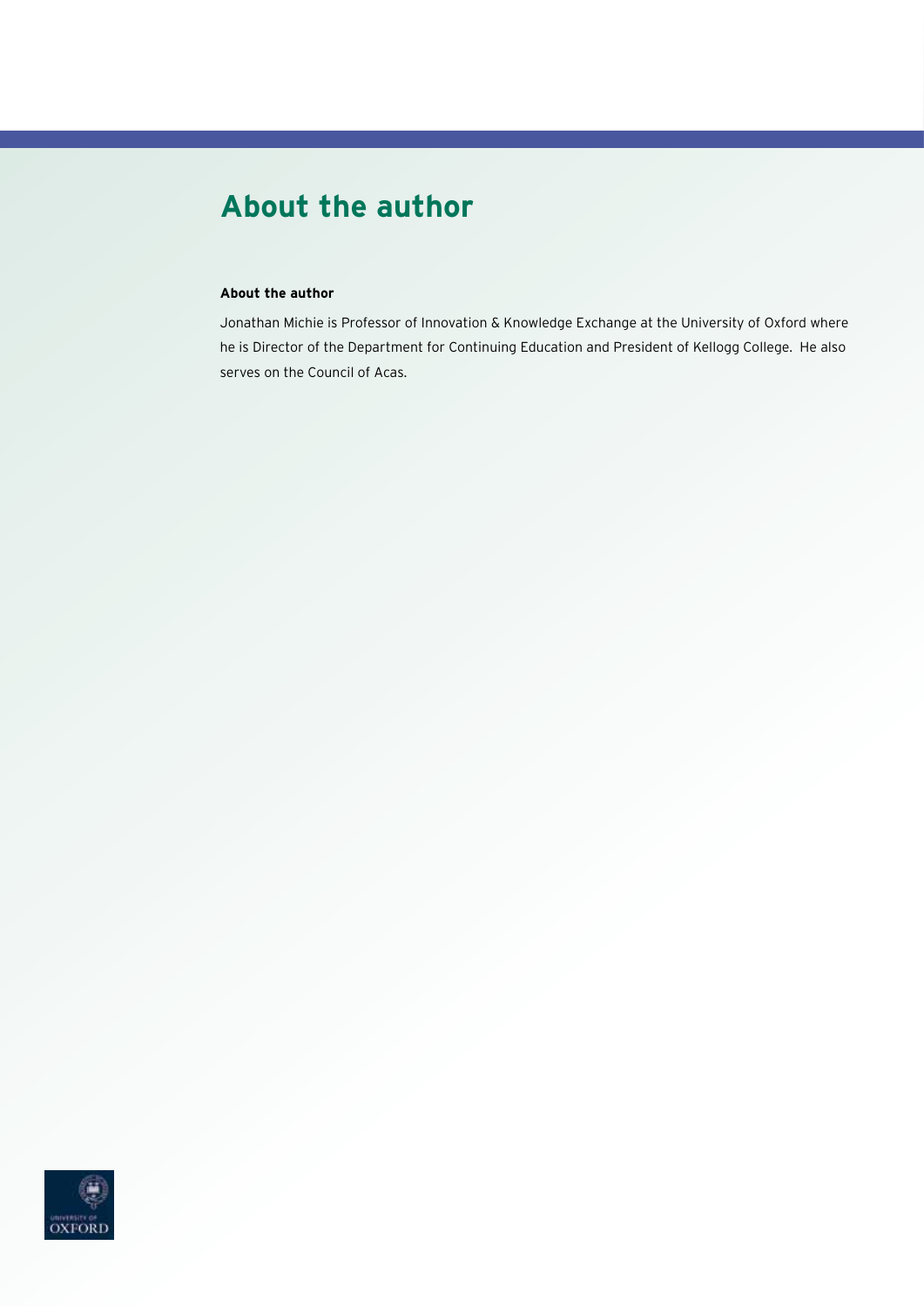# About the author

**About the author**

Jonathan Michie is Professor of Innovation & Knowledge Exchange at the University of Oxford where he is Director of the Department for Continuing Education and President of Kellogg College. He also serves on the Council of Acas.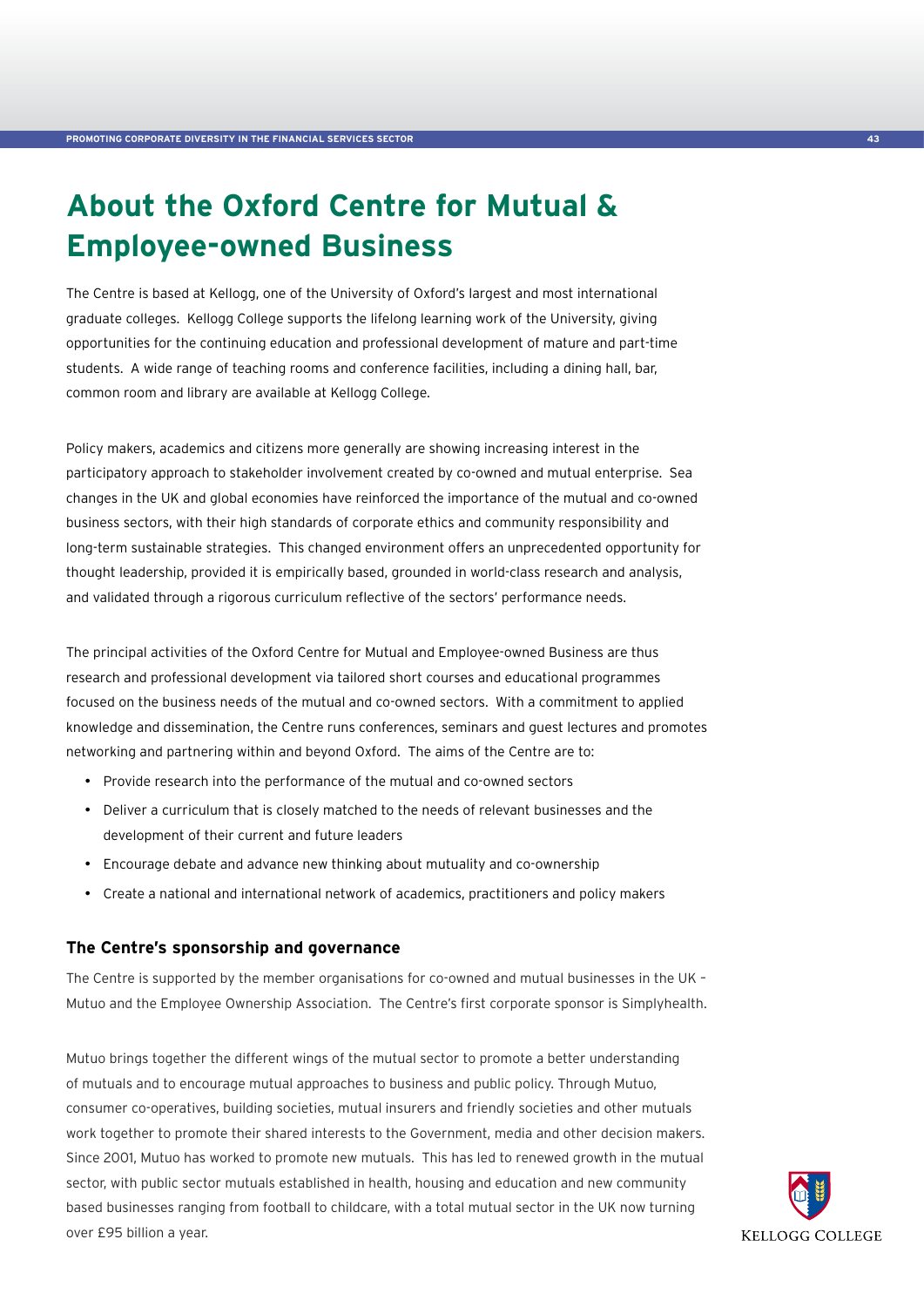# About the Oxford Centre for Mutual & Employee-owned Business

The Centre is based at Kellogg, one of the University of Oxford's largest and most international graduate colleges. Kellogg College supports the lifelong learning work of the University, giving opportunities for the continuing education and professional development of mature and part-time students. A wide range of teaching rooms and conference facilities, including a dining hall, bar, common room and library are available at Kellogg College.

Policy makers, academics and citizens more generally are showing increasing interest in the participatory approach to stakeholder involvement created by co-owned and mutual enterprise. Sea changes in the UK and global economies have reinforced the importance of the mutual and co-owned business sectors, with their high standards of corporate ethics and community responsibility and long-term sustainable strategies. This changed environment offers an unprecedented opportunity for thought leadership, provided it is empirically based, grounded in world-class research and analysis, and validated through a rigorous curriculum reflective of the sectors' performance needs.

The principal activities of the Oxford Centre for Mutual and Employee-owned Business are thus research and professional development via tailored short courses and educational programmes focused on the business needs of the mutual and co-owned sectors. With a commitment to applied knowledge and dissemination, the Centre runs conferences, seminars and guest lectures and promotes networking and partnering within and beyond Oxford. The aims of the Centre are to:

- Provide research into the performance of the mutual and co-owned sectors
- Deliver a curriculum that is closely matched to the needs of relevant businesses and the development of their current and future leaders
- Encourage debate and advance new thinking about mutuality and co-ownership
- Create a national and international network of academics, practitioners and policy makers

### The Centre's sponsorship and governance

The Centre is supported by the member organisations for co-owned and mutual businesses in the UK – Mutuo and the Employee Ownership Association. The Centre's first corporate sponsor is Simplyhealth.

Mutuo brings together the different wings of the mutual sector to promote a better understanding of mutuals and to encourage mutual approaches to business and public policy. Through Mutuo, consumer co-operatives, building societies, mutual insurers and friendly societies and other mutuals work together to promote their shared interests to the Government, media and other decision makers. Since 2001, Mutuo has worked to promote new mutuals. This has led to renewed growth in the mutual sector, with public sector mutuals established in health, housing and education and new community based businesses ranging from football to childcare, with a total mutual sector in the UK now turning over £95 billion a year.

KELLOGG COLLEGE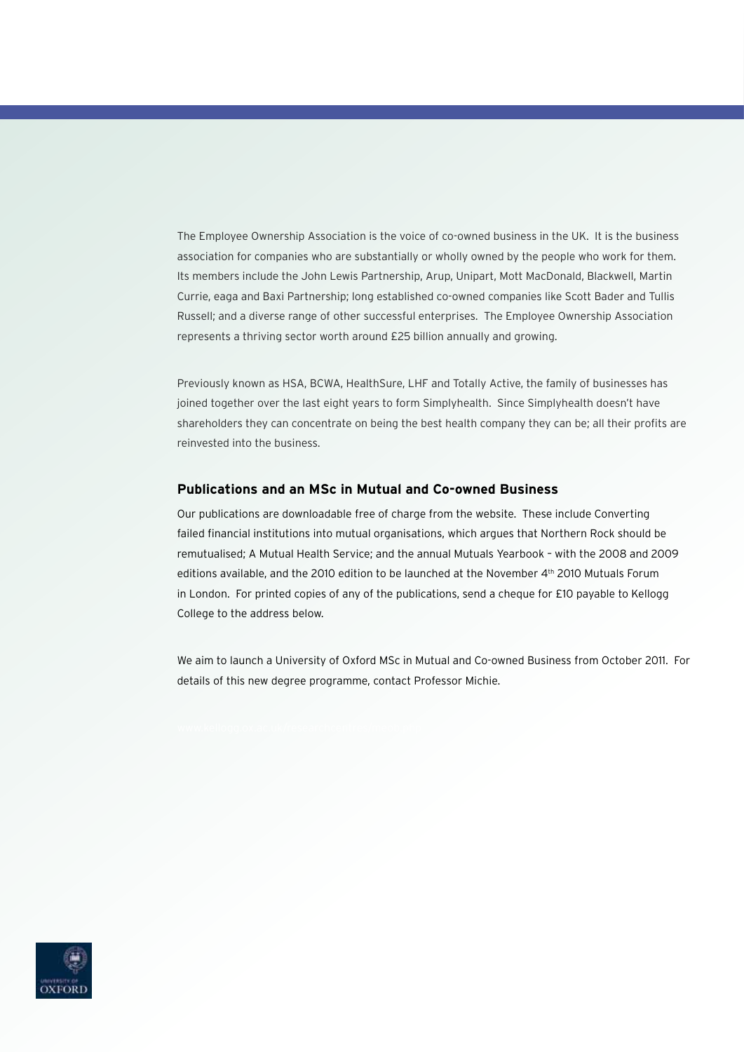The Employee Ownership Association is the voice of co-owned business in the UK. It is the business association for companies who are substantially or wholly owned by the people who work for them. Its members include the John Lewis Partnership, Arup, Unipart, Mott MacDonald, Blackwell, Martin Currie, eaga and Baxi Partnership; long established co-owned companies like Scott Bader and Tullis Russell; and a diverse range of other successful enterprises. The Employee Ownership Association represents a thriving sector worth around £25 billion annually and growing.

Previously known as HSA, BCWA, HealthSure, LHF and Totally Active, the family of businesses has joined together over the last eight years to form Simplyhealth. Since Simplyhealth doesn't have shareholders they can concentrate on being the best health company they can be; all their profits are reinvested into the business.

### Publications and an MSc in Mutual and Co-owned Business

Our publications are downloadable free of charge from the website. These include Converting failed financial institutions into mutual organisations, which argues that Northern Rock should be remutualised; A Mutual Health Service; and the annual Mutuals Yearbook – with the 2008 and 2009 editions available, and the 2010 edition to be launched at the November 4th 2010 Mutuals Forum in London. For printed copies of any of the publications, send a cheque for £10 payable to Kellogg College to the address below.

We aim to launch a University of Oxford MSc in Mutual and Co-owned Business from October 2011. For details of this new degree programme, contact Professor Michie.

UNIVERSITY OF OXFORD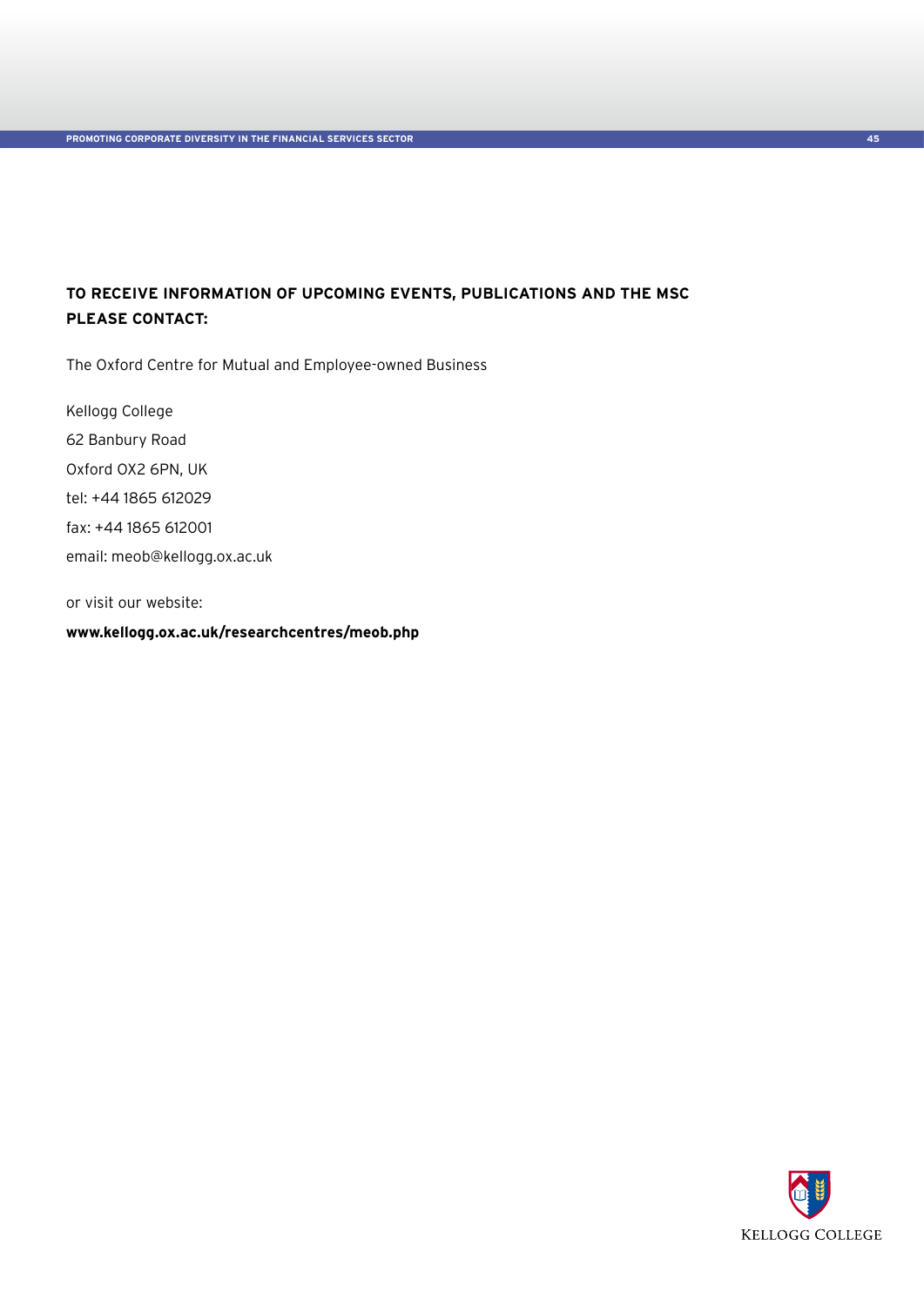**TO RECEIVE INFORMATION OF UPCOMING EVENTS, PUBLICATIONS AND THE MSC PLEASE CONTACT:**

The Oxford Centre for Mutual and Employee-owned Business

Kellogg College
62 Banbury Road
Oxford OX2 6PN, UK
tel: +44 1865 612029
fax: +44 1865 612001
email: meob@kellogg.ox.ac.uk

or visit our website:

**www.kellogg.ox.ac.uk/researchcentres/meob.php**

KELLOGG COLLEGE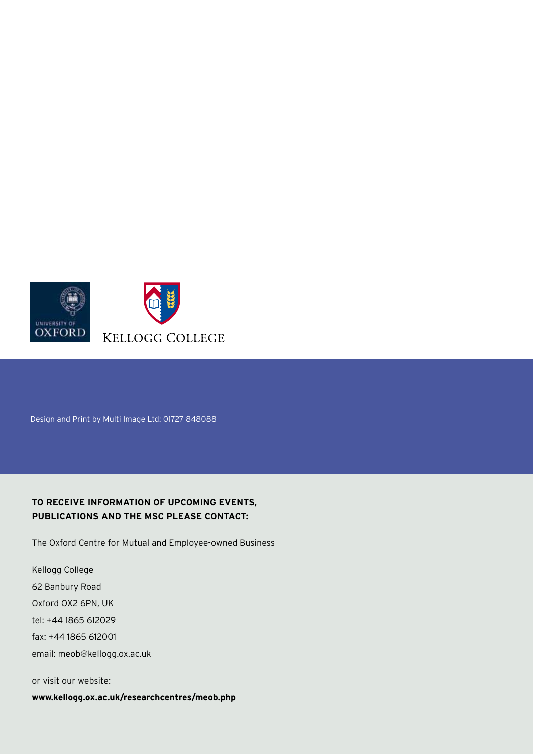UNIVERSITY OF OXFORD

KELLOGG COLLEGE

Design and Print by Multi Image Ltd: 01727 848088

**TO RECEIVE INFORMATION OF UPCOMING EVENTS, PUBLICATIONS AND THE MSC PLEASE CONTACT:**

The Oxford Centre for Mutual and Employee-owned Business

Kellogg College
62 Banbury Road
Oxford OX2 6PN, UK
tel: +44 1865 612029
fax: +44 1865 612001
email: meob@kellogg.ox.ac.uk

or visit our website:

**www.kellogg.ox.ac.uk/researchcentres/meob.php**